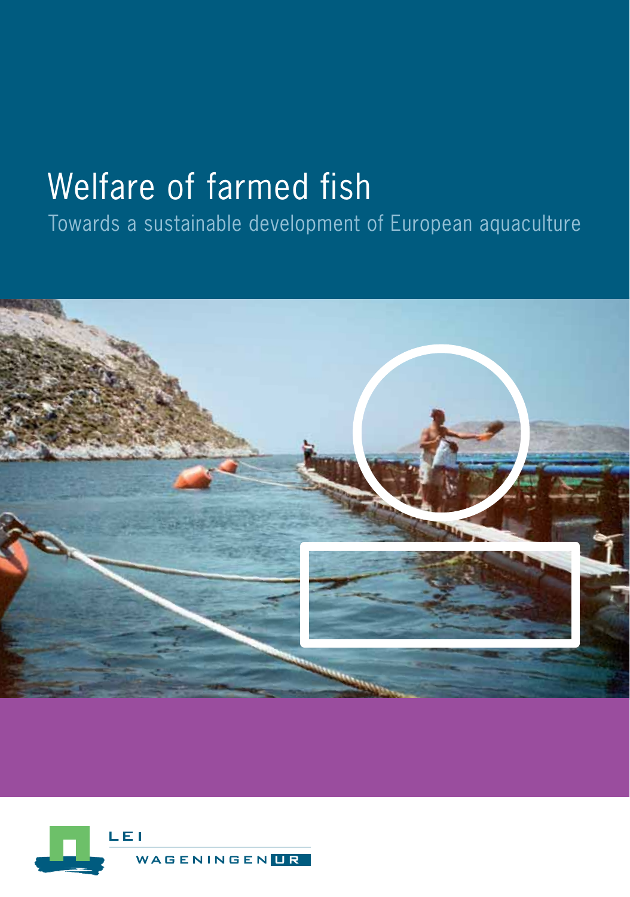# Welfare of farmed fish

Towards a sustainable development of European aquaculture

LEI

WAGENINGEN UR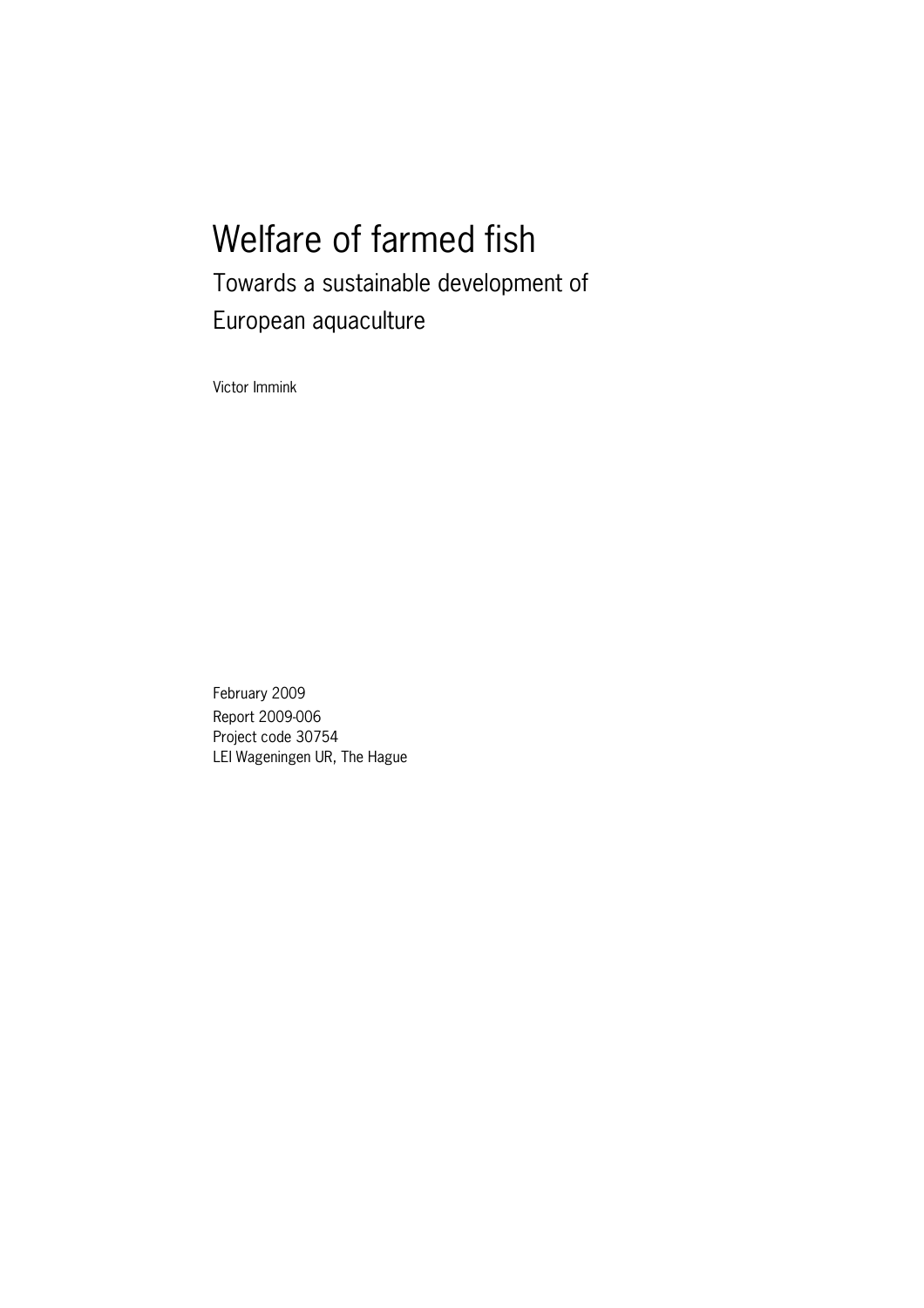# Welfare of farmed fish

## Towards a sustainable development of European aquaculture

Victor Immink

February 2009
Report 2009-006
Project code 30754
LEI Wageningen UR, The Hague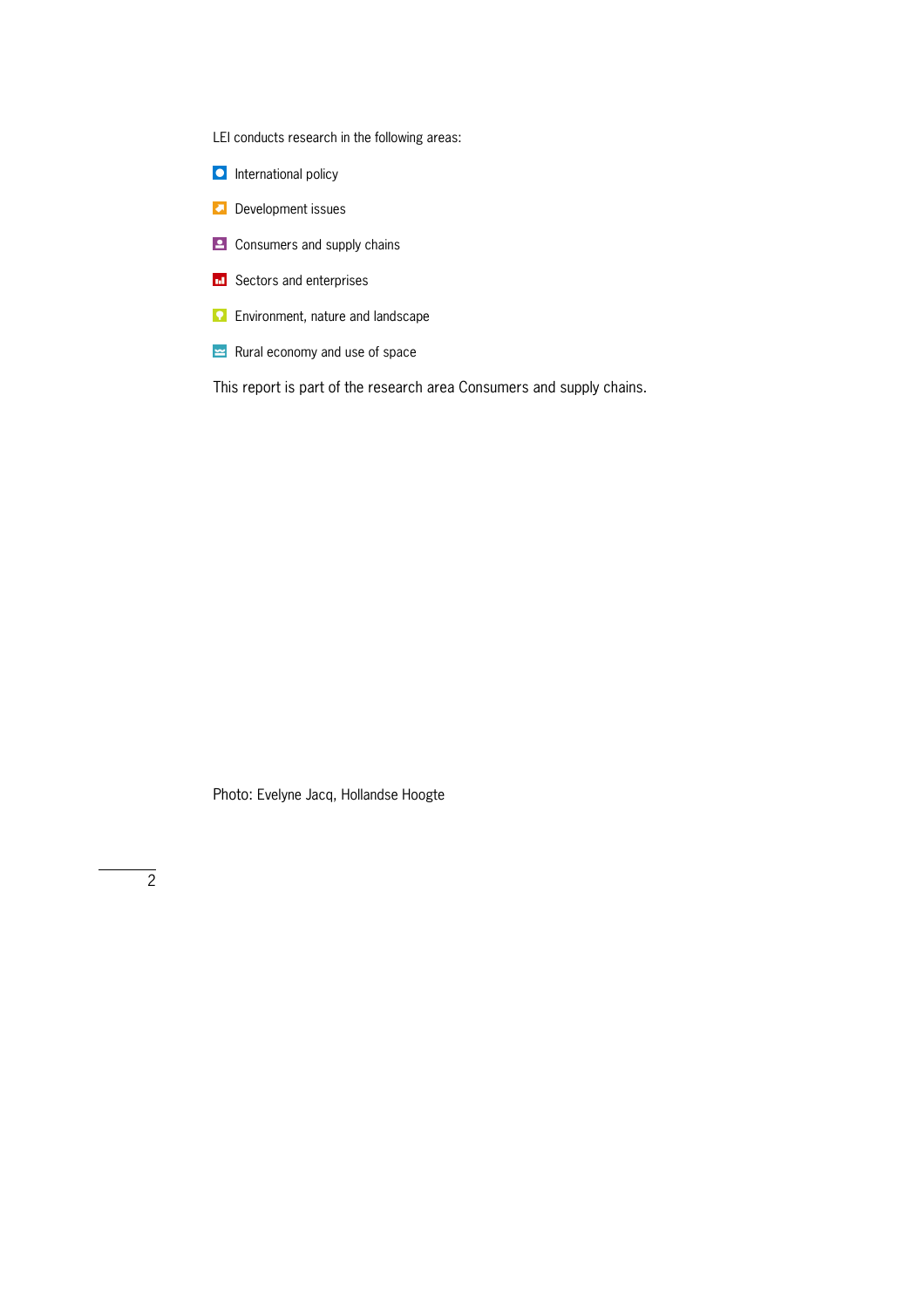LEI conducts research in the following areas:

- International policy
- Development issues
- Consumers and supply chains
- Sectors and enterprises
- Environment, nature and landscape
- Rural economy and use of space

This report is part of the research area Consumers and supply chains.

Photo: Evelyne Jacq, Hollandse Hoogte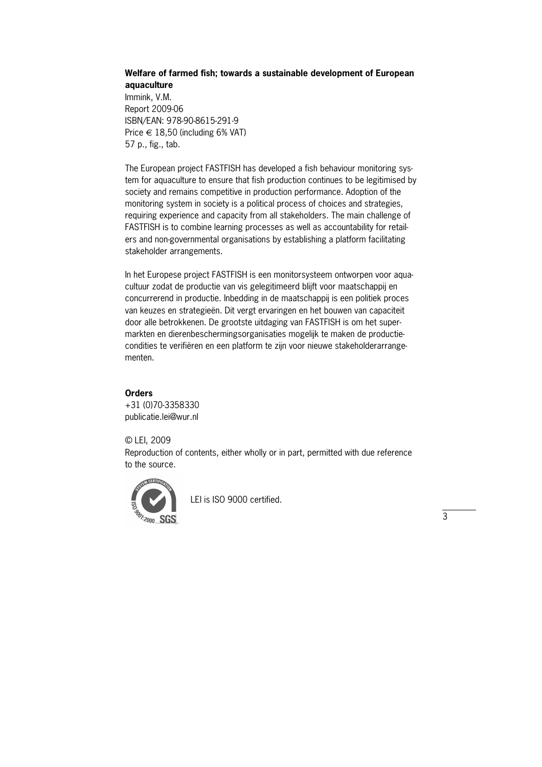**Welfare of farmed fish; towards a sustainable development of European aquaculture**
Immink, V.M.
Report 2009-06
ISBN/EAN: 978-90-8615-291-9
Price € 18,50 (including 6% VAT)
57 p., fig., tab.

The European project FASTFISH has developed a fish behaviour monitoring system for aquaculture to ensure that fish production continues to be legitimised by society and remains competitive in production performance. Adoption of the monitoring system in society is a political process of choices and strategies, requiring experience and capacity from all stakeholders. The main challenge of FASTFISH is to combine learning processes as well as accountability for retailers and non-governmental organisations by establishing a platform facilitating stakeholder arrangements.

In het Europese project FASTFISH is een monitorsysteem ontworpen voor aquacultuur zodat de productie van vis gelegitimeerd blijft voor maatschappij en concurrerend in productie. Inbedding in de maatschappij is een politiek proces van keuzes en strategieën. Dit vergt ervaringen en het bouwen van capaciteit door alle betrokkenen. De grootste uitdaging van FASTFISH is om het supermarkten en dierenbeschermingsorganisaties mogelijk te maken de productiecondities te verifiëren en een platform te zijn voor nieuwe stakeholderarrangementen.

**Orders**
+31 (0)70-3358330
publicatie.lei@wur.nl

© LEI, 2009
Reproduction of contents, either wholly or in part, permitted with due reference to the source.

LEI is ISO 9000 certified.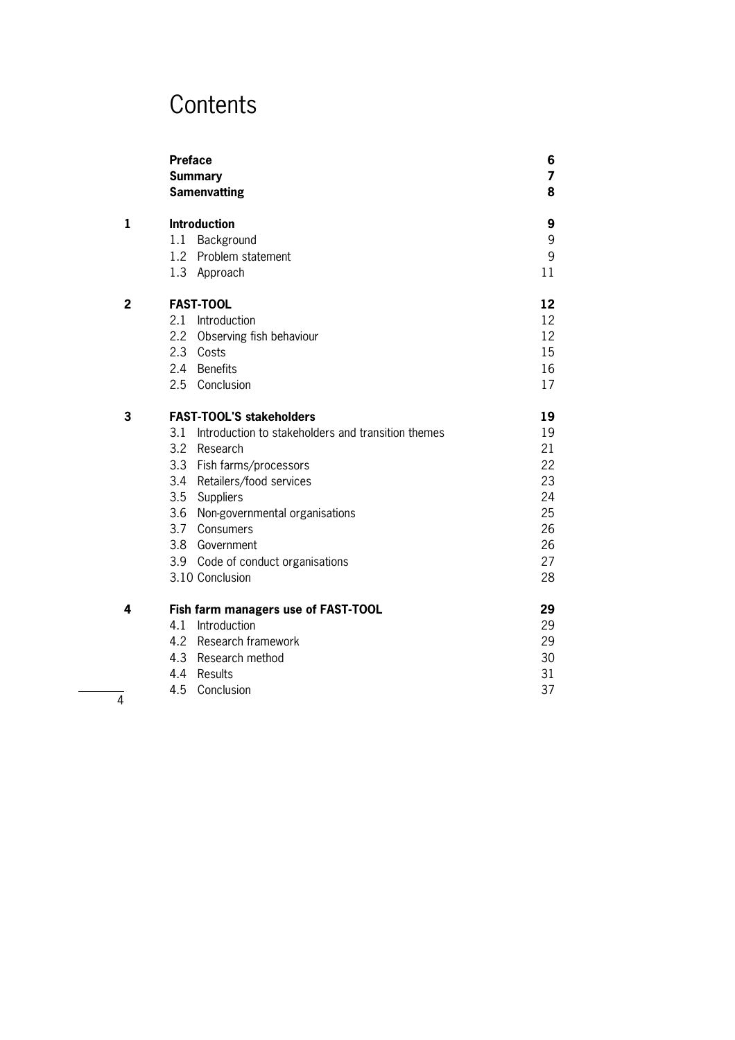# Contents

| | | |
|---|---|---|
| | **Preface** | **6** |
| | **Summary** | **7** |
| | **Samenvatting** | **8** |
| **1** | **Introduction** | **9** |
| | 1.1 Background | 9 |
| | 1.2 Problem statement | 9 |
| | 1.3 Approach | 11 |
| **2** | **FAST-TOOL** | **12** |
| | 2.1 Introduction | 12 |
| | 2.2 Observing fish behaviour | 12 |
| | 2.3 Costs | 15 |
| | 2.4 Benefits | 16 |
| | 2.5 Conclusion | 17 |
| **3** | **FAST-TOOL'S stakeholders** | **19** |
| | 3.1 Introduction to stakeholders and transition themes | 19 |
| | 3.2 Research | 21 |
| | 3.3 Fish farms/processors | 22 |
| | 3.4 Retailers/food services | 23 |
| | 3.5 Suppliers | 24 |
| | 3.6 Non-governmental organisations | 25 |
| | 3.7 Consumers | 26 |
| | 3.8 Government | 26 |
| | 3.9 Code of conduct organisations | 27 |
| | 3.10 Conclusion | 28 |
| **4** | **Fish farm managers use of FAST-TOOL** | **29** |
| | 4.1 Introduction | 29 |
| | 4.2 Research framework | 29 |
| | 4.3 Research method | 30 |
| | 4.4 Results | 31 |
| | 4.5 Conclusion | 37 |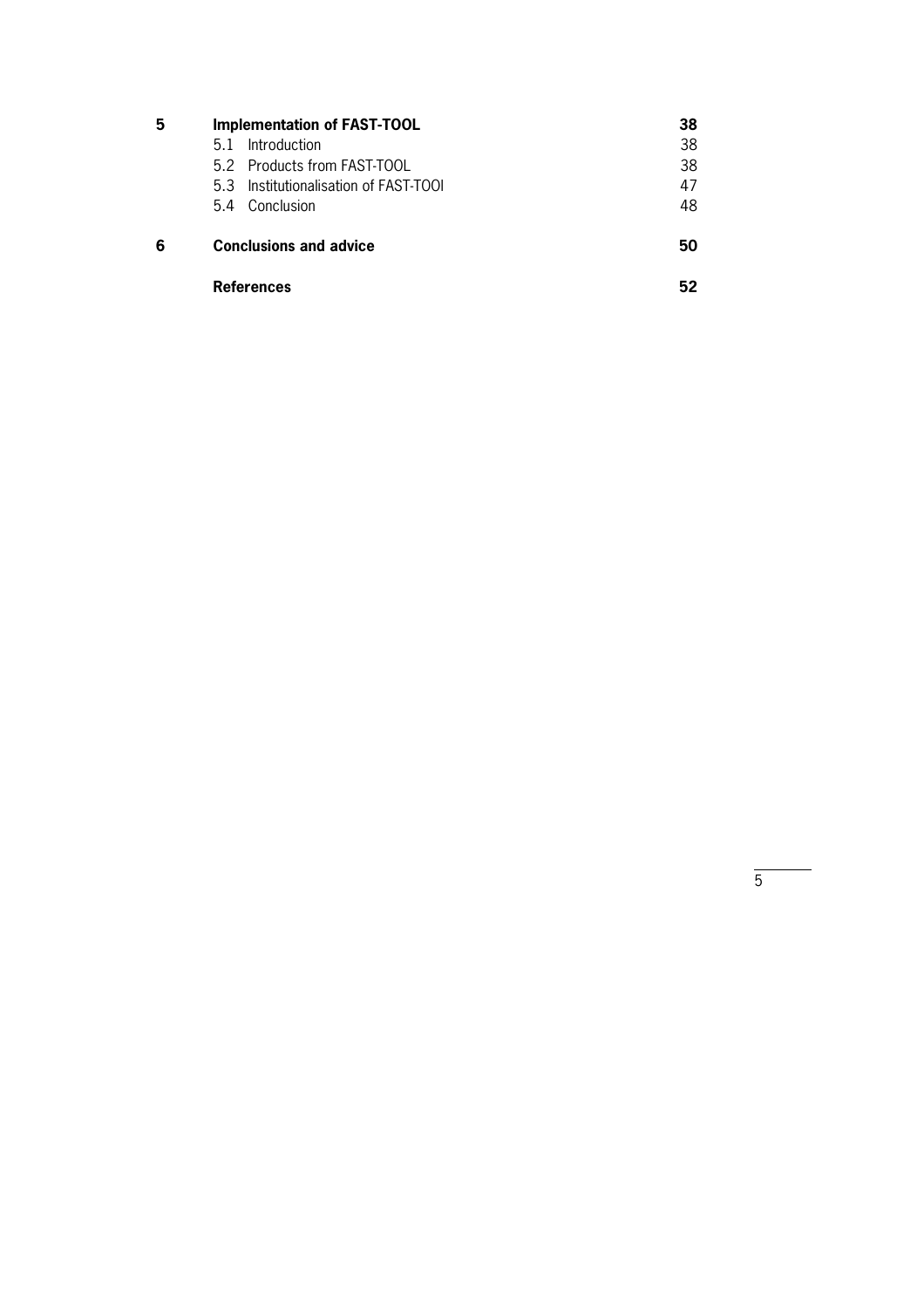| | | |
|---|---|---|
| **5** | **Implementation of FAST-TOOL** | **38** |
| | 5.1 Introduction | 38 |
| | 5.2 Products from FAST-TOOL | 38 |
| | 5.3 Institutionalisation of FAST-TOOl | 47 |
| | 5.4 Conclusion | 48 |
| **6** | **Conclusions and advice** | **50** |
| | **References** | **52** |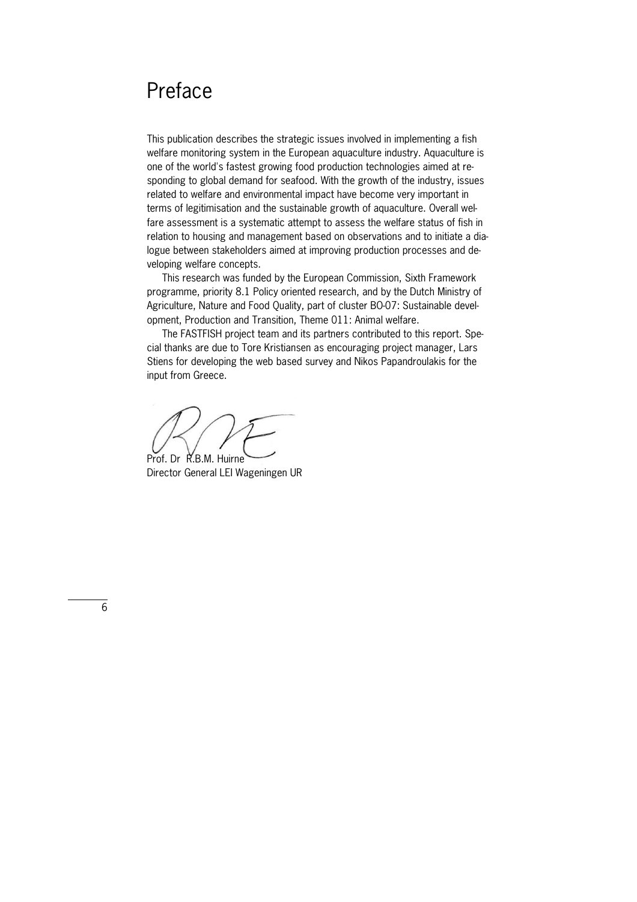# Preface

This publication describes the strategic issues involved in implementing a fish welfare monitoring system in the European aquaculture industry. Aquaculture is one of the world's fastest growing food production technologies aimed at responding to global demand for seafood. With the growth of the industry, issues related to welfare and environmental impact have become very important in terms of legitimisation and the sustainable growth of aquaculture. Overall welfare assessment is a systematic attempt to assess the welfare status of fish in relation to housing and management based on observations and to initiate a dialogue between stakeholders aimed at improving production processes and developing welfare concepts.

This research was funded by the European Commission, Sixth Framework programme, priority 8.1 Policy oriented research, and by the Dutch Ministry of Agriculture, Nature and Food Quality, part of cluster BO-07: Sustainable development, Production and Transition, Theme 011: Animal welfare.

The FASTFISH project team and its partners contributed to this report. Special thanks are due to Tore Kristiansen as encouraging project manager, Lars Stiens for developing the web based survey and Nikos Papandroulakis for the input from Greece.

Prof. Dr R.B.M. Huirne
Director General LEI Wageningen UR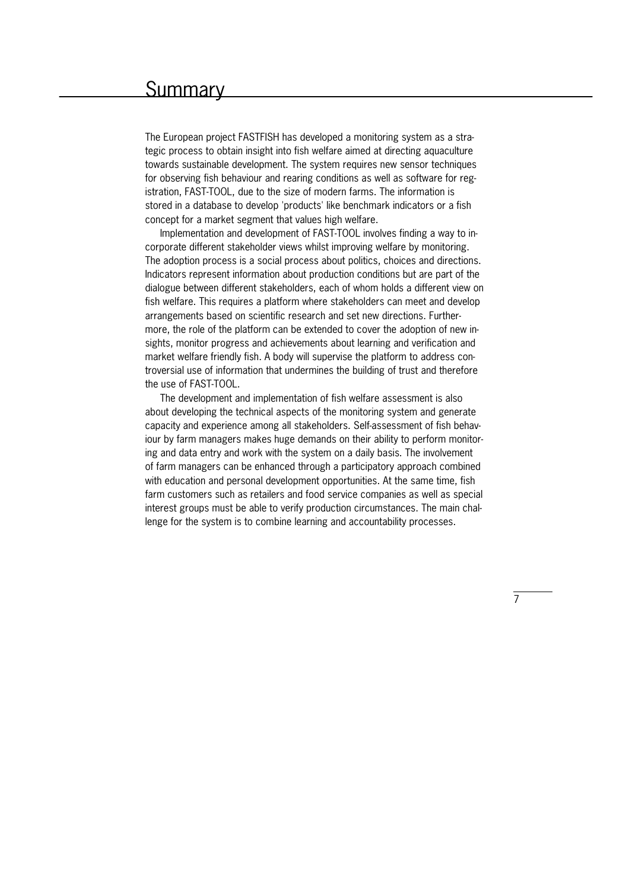# Summary

The European project FASTFISH has developed a monitoring system as a strategic process to obtain insight into fish welfare aimed at directing aquaculture towards sustainable development. The system requires new sensor techniques for observing fish behaviour and rearing conditions as well as software for registration, FAST-TOOL, due to the size of modern farms. The information is stored in a database to develop 'products' like benchmark indicators or a fish concept for a market segment that values high welfare.

Implementation and development of FAST-TOOL involves finding a way to incorporate different stakeholder views whilst improving welfare by monitoring. The adoption process is a social process about politics, choices and directions. Indicators represent information about production conditions but are part of the dialogue between different stakeholders, each of whom holds a different view on fish welfare. This requires a platform where stakeholders can meet and develop arrangements based on scientific research and set new directions. Furthermore, the role of the platform can be extended to cover the adoption of new insights, monitor progress and achievements about learning and verification and market welfare friendly fish. A body will supervise the platform to address controversial use of information that undermines the building of trust and therefore the use of FAST-TOOL.

The development and implementation of fish welfare assessment is also about developing the technical aspects of the monitoring system and generate capacity and experience among all stakeholders. Self-assessment of fish behaviour by farm managers makes huge demands on their ability to perform monitoring and data entry and work with the system on a daily basis. The involvement of farm managers can be enhanced through a participatory approach combined with education and personal development opportunities. At the same time, fish farm customers such as retailers and food service companies as well as special interest groups must be able to verify production circumstances. The main challenge for the system is to combine learning and accountability processes.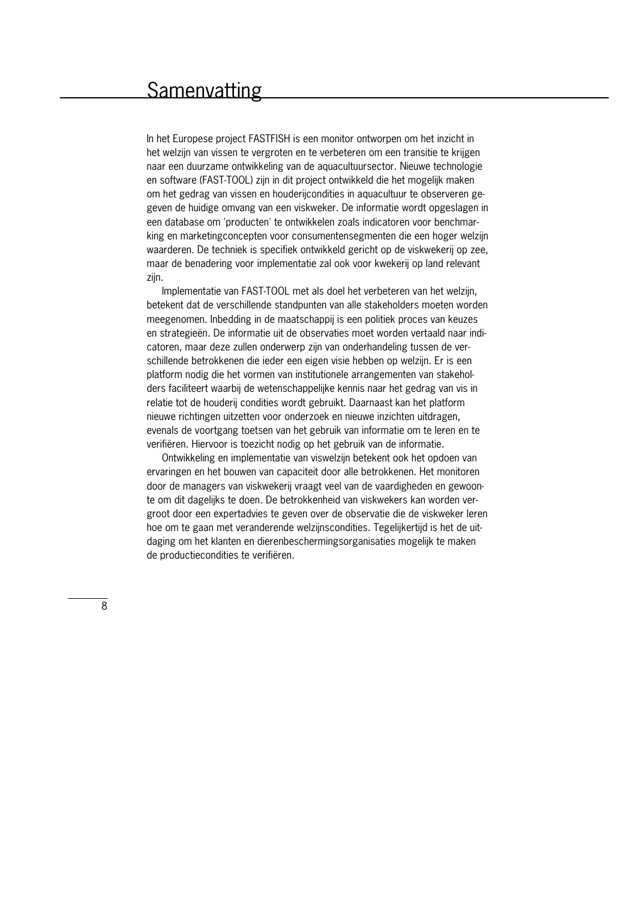# Samenvatting

In het Europese project FASTFISH is een monitor ontworpen om het inzicht in het welzijn van vissen te vergroten en te verbeteren om een transitie te krijgen naar een duurzame ontwikkeling van de aquacultuursector. Nieuwe technologie en software (FAST-TOOL) zijn in dit project ontwikkeld die het mogelijk maken om het gedrag van vissen en houderijcondities in aquacultuur te observeren gegeven de huidige omvang van een viskweker. De informatie wordt opgeslagen in een database om 'producten' te ontwikkelen zoals indicatoren voor benchmarking en marketingconcepten voor consumentensegmenten die een hoger welzijn waarderen. De techniek is specifiek ontwikkeld gericht op de viskwekerij op zee, maar de benadering voor implementatie zal ook voor kwekerij op land relevant zijn.

Implementatie van FAST-TOOL met als doel het verbeteren van het welzijn, betekent dat de verschillende standpunten van alle stakeholders moeten worden meegenomen. Inbedding in de maatschappij is een politiek proces van keuzes en strategieën. De informatie uit de observaties moet worden vertaald naar indicatoren, maar deze zullen onderwerp zijn van onderhandeling tussen de verschillende betrokkenen die ieder een eigen visie hebben op welzijn. Er is een platform nodig die het vormen van institutionele arrangementen van stakeholders faciliteert waarbij de wetenschappelijke kennis naar het gedrag van vis in relatie tot de houderij condities wordt gebruikt. Daarnaast kan het platform nieuwe richtingen uitzetten voor onderzoek en nieuwe inzichten uitdragen, evenals de voortgang toetsen van het gebruik van informatie om te leren en te verifiëren. Hiervoor is toezicht nodig op het gebruik van de informatie.

Ontwikkeling en implementatie van viswelzijn betekent ook het opdoen van ervaringen en het bouwen van capaciteit door alle betrokkenen. Het monitoren door de managers van viskwekerij vraagt veel van de vaardigheden en gewoonte om dit dagelijks te doen. De betrokkenheid van viskwekers kan worden vergroot door een expertadvies te geven over de observatie die de viskweker leren hoe om te gaan met veranderende welzijnscondities. Tegelijkertijd is het de uitdaging om het klanten en dierenbeschermingsorganisaties mogelijk te maken de productiecondities te verifiëren.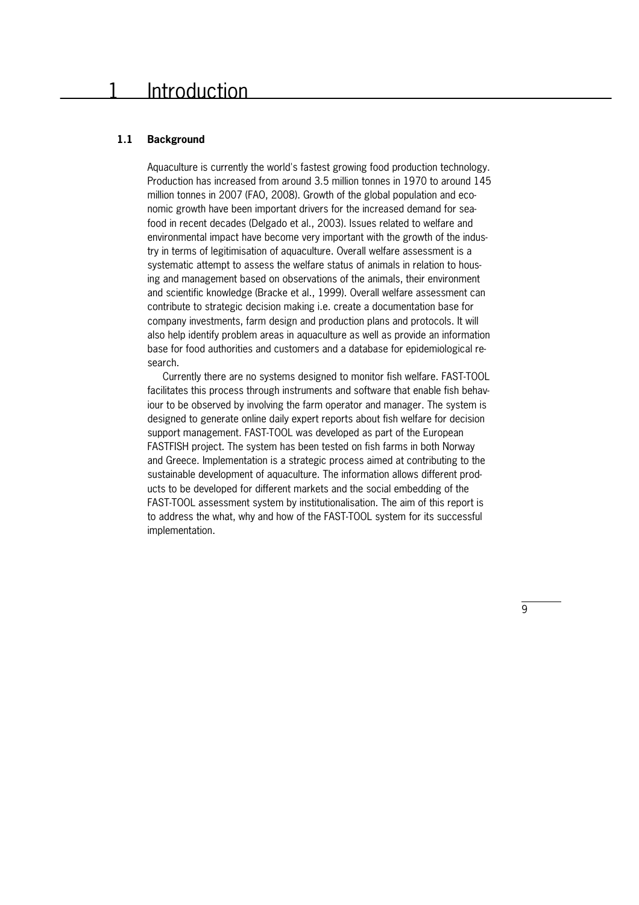# 1 Introduction

## 1.1 Background

Aquaculture is currently the world's fastest growing food production technology. Production has increased from around 3.5 million tonnes in 1970 to around 145 million tonnes in 2007 (FAO, 2008). Growth of the global population and economic growth have been important drivers for the increased demand for seafood in recent decades (Delgado et al., 2003). Issues related to welfare and environmental impact have become very important with the growth of the industry in terms of legitimisation of aquaculture. Overall welfare assessment is a systematic attempt to assess the welfare status of animals in relation to housing and management based on observations of the animals, their environment and scientific knowledge (Bracke et al., 1999). Overall welfare assessment can contribute to strategic decision making i.e. create a documentation base for company investments, farm design and production plans and protocols. It will also help identify problem areas in aquaculture as well as provide an information base for food authorities and customers and a database for epidemiological research.

Currently there are no systems designed to monitor fish welfare. FAST-TOOL facilitates this process through instruments and software that enable fish behaviour to be observed by involving the farm operator and manager. The system is designed to generate online daily expert reports about fish welfare for decision support management. FAST-TOOL was developed as part of the European FASTFISH project. The system has been tested on fish farms in both Norway and Greece. Implementation is a strategic process aimed at contributing to the sustainable development of aquaculture. The information allows different products to be developed for different markets and the social embedding of the FAST-TOOL assessment system by institutionalisation. The aim of this report is to address the what, why and how of the FAST-TOOL system for its successful implementation.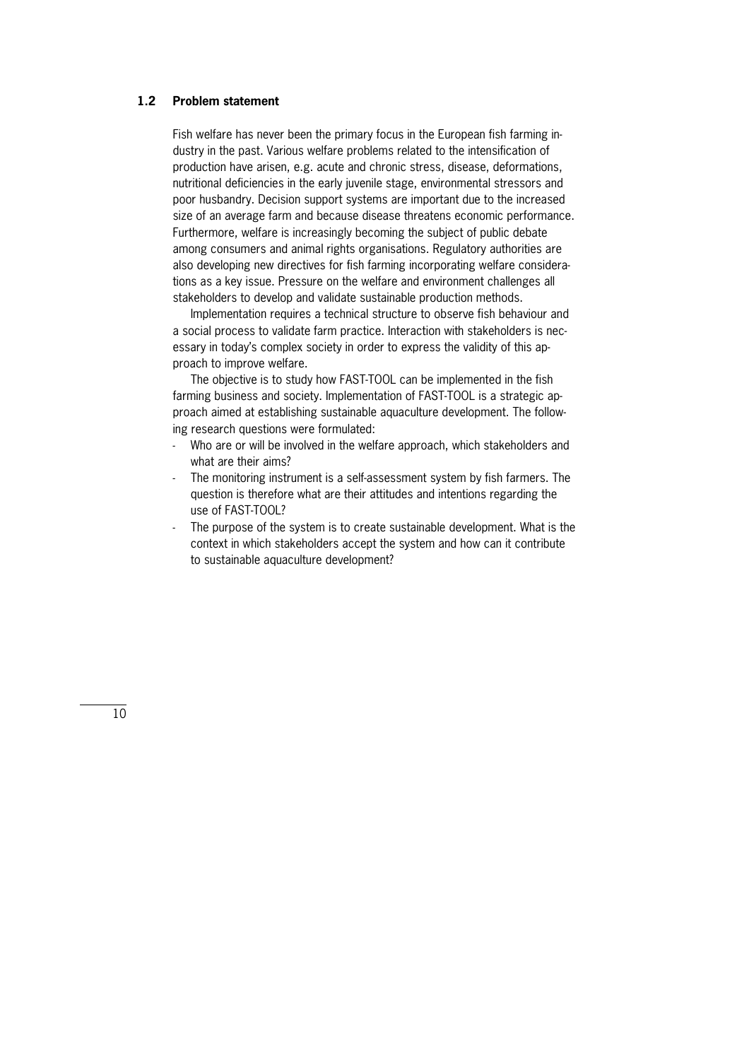## 1.2 Problem statement

Fish welfare has never been the primary focus in the European fish farming industry in the past. Various welfare problems related to the intensification of production have arisen, e.g. acute and chronic stress, disease, deformations, nutritional deficiencies in the early juvenile stage, environmental stressors and poor husbandry. Decision support systems are important due to the increased size of an average farm and because disease threatens economic performance. Furthermore, welfare is increasingly becoming the subject of public debate among consumers and animal rights organisations. Regulatory authorities are also developing new directives for fish farming incorporating welfare considerations as a key issue. Pressure on the welfare and environment challenges all stakeholders to develop and validate sustainable production methods.

Implementation requires a technical structure to observe fish behaviour and a social process to validate farm practice. Interaction with stakeholders is necessary in today's complex society in order to express the validity of this approach to improve welfare.

The objective is to study how FAST-TOOL can be implemented in the fish farming business and society. Implementation of FAST-TOOL is a strategic approach aimed at establishing sustainable aquaculture development. The following research questions were formulated:

- Who are or will be involved in the welfare approach, which stakeholders and what are their aims?
- The monitoring instrument is a self-assessment system by fish farmers. The question is therefore what are their attitudes and intentions regarding the use of FAST-TOOL?
- The purpose of the system is to create sustainable development. What is the context in which stakeholders accept the system and how can it contribute to sustainable aquaculture development?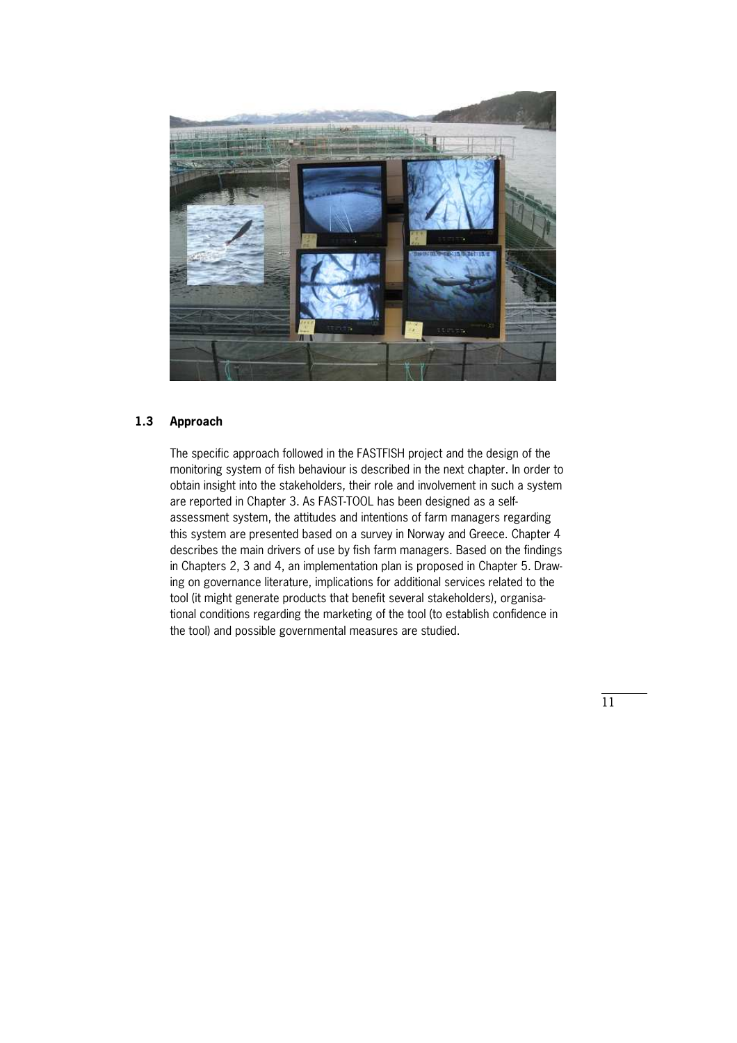## 1.3 Approach

The specific approach followed in the FASTFISH project and the design of the monitoring system of fish behaviour is described in the next chapter. In order to obtain insight into the stakeholders, their role and involvement in such a system are reported in Chapter 3. As FAST-TOOL has been designed as a self-assessment system, the attitudes and intentions of farm managers regarding this system are presented based on a survey in Norway and Greece. Chapter 4 describes the main drivers of use by fish farm managers. Based on the findings in Chapters 2, 3 and 4, an implementation plan is proposed in Chapter 5. Drawing on governance literature, implications for additional services related to the tool (it might generate products that benefit several stakeholders), organisational conditions regarding the marketing of the tool (to establish confidence in the tool) and possible governmental measures are studied.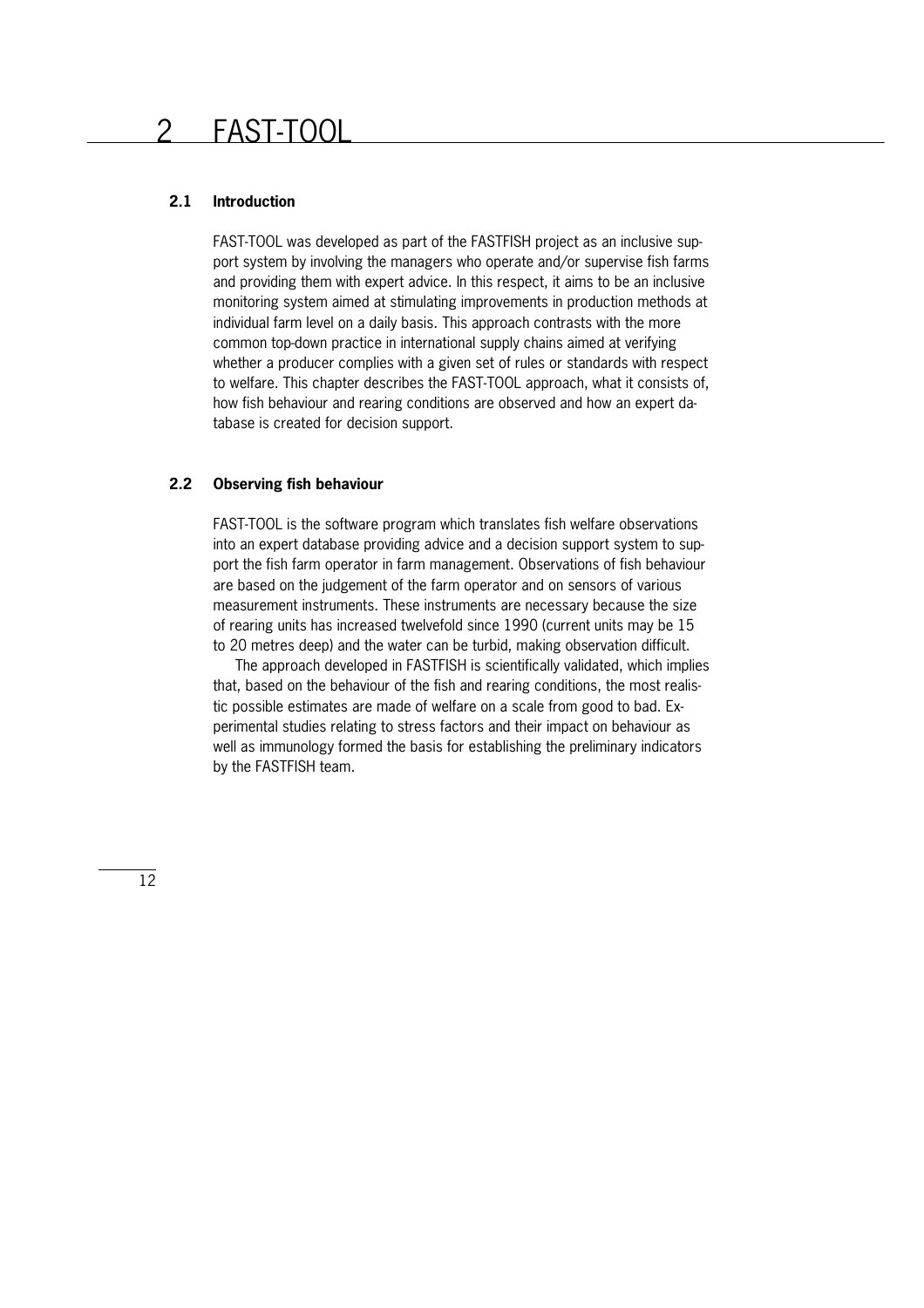# 2 FAST-TOOL

## 2.1 Introduction

FAST-TOOL was developed as part of the FASTFISH project as an inclusive support system by involving the managers who operate and/or supervise fish farms and providing them with expert advice. In this respect, it aims to be an inclusive monitoring system aimed at stimulating improvements in production methods at individual farm level on a daily basis. This approach contrasts with the more common top-down practice in international supply chains aimed at verifying whether a producer complies with a given set of rules or standards with respect to welfare. This chapter describes the FAST-TOOL approach, what it consists of, how fish behaviour and rearing conditions are observed and how an expert database is created for decision support.

## 2.2 Observing fish behaviour

FAST-TOOL is the software program which translates fish welfare observations into an expert database providing advice and a decision support system to support the fish farm operator in farm management. Observations of fish behaviour are based on the judgement of the farm operator and on sensors of various measurement instruments. These instruments are necessary because the size of rearing units has increased twelvefold since 1990 (current units may be 15 to 20 metres deep) and the water can be turbid, making observation difficult.

The approach developed in FASTFISH is scientifically validated, which implies that, based on the behaviour of the fish and rearing conditions, the most realistic possible estimates are made of welfare on a scale from good to bad. Experimental studies relating to stress factors and their impact on behaviour as well as immunology formed the basis for establishing the preliminary indicators by the FASTFISH team.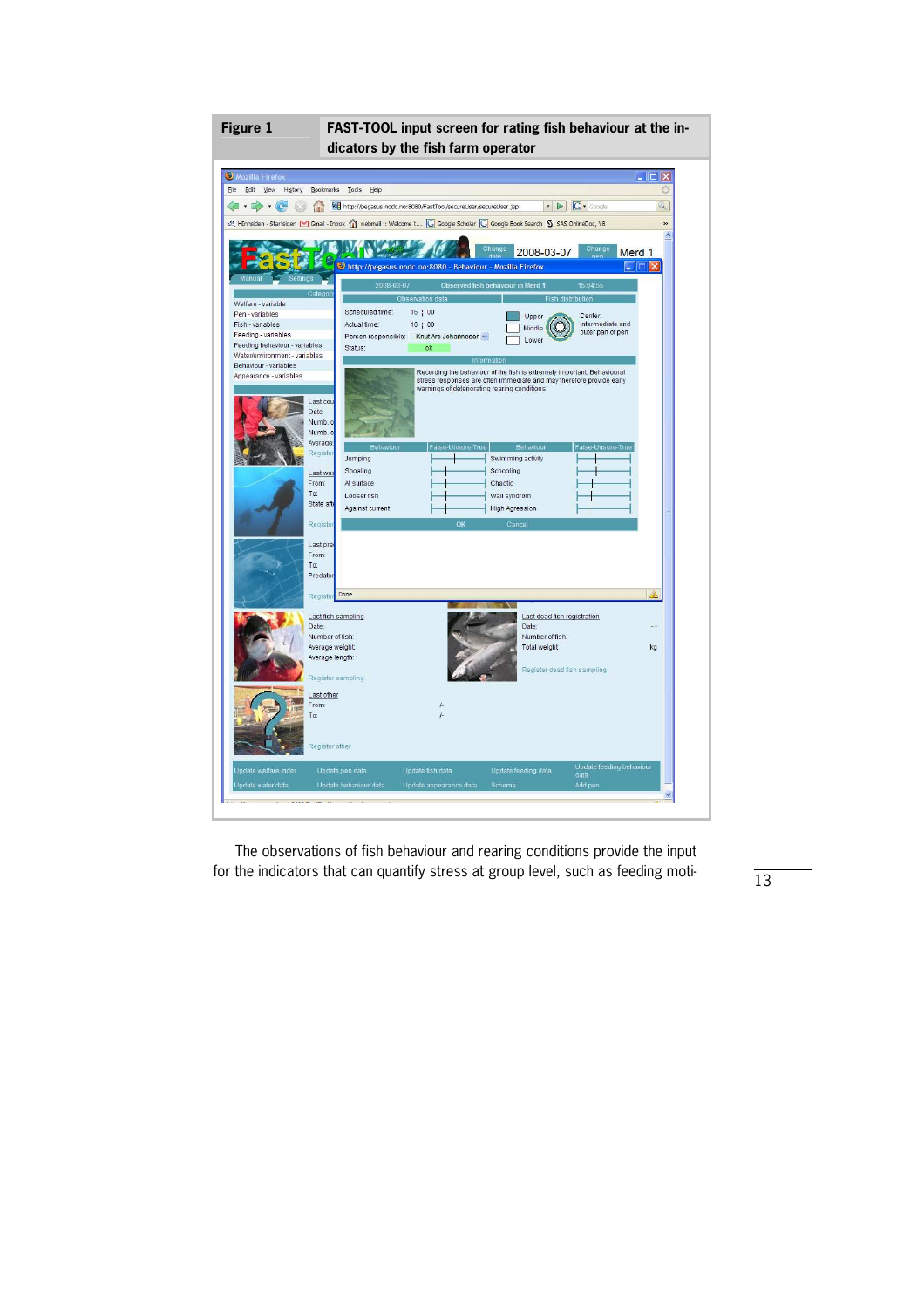**Figure 1** **FAST-TOOL input screen for rating fish behaviour at the indicators by the fish farm operator**

The observations of fish behaviour and rearing conditions provide the input for the indicators that can quantify stress at group level, such as feeding moti-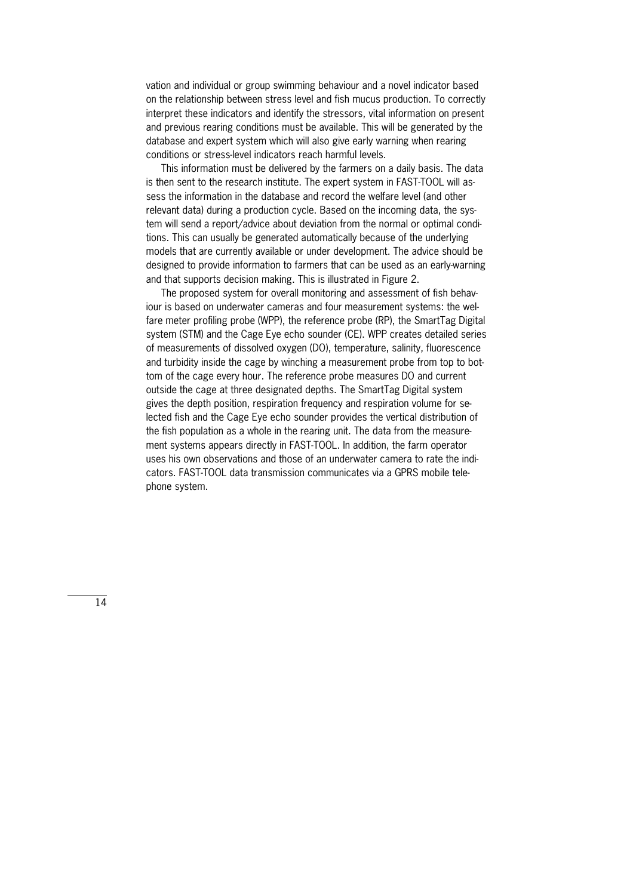vation and individual or group swimming behaviour and a novel indicator based on the relationship between stress level and fish mucus production. To correctly interpret these indicators and identify the stressors, vital information on present and previous rearing conditions must be available. This will be generated by the database and expert system which will also give early warning when rearing conditions or stress-level indicators reach harmful levels.

This information must be delivered by the farmers on a daily basis. The data is then sent to the research institute. The expert system in FAST-TOOL will assess the information in the database and record the welfare level (and other relevant data) during a production cycle. Based on the incoming data, the system will send a report/advice about deviation from the normal or optimal conditions. This can usually be generated automatically because of the underlying models that are currently available or under development. The advice should be designed to provide information to farmers that can be used as an early-warning and that supports decision making. This is illustrated in Figure 2.

The proposed system for overall monitoring and assessment of fish behaviour is based on underwater cameras and four measurement systems: the welfare meter profiling probe (WPP), the reference probe (RP), the SmartTag Digital system (STM) and the Cage Eye echo sounder (CE). WPP creates detailed series of measurements of dissolved oxygen (DO), temperature, salinity, fluorescence and turbidity inside the cage by winching a measurement probe from top to bottom of the cage every hour. The reference probe measures DO and current outside the cage at three designated depths. The SmartTag Digital system gives the depth position, respiration frequency and respiration volume for selected fish and the Cage Eye echo sounder provides the vertical distribution of the fish population as a whole in the rearing unit. The data from the measurement systems appears directly in FAST-TOOL. In addition, the farm operator uses his own observations and those of an underwater camera to rate the indicators. FAST-TOOL data transmission communicates via a GPRS mobile telephone system.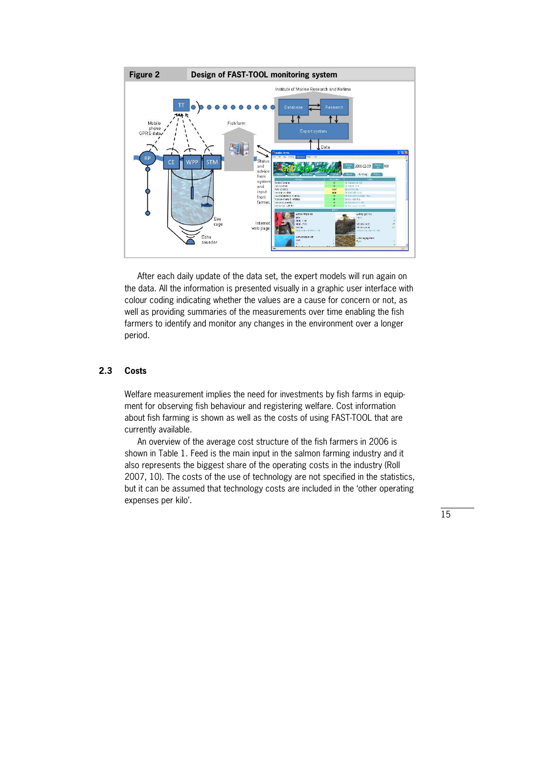**Figure 2** Design of FAST-TOOL monitoring system

After each daily update of the data set, the expert models will run again on the data. All the information is presented visually in a graphic user interface with colour coding indicating whether the values are a cause for concern or not, as well as providing summaries of the measurements over time enabling the fish farmers to identify and monitor any changes in the environment over a longer period.

## 2.3 Costs

Welfare measurement implies the need for investments by fish farms in equipment for observing fish behaviour and registering welfare. Cost information about fish farming is shown as well as the costs of using FAST-TOOL that are currently available.

An overview of the average cost structure of the fish farmers in 2006 is shown in Table 1. Feed is the main input in the salmon farming industry and it also represents the biggest share of the operating costs in the industry (Roll 2007, 10). The costs of the use of technology are not specified in the statistics, but it can be assumed that technology costs are included in the 'other operating expenses per kilo'.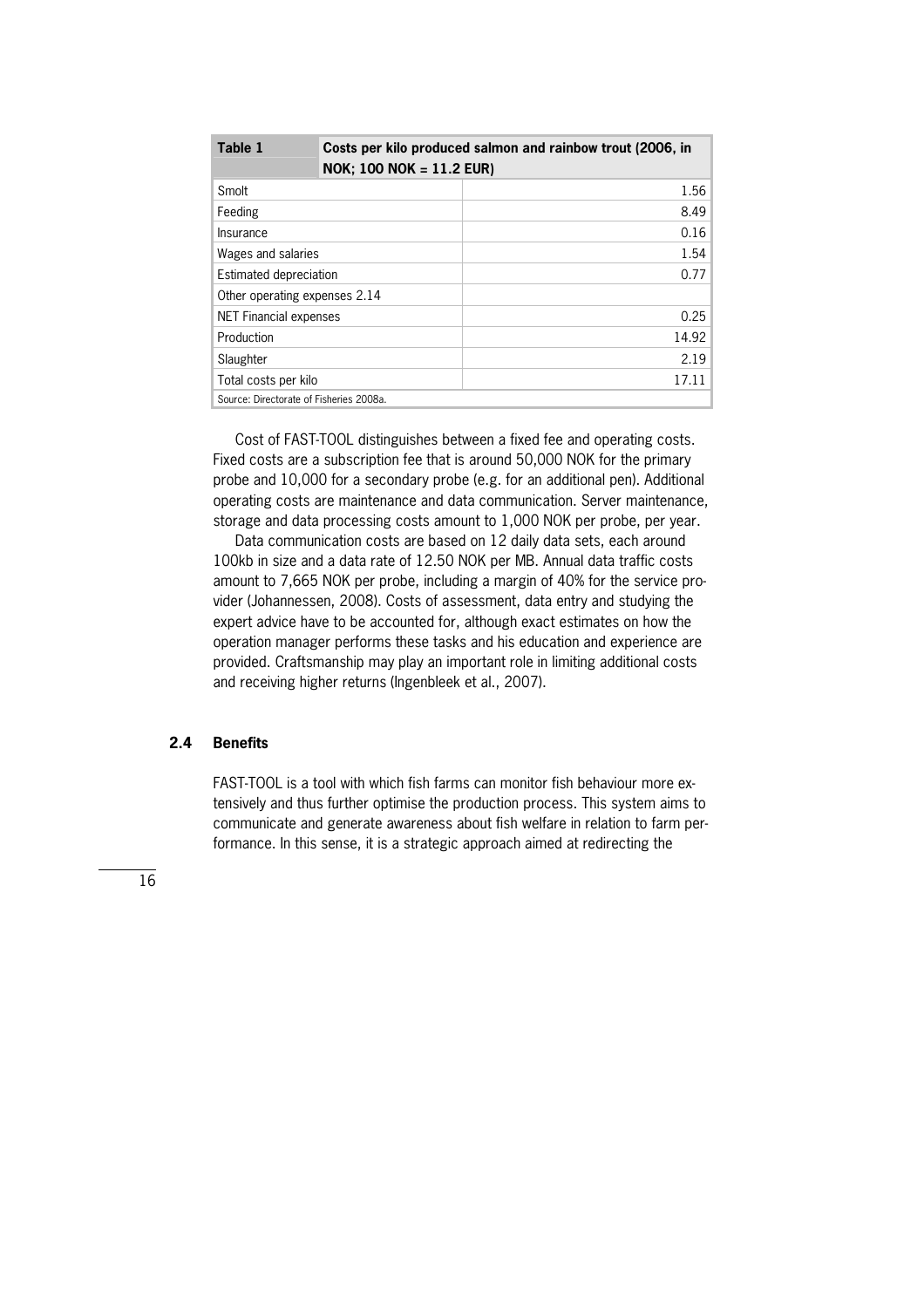| Table 1 | Costs per kilo produced salmon and rainbow trout (2006, in NOK; 100 NOK = 11.2 EUR) |
|---|---|
| Smolt | 1.56 |
| Feeding | 8.49 |
| Insurance | 0.16 |
| Wages and salaries | 1.54 |
| Estimated depreciation | 0.77 |
| Other operating expenses 2.14 | |
| NET Financial expenses | 0.25 |
| Production | 14.92 |
| Slaughter | 2.19 |
| Total costs per kilo | 17.11 |

Source: Directorate of Fisheries 2008a.

Cost of FAST-TOOL distinguishes between a fixed fee and operating costs. Fixed costs are a subscription fee that is around 50,000 NOK for the primary probe and 10,000 for a secondary probe (e.g. for an additional pen). Additional operating costs are maintenance and data communication. Server maintenance, storage and data processing costs amount to 1,000 NOK per probe, per year.

Data communication costs are based on 12 daily data sets, each around 100kb in size and a data rate of 12.50 NOK per MB. Annual data traffic costs amount to 7,665 NOK per probe, including a margin of 40% for the service provider (Johannessen, 2008). Costs of assessment, data entry and studying the expert advice have to be accounted for, although exact estimates on how the operation manager performs these tasks and his education and experience are provided. Craftsmanship may play an important role in limiting additional costs and receiving higher returns (Ingenbleek et al., 2007).

### 2.4 Benefits

FAST-TOOL is a tool with which fish farms can monitor fish behaviour more extensively and thus further optimise the production process. This system aims to communicate and generate awareness about fish welfare in relation to farm performance. In this sense, it is a strategic approach aimed at redirecting the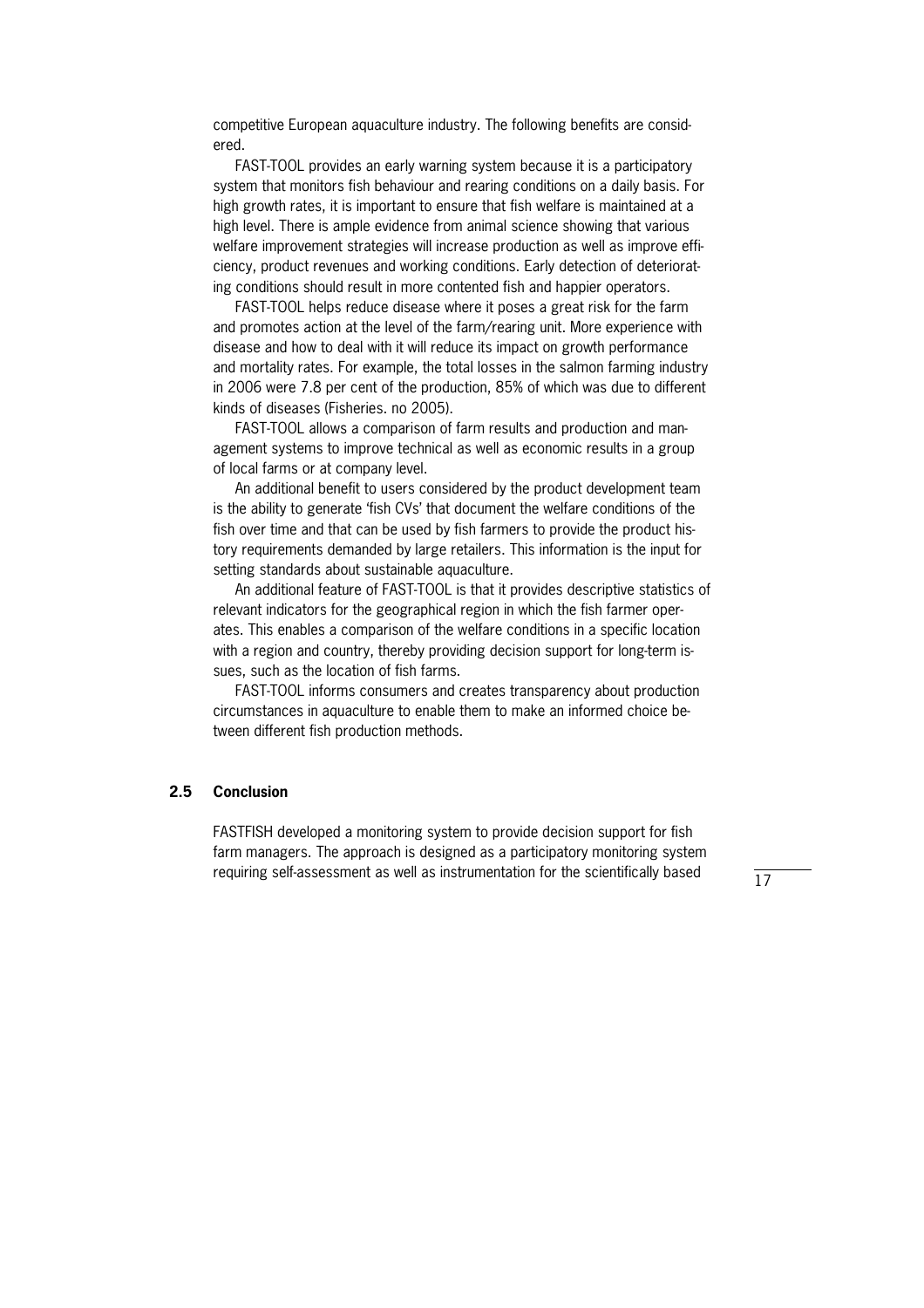competitive European aquaculture industry. The following benefits are considered.

FAST-TOOL provides an early warning system because it is a participatory system that monitors fish behaviour and rearing conditions on a daily basis. For high growth rates, it is important to ensure that fish welfare is maintained at a high level. There is ample evidence from animal science showing that various welfare improvement strategies will increase production as well as improve efficiency, product revenues and working conditions. Early detection of deteriorating conditions should result in more contented fish and happier operators.

FAST-TOOL helps reduce disease where it poses a great risk for the farm and promotes action at the level of the farm/rearing unit. More experience with disease and how to deal with it will reduce its impact on growth performance and mortality rates. For example, the total losses in the salmon farming industry in 2006 were 7.8 per cent of the production, 85% of which was due to different kinds of diseases (Fisheries. no 2005).

FAST-TOOL allows a comparison of farm results and production and management systems to improve technical as well as economic results in a group of local farms or at company level.

An additional benefit to users considered by the product development team is the ability to generate 'fish CVs' that document the welfare conditions of the fish over time and that can be used by fish farmers to provide the product history requirements demanded by large retailers. This information is the input for setting standards about sustainable aquaculture.

An additional feature of FAST-TOOL is that it provides descriptive statistics of relevant indicators for the geographical region in which the fish farmer operates. This enables a comparison of the welfare conditions in a specific location with a region and country, thereby providing decision support for long-term issues, such as the location of fish farms.

FAST-TOOL informs consumers and creates transparency about production circumstances in aquaculture to enable them to make an informed choice between different fish production methods.

### 2.5 Conclusion

FASTFISH developed a monitoring system to provide decision support for fish farm managers. The approach is designed as a participatory monitoring system requiring self-assessment as well as instrumentation for the scientifically based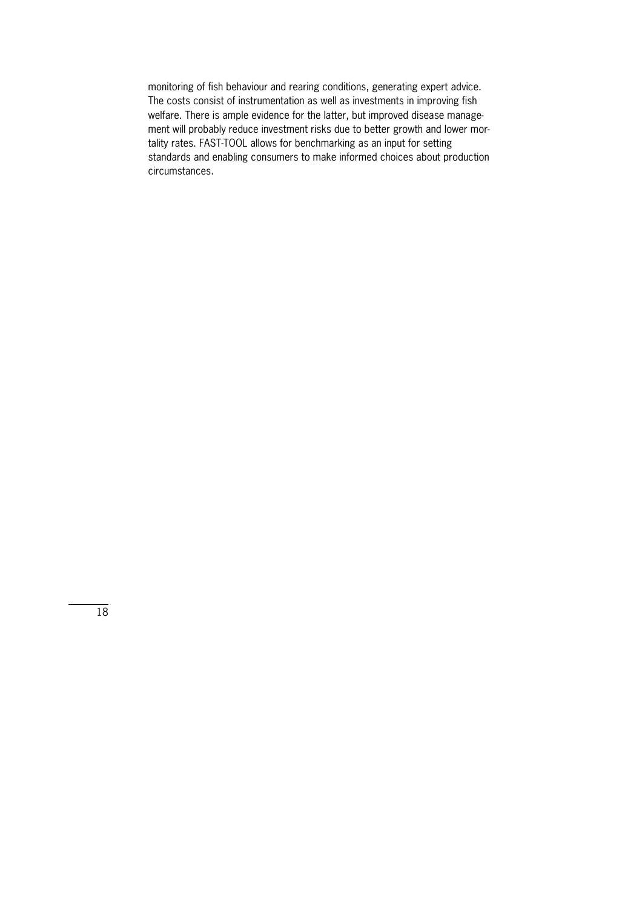monitoring of fish behaviour and rearing conditions, generating expert advice. The costs consist of instrumentation as well as investments in improving fish welfare. There is ample evidence for the latter, but improved disease management will probably reduce investment risks due to better growth and lower mortality rates. FAST-TOOL allows for benchmarking as an input for setting standards and enabling consumers to make informed choices about production circumstances.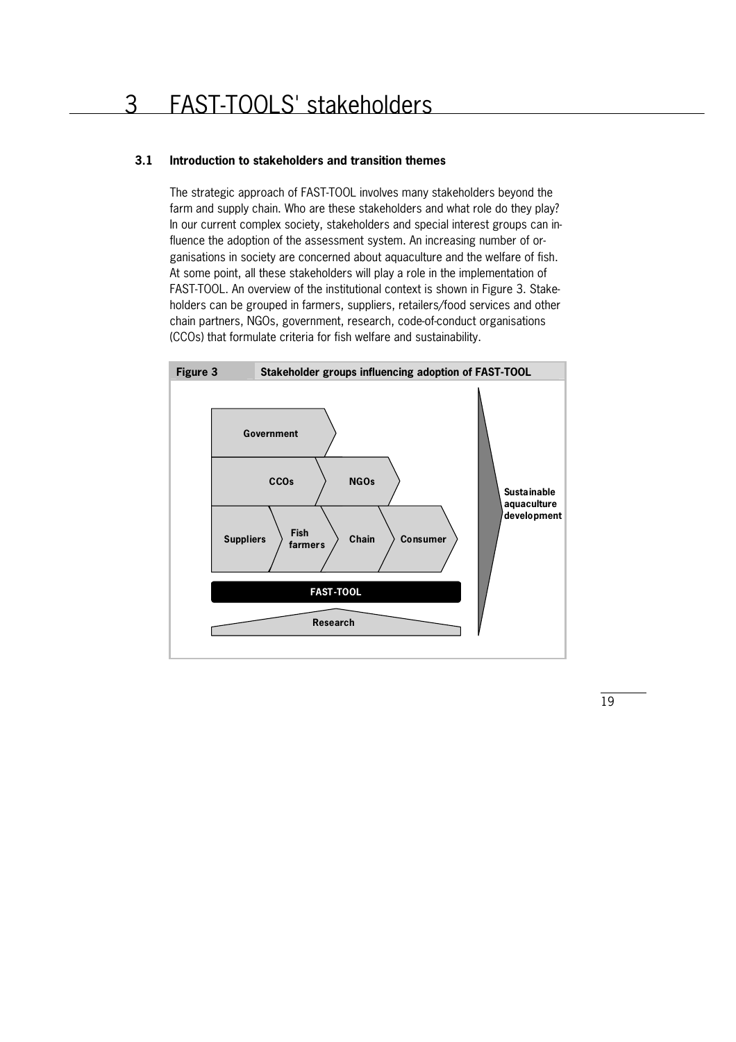# 3 FAST-TOOLS' stakeholders

## 3.1 Introduction to stakeholders and transition themes

The strategic approach of FAST-TOOL involves many stakeholders beyond the farm and supply chain. Who are these stakeholders and what role do they play? In our current complex society, stakeholders and special interest groups can influence the adoption of the assessment system. An increasing number of organisations in society are concerned about aquaculture and the welfare of fish. At some point, all these stakeholders will play a role in the implementation of FAST-TOOL. An overview of the institutional context is shown in Figure 3. Stakeholders can be grouped in farmers, suppliers, retailers/food services and other chain partners, NGOs, government, research, code-of-conduct organisations (CCOs) that formulate criteria for fish welfare and sustainability.

**Figure 3** Stakeholder groups influencing adoption of FAST-TOOL

Government

CCOs NGOs

Suppliers Fish farmers Chain Consumer

FAST-TOOL

Research

Sustainable aquaculture development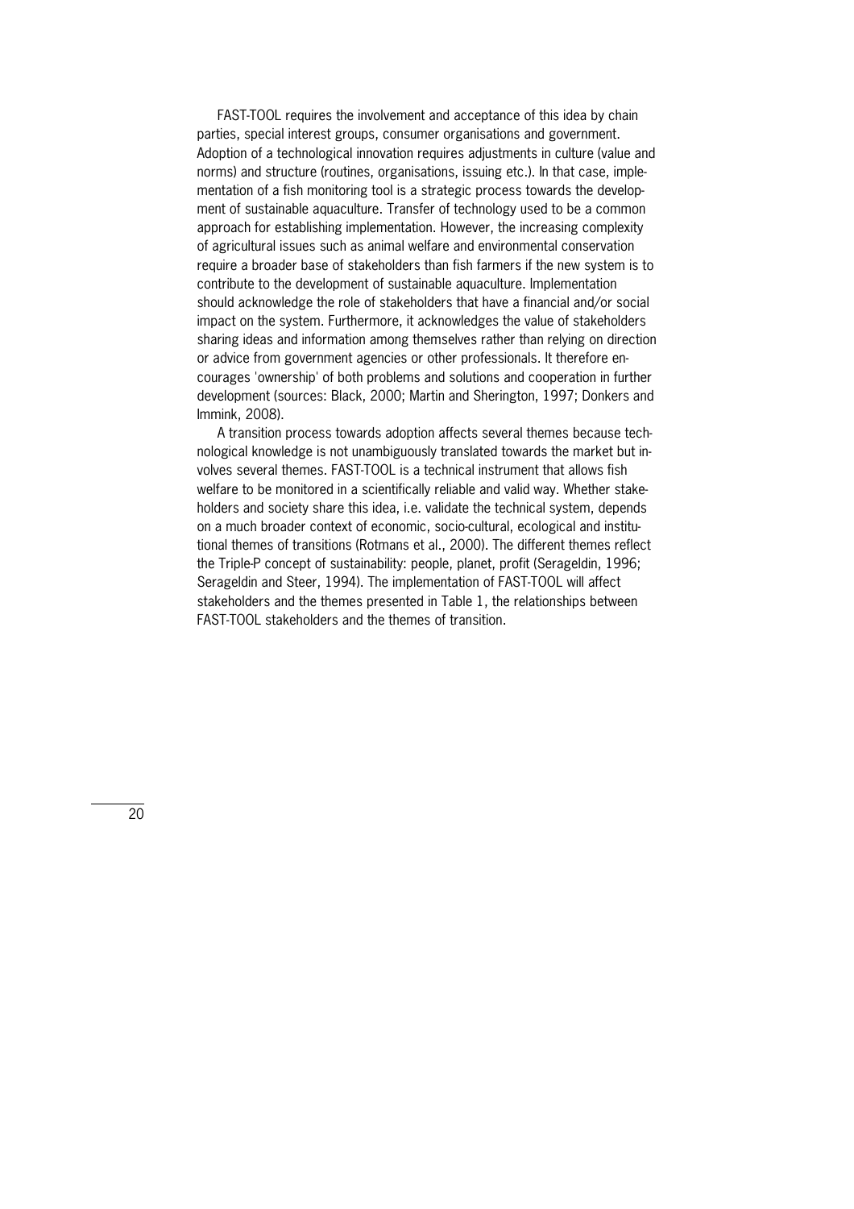FAST-TOOL requires the involvement and acceptance of this idea by chain parties, special interest groups, consumer organisations and government. Adoption of a technological innovation requires adjustments in culture (value and norms) and structure (routines, organisations, issuing etc.). In that case, implementation of a fish monitoring tool is a strategic process towards the development of sustainable aquaculture. Transfer of technology used to be a common approach for establishing implementation. However, the increasing complexity of agricultural issues such as animal welfare and environmental conservation require a broader base of stakeholders than fish farmers if the new system is to contribute to the development of sustainable aquaculture. Implementation should acknowledge the role of stakeholders that have a financial and/or social impact on the system. Furthermore, it acknowledges the value of stakeholders sharing ideas and information among themselves rather than relying on direction or advice from government agencies or other professionals. It therefore encourages 'ownership' of both problems and solutions and cooperation in further development (sources: Black, 2000; Martin and Sherington, 1997; Donkers and Immink, 2008).

A transition process towards adoption affects several themes because technological knowledge is not unambiguously translated towards the market but involves several themes. FAST-TOOL is a technical instrument that allows fish welfare to be monitored in a scientifically reliable and valid way. Whether stakeholders and society share this idea, i.e. validate the technical system, depends on a much broader context of economic, socio-cultural, ecological and institutional themes of transitions (Rotmans et al., 2000). The different themes reflect the Triple-P concept of sustainability: people, planet, profit (Serageldin, 1996; Serageldin and Steer, 1994). The implementation of FAST-TOOL will affect stakeholders and the themes presented in Table 1, the relationships between FAST-TOOL stakeholders and the themes of transition.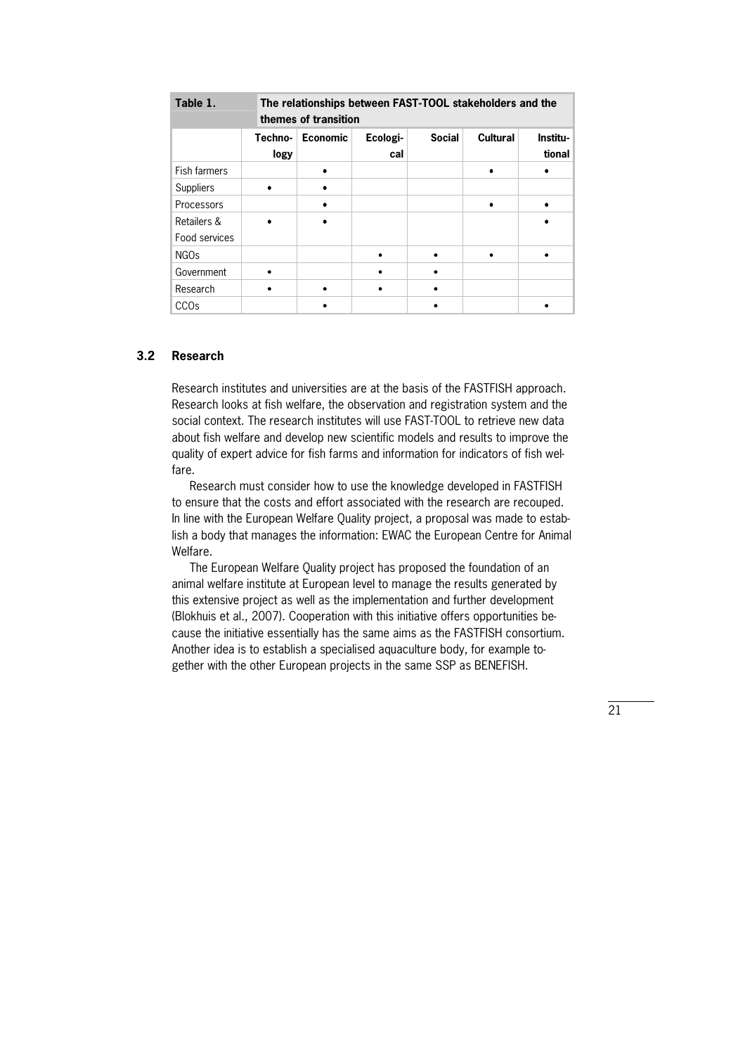| Table 1. | The relationships between FAST-TOOL stakeholders and the themes of transition | | | | | |
|---|---|---|---|---|---|---|
| | Technology | Economic | Ecological | Social | Cultural | Institutional |
| Fish farmers | | • | | | • | • |
| Suppliers | • | • | | | | |
| Processors | | • | | | • | • |
| Retailers & Food services | • | • | | | | • |
| NGOs | | | • | • | • | • |
| Government | • | | • | • | | |
| Research | • | • | • | • | | |
| CCOs | | • | | • | | • |

### 3.2 Research

Research institutes and universities are at the basis of the FASTFISH approach. Research looks at fish welfare, the observation and registration system and the social context. The research institutes will use FAST-TOOL to retrieve new data about fish welfare and develop new scientific models and results to improve the quality of expert advice for fish farms and information for indicators of fish welfare.

Research must consider how to use the knowledge developed in FASTFISH to ensure that the costs and effort associated with the research are recouped. In line with the European Welfare Quality project, a proposal was made to establish a body that manages the information: EWAC the European Centre for Animal Welfare.

The European Welfare Quality project has proposed the foundation of an animal welfare institute at European level to manage the results generated by this extensive project as well as the implementation and further development (Blokhuis et al., 2007). Cooperation with this initiative offers opportunities because the initiative essentially has the same aims as the FASTFISH consortium. Another idea is to establish a specialised aquaculture body, for example together with the other European projects in the same SSP as BENEFISH.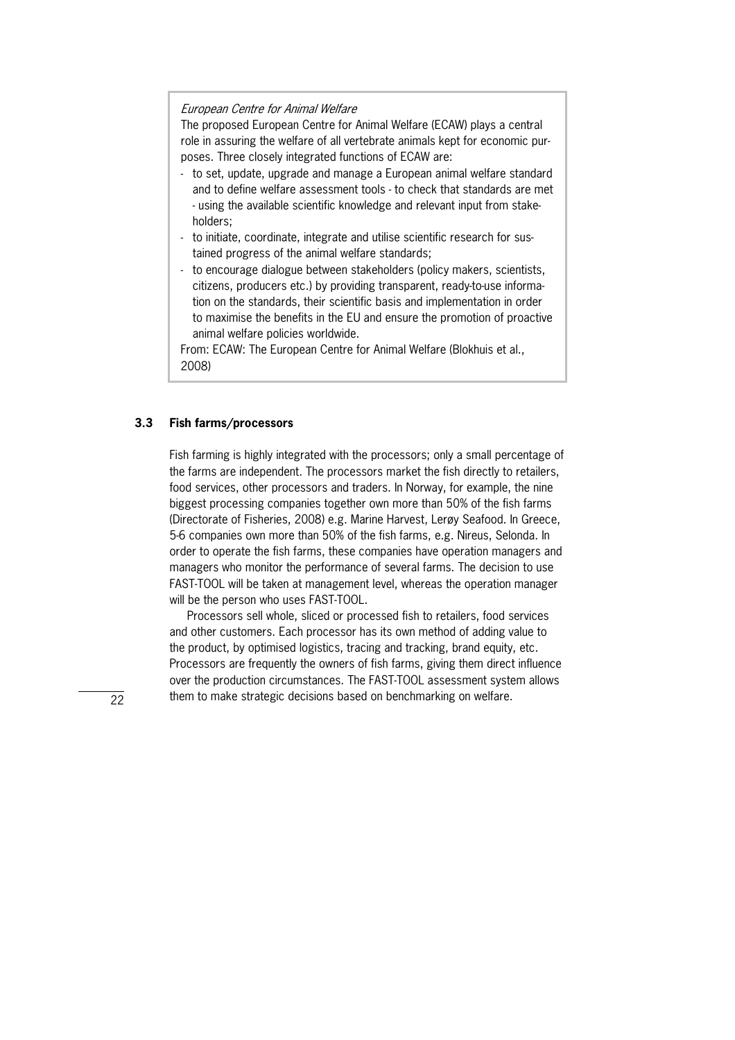*European Centre for Animal Welfare*

The proposed European Centre for Animal Welfare (ECAW) plays a central role in assuring the welfare of all vertebrate animals kept for economic purposes. Three closely integrated functions of ECAW are:

- to set, update, upgrade and manage a European animal welfare standard and to define welfare assessment tools - to check that standards are met - using the available scientific knowledge and relevant input from stakeholders;
- to initiate, coordinate, integrate and utilise scientific research for sustained progress of the animal welfare standards;
- to encourage dialogue between stakeholders (policy makers, scientists, citizens, producers etc.) by providing transparent, ready-to-use information on the standards, their scientific basis and implementation in order to maximise the benefits in the EU and ensure the promotion of proactive animal welfare policies worldwide.

From: ECAW: The European Centre for Animal Welfare (Blokhuis et al., 2008)

### 3.3 Fish farms/processors

Fish farming is highly integrated with the processors; only a small percentage of the farms are independent. The processors market the fish directly to retailers, food services, other processors and traders. In Norway, for example, the nine biggest processing companies together own more than 50% of the fish farms (Directorate of Fisheries, 2008) e.g. Marine Harvest, Lerøy Seafood. In Greece, 5-6 companies own more than 50% of the fish farms, e.g. Nireus, Selonda. In order to operate the fish farms, these companies have operation managers and managers who monitor the performance of several farms. The decision to use FAST-TOOL will be taken at management level, whereas the operation manager will be the person who uses FAST-TOOL.

Processors sell whole, sliced or processed fish to retailers, food services and other customers. Each processor has its own method of adding value to the product, by optimised logistics, tracing and tracking, brand equity, etc. Processors are frequently the owners of fish farms, giving them direct influence over the production circumstances. The FAST-TOOL assessment system allows them to make strategic decisions based on benchmarking on welfare.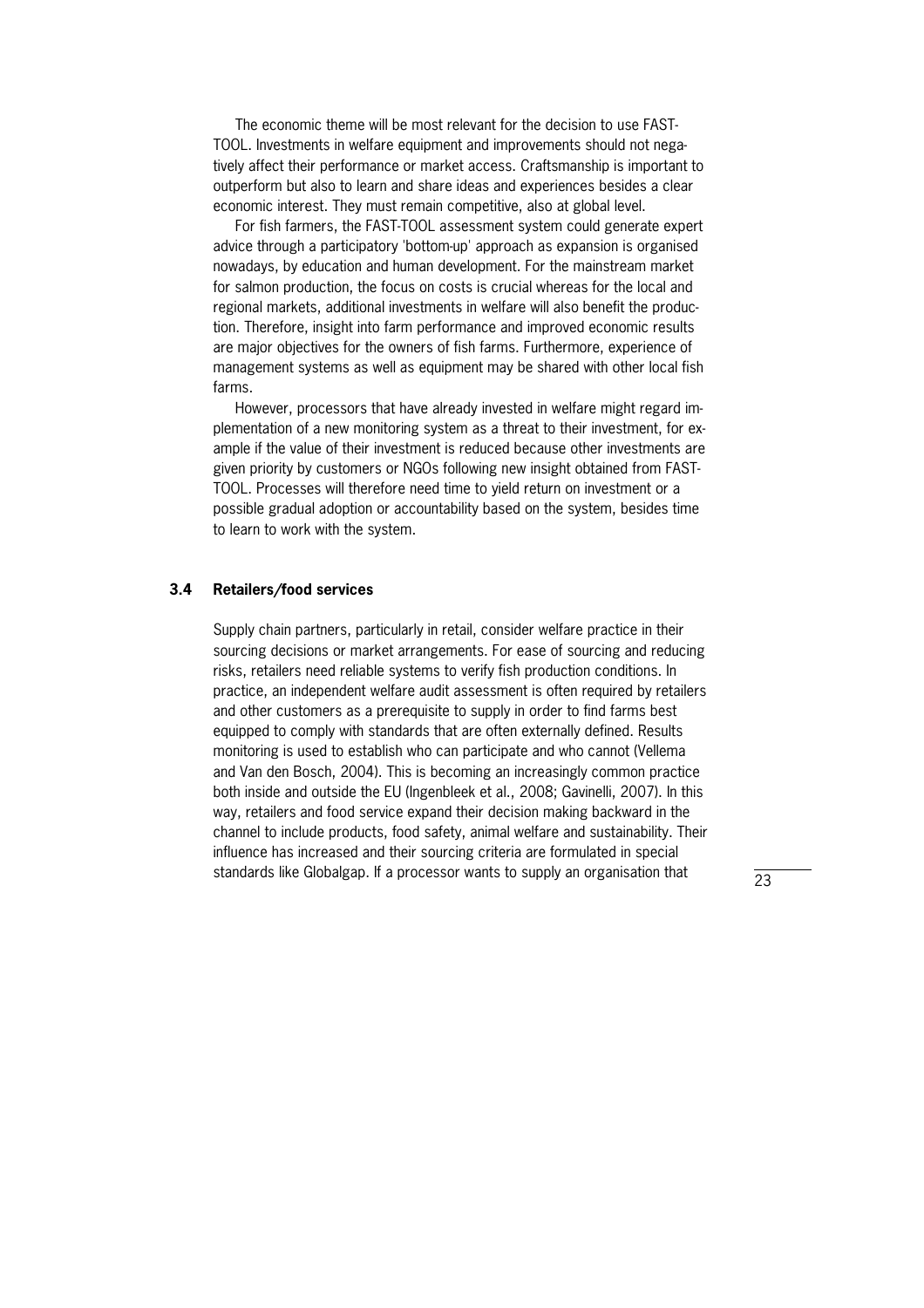The economic theme will be most relevant for the decision to use FAST-TOOL. Investments in welfare equipment and improvements should not negatively affect their performance or market access. Craftsmanship is important to outperform but also to learn and share ideas and experiences besides a clear economic interest. They must remain competitive, also at global level.

For fish farmers, the FAST-TOOL assessment system could generate expert advice through a participatory 'bottom-up' approach as expansion is organised nowadays, by education and human development. For the mainstream market for salmon production, the focus on costs is crucial whereas for the local and regional markets, additional investments in welfare will also benefit the production. Therefore, insight into farm performance and improved economic results are major objectives for the owners of fish farms. Furthermore, experience of management systems as well as equipment may be shared with other local fish farms.

However, processors that have already invested in welfare might regard implementation of a new monitoring system as a threat to their investment, for example if the value of their investment is reduced because other investments are given priority by customers or NGOs following new insight obtained from FAST-TOOL. Processes will therefore need time to yield return on investment or a possible gradual adoption or accountability based on the system, besides time to learn to work with the system.

### 3.4 Retailers/food services

Supply chain partners, particularly in retail, consider welfare practice in their sourcing decisions or market arrangements. For ease of sourcing and reducing risks, retailers need reliable systems to verify fish production conditions. In practice, an independent welfare audit assessment is often required by retailers and other customers as a prerequisite to supply in order to find farms best equipped to comply with standards that are often externally defined. Results monitoring is used to establish who can participate and who cannot (Vellema and Van den Bosch, 2004). This is becoming an increasingly common practice both inside and outside the EU (Ingenbleek et al., 2008; Gavinelli, 2007). In this way, retailers and food service expand their decision making backward in the channel to include products, food safety, animal welfare and sustainability. Their influence has increased and their sourcing criteria are formulated in special standards like Globalgap. If a processor wants to supply an organisation that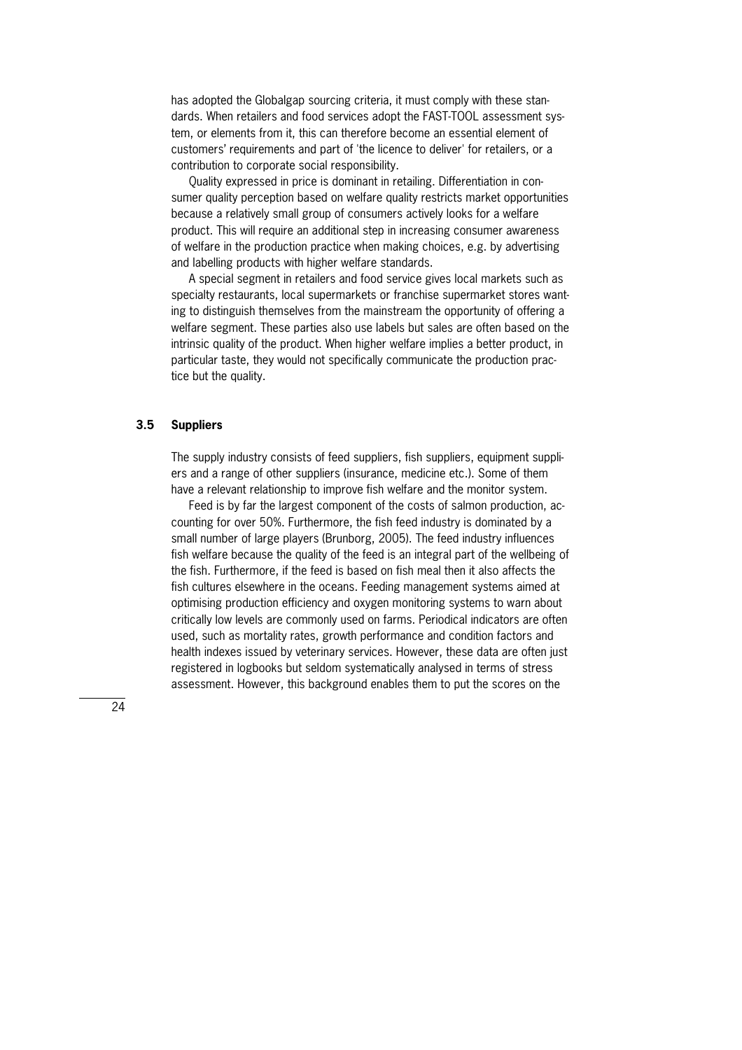has adopted the Globalgap sourcing criteria, it must comply with these standards. When retailers and food services adopt the FAST-TOOL assessment system, or elements from it, this can therefore become an essential element of customers' requirements and part of 'the licence to deliver' for retailers, or a contribution to corporate social responsibility.

Quality expressed in price is dominant in retailing. Differentiation in consumer quality perception based on welfare quality restricts market opportunities because a relatively small group of consumers actively looks for a welfare product. This will require an additional step in increasing consumer awareness of welfare in the production practice when making choices, e.g. by advertising and labelling products with higher welfare standards.

A special segment in retailers and food service gives local markets such as specialty restaurants, local supermarkets or franchise supermarket stores wanting to distinguish themselves from the mainstream the opportunity of offering a welfare segment. These parties also use labels but sales are often based on the intrinsic quality of the product. When higher welfare implies a better product, in particular taste, they would not specifically communicate the production practice but the quality.

### 3.5 Suppliers

The supply industry consists of feed suppliers, fish suppliers, equipment suppliers and a range of other suppliers (insurance, medicine etc.). Some of them have a relevant relationship to improve fish welfare and the monitor system.

Feed is by far the largest component of the costs of salmon production, accounting for over 50%. Furthermore, the fish feed industry is dominated by a small number of large players (Brunborg, 2005). The feed industry influences fish welfare because the quality of the feed is an integral part of the wellbeing of the fish. Furthermore, if the feed is based on fish meal then it also affects the fish cultures elsewhere in the oceans. Feeding management systems aimed at optimising production efficiency and oxygen monitoring systems to warn about critically low levels are commonly used on farms. Periodical indicators are often used, such as mortality rates, growth performance and condition factors and health indexes issued by veterinary services. However, these data are often just registered in logbooks but seldom systematically analysed in terms of stress assessment. However, this background enables them to put the scores on the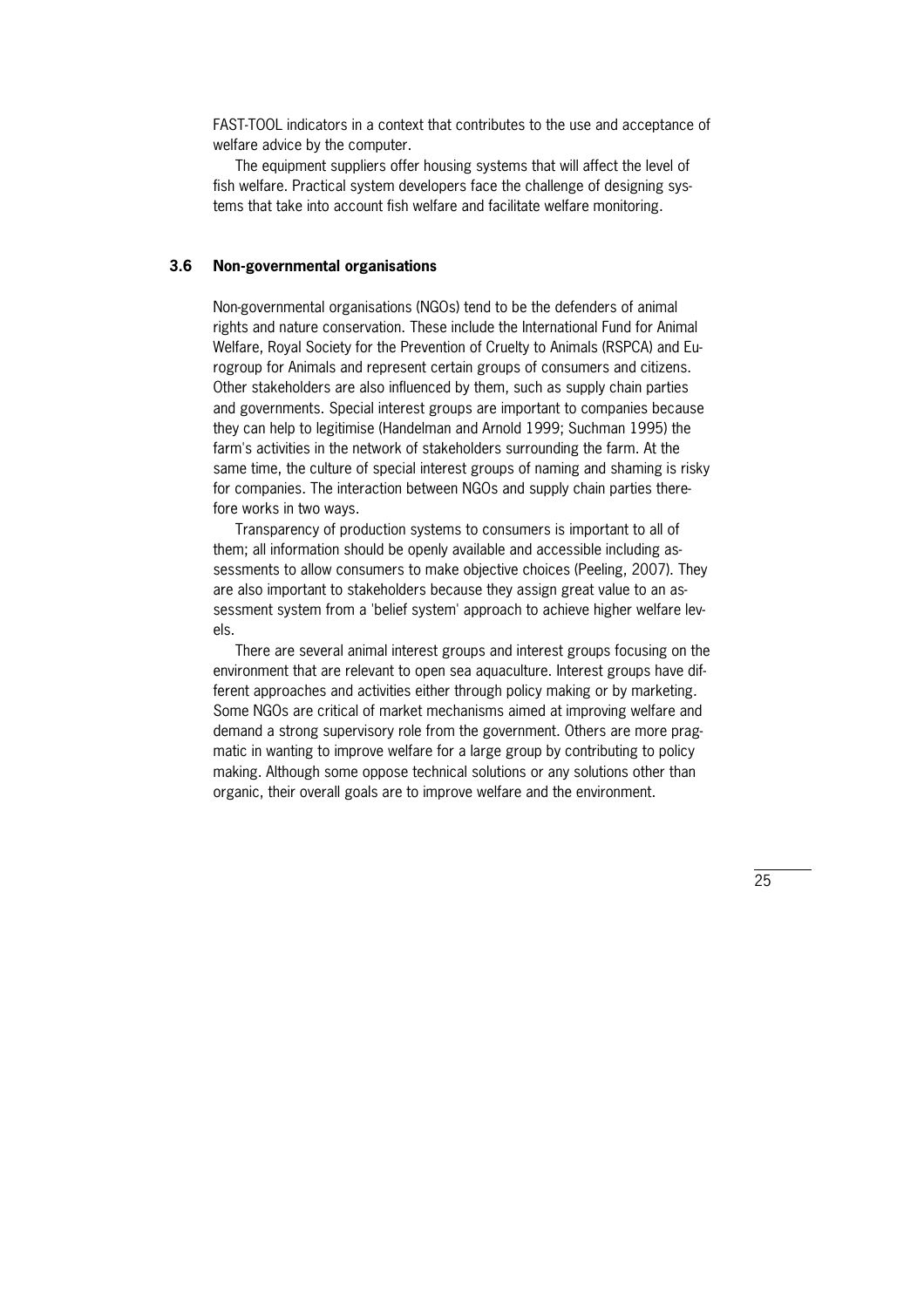FAST-TOOL indicators in a context that contributes to the use and acceptance of welfare advice by the computer.

The equipment suppliers offer housing systems that will affect the level of fish welfare. Practical system developers face the challenge of designing systems that take into account fish welfare and facilitate welfare monitoring.

### 3.6 Non-governmental organisations

Non-governmental organisations (NGOs) tend to be the defenders of animal rights and nature conservation. These include the International Fund for Animal Welfare, Royal Society for the Prevention of Cruelty to Animals (RSPCA) and Eurogroup for Animals and represent certain groups of consumers and citizens. Other stakeholders are also influenced by them, such as supply chain parties and governments. Special interest groups are important to companies because they can help to legitimise (Handelman and Arnold 1999; Suchman 1995) the farm's activities in the network of stakeholders surrounding the farm. At the same time, the culture of special interest groups of naming and shaming is risky for companies. The interaction between NGOs and supply chain parties therefore works in two ways.

Transparency of production systems to consumers is important to all of them; all information should be openly available and accessible including assessments to allow consumers to make objective choices (Peeling, 2007). They are also important to stakeholders because they assign great value to an assessment system from a 'belief system' approach to achieve higher welfare levels.

There are several animal interest groups and interest groups focusing on the environment that are relevant to open sea aquaculture. Interest groups have different approaches and activities either through policy making or by marketing. Some NGOs are critical of market mechanisms aimed at improving welfare and demand a strong supervisory role from the government. Others are more pragmatic in wanting to improve welfare for a large group by contributing to policy making. Although some oppose technical solutions or any solutions other than organic, their overall goals are to improve welfare and the environment.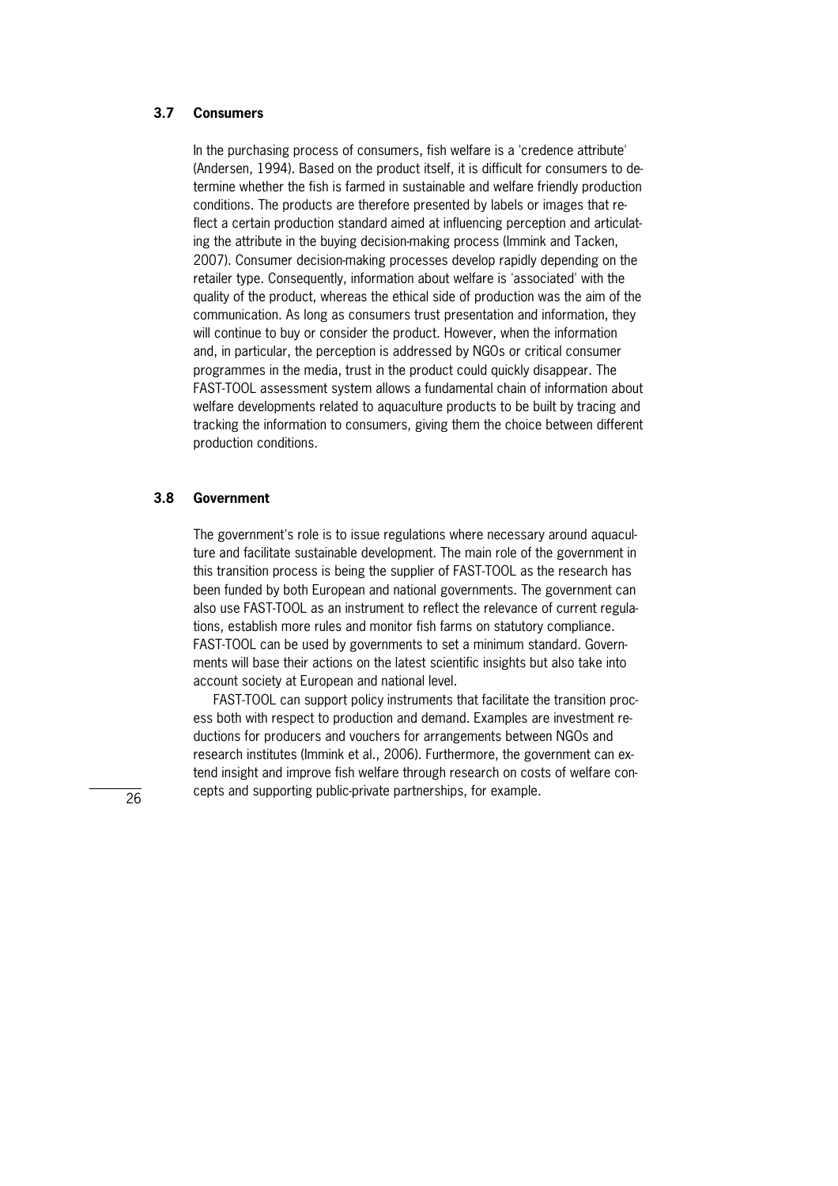### 3.7 Consumers

In the purchasing process of consumers, fish welfare is a 'credence attribute' (Andersen, 1994). Based on the product itself, it is difficult for consumers to determine whether the fish is farmed in sustainable and welfare friendly production conditions. The products are therefore presented by labels or images that reflect a certain production standard aimed at influencing perception and articulating the attribute in the buying decision-making process (Immink and Tacken, 2007). Consumer decision-making processes develop rapidly depending on the retailer type. Consequently, information about welfare is 'associated' with the quality of the product, whereas the ethical side of production was the aim of the communication. As long as consumers trust presentation and information, they will continue to buy or consider the product. However, when the information and, in particular, the perception is addressed by NGOs or critical consumer programmes in the media, trust in the product could quickly disappear. The FAST-TOOL assessment system allows a fundamental chain of information about welfare developments related to aquaculture products to be built by tracing and tracking the information to consumers, giving them the choice between different production conditions.

### 3.8 Government

The government's role is to issue regulations where necessary around aquaculture and facilitate sustainable development. The main role of the government in this transition process is being the supplier of FAST-TOOL as the research has been funded by both European and national governments. The government can also use FAST-TOOL as an instrument to reflect the relevance of current regulations, establish more rules and monitor fish farms on statutory compliance. FAST-TOOL can be used by governments to set a minimum standard. Governments will base their actions on the latest scientific insights but also take into account society at European and national level.

FAST-TOOL can support policy instruments that facilitate the transition process both with respect to production and demand. Examples are investment reductions for producers and vouchers for arrangements between NGOs and research institutes (Immink et al., 2006). Furthermore, the government can extend insight and improve fish welfare through research on costs of welfare concepts and supporting public-private partnerships, for example.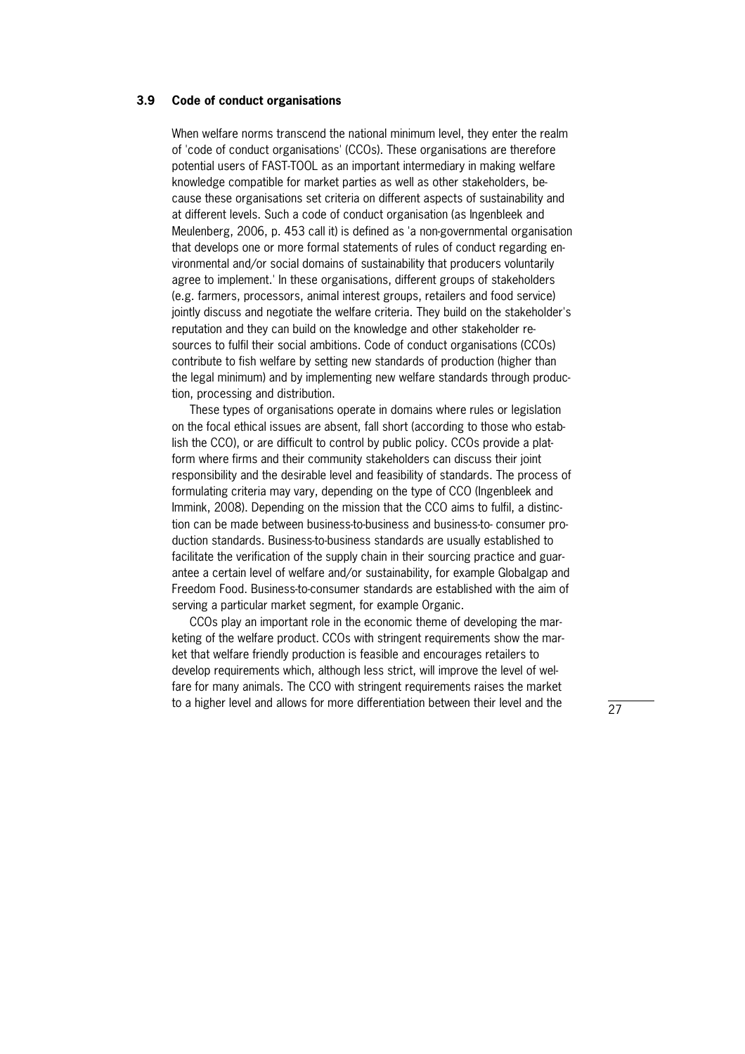### 3.9 Code of conduct organisations

When welfare norms transcend the national minimum level, they enter the realm of 'code of conduct organisations' (CCOs). These organisations are therefore potential users of FAST-TOOL as an important intermediary in making welfare knowledge compatible for market parties as well as other stakeholders, because these organisations set criteria on different aspects of sustainability and at different levels. Such a code of conduct organisation (as Ingenbleek and Meulenberg, 2006, p. 453 call it) is defined as 'a non-governmental organisation that develops one or more formal statements of rules of conduct regarding environmental and/or social domains of sustainability that producers voluntarily agree to implement.' In these organisations, different groups of stakeholders (e.g. farmers, processors, animal interest groups, retailers and food service) jointly discuss and negotiate the welfare criteria. They build on the stakeholder's reputation and they can build on the knowledge and other stakeholder resources to fulfil their social ambitions. Code of conduct organisations (CCOs) contribute to fish welfare by setting new standards of production (higher than the legal minimum) and by implementing new welfare standards through production, processing and distribution.

These types of organisations operate in domains where rules or legislation on the focal ethical issues are absent, fall short (according to those who establish the CCO), or are difficult to control by public policy. CCOs provide a platform where firms and their community stakeholders can discuss their joint responsibility and the desirable level and feasibility of standards. The process of formulating criteria may vary, depending on the type of CCO (Ingenbleek and Immink, 2008). Depending on the mission that the CCO aims to fulfil, a distinction can be made between business-to-business and business-to- consumer production standards. Business-to-business standards are usually established to facilitate the verification of the supply chain in their sourcing practice and guarantee a certain level of welfare and/or sustainability, for example Globalgap and Freedom Food. Business-to-consumer standards are established with the aim of serving a particular market segment, for example Organic.

CCOs play an important role in the economic theme of developing the marketing of the welfare product. CCOs with stringent requirements show the market that welfare friendly production is feasible and encourages retailers to develop requirements which, although less strict, will improve the level of welfare for many animals. The CCO with stringent requirements raises the market to a higher level and allows for more differentiation between their level and the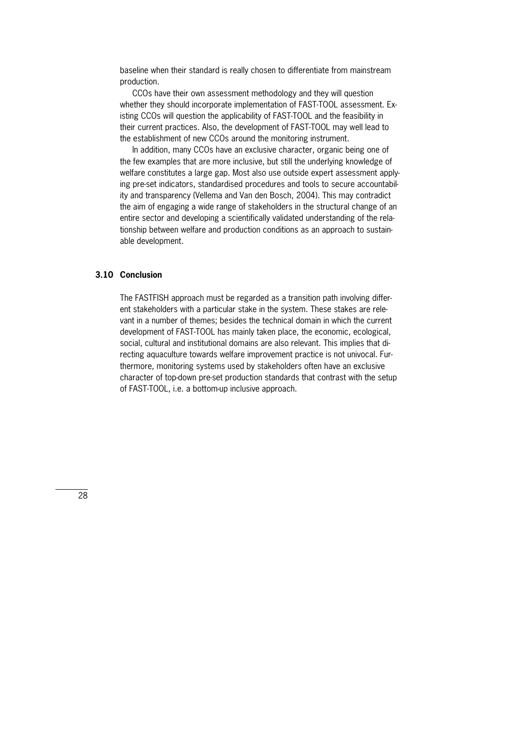baseline when their standard is really chosen to differentiate from mainstream production.

CCOs have their own assessment methodology and they will question whether they should incorporate implementation of FAST-TOOL assessment. Existing CCOs will question the applicability of FAST-TOOL and the feasibility in their current practices. Also, the development of FAST-TOOL may well lead to the establishment of new CCOs around the monitoring instrument.

In addition, many CCOs have an exclusive character, organic being one of the few examples that are more inclusive, but still the underlying knowledge of welfare constitutes a large gap. Most also use outside expert assessment applying pre-set indicators, standardised procedures and tools to secure accountability and transparency (Vellema and Van den Bosch, 2004). This may contradict the aim of engaging a wide range of stakeholders in the structural change of an entire sector and developing a scientifically validated understanding of the relationship between welfare and production conditions as an approach to sustainable development.

### 3.10 Conclusion

The FASTFISH approach must be regarded as a transition path involving different stakeholders with a particular stake in the system. These stakes are relevant in a number of themes; besides the technical domain in which the current development of FAST-TOOL has mainly taken place, the economic, ecological, social, cultural and institutional domains are also relevant. This implies that directing aquaculture towards welfare improvement practice is not univocal. Furthermore, monitoring systems used by stakeholders often have an exclusive character of top-down pre-set production standards that contrast with the setup of FAST-TOOL, i.e. a bottom-up inclusive approach.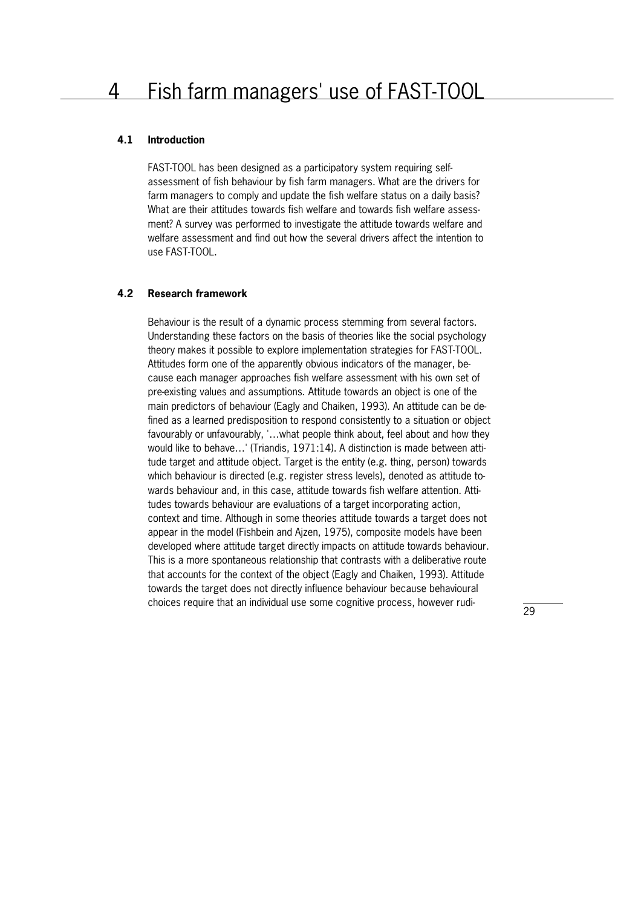# 4 Fish farm managers' use of FAST-TOOL

## 4.1 Introduction

FAST-TOOL has been designed as a participatory system requiring self-assessment of fish behaviour by fish farm managers. What are the drivers for farm managers to comply and update the fish welfare status on a daily basis? What are their attitudes towards fish welfare and towards fish welfare assessment? A survey was performed to investigate the attitude towards welfare and welfare assessment and find out how the several drivers affect the intention to use FAST-TOOL.

## 4.2 Research framework

Behaviour is the result of a dynamic process stemming from several factors. Understanding these factors on the basis of theories like the social psychology theory makes it possible to explore implementation strategies for FAST-TOOL. Attitudes form one of the apparently obvious indicators of the manager, because each manager approaches fish welfare assessment with his own set of pre-existing values and assumptions. Attitude towards an object is one of the main predictors of behaviour (Eagly and Chaiken, 1993). An attitude can be defined as a learned predisposition to respond consistently to a situation or object favourably or unfavourably, '…what people think about, feel about and how they would like to behave…' (Triandis, 1971:14). A distinction is made between attitude target and attitude object. Target is the entity (e.g. thing, person) towards which behaviour is directed (e.g. register stress levels), denoted as attitude towards behaviour and, in this case, attitude towards fish welfare attention. Attitudes towards behaviour are evaluations of a target incorporating action, context and time. Although in some theories attitude towards a target does not appear in the model (Fishbein and Ajzen, 1975), composite models have been developed where attitude target directly impacts on attitude towards behaviour. This is a more spontaneous relationship that contrasts with a deliberative route that accounts for the context of the object (Eagly and Chaiken, 1993). Attitude towards the target does not directly influence behaviour because behavioural choices require that an individual use some cognitive process, however rudi-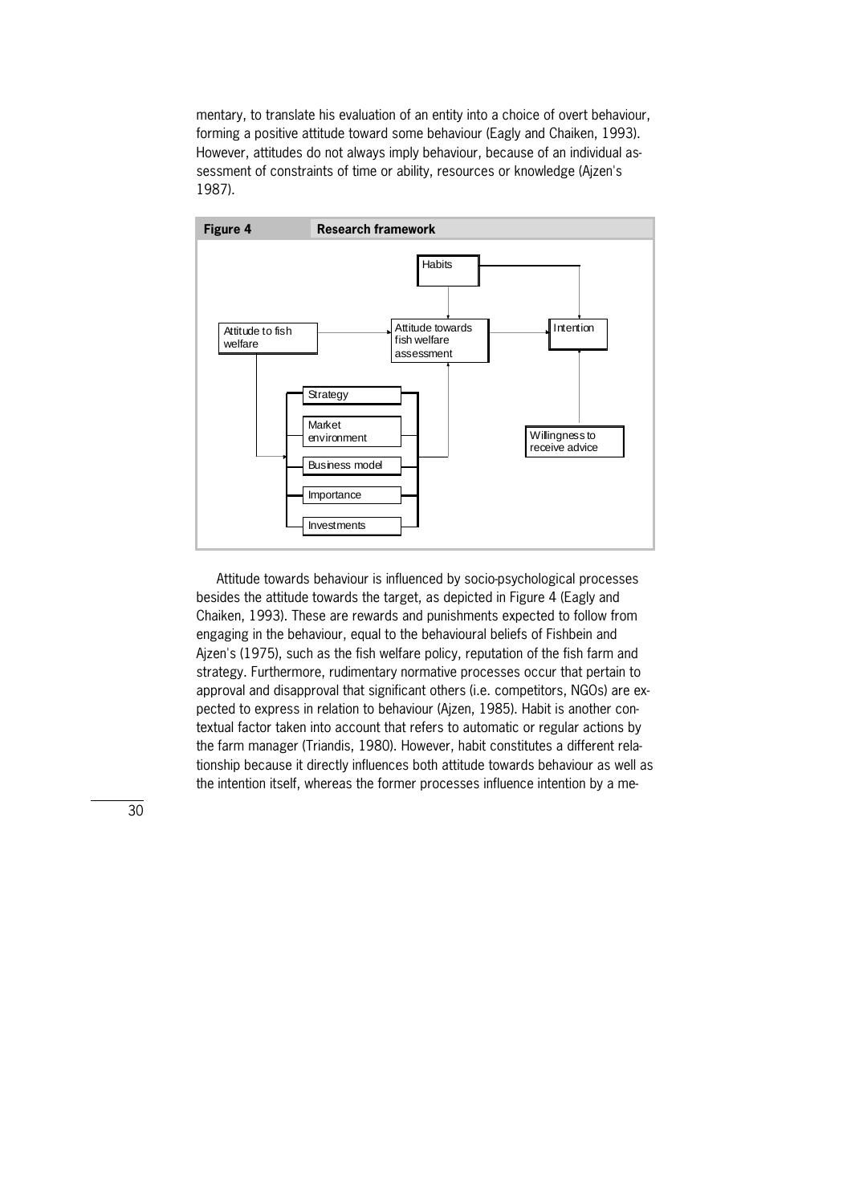mentary, to translate his evaluation of an entity into a choice of overt behaviour, forming a positive attitude toward some behaviour (Eagly and Chaiken, 1993). However, attitudes do not always imply behaviour, because of an individual assessment of constraints of time or ability, resources or knowledge (Ajzen's 1987).

**Figure 4** **Research framework**

Habits

Attitude to fish welfare

Attitude towards fish welfare assessment

Intention

Strategy

Market environment

Business model

Importance

Investments

Willingness to receive advice

Attitude towards behaviour is influenced by socio-psychological processes besides the attitude towards the target, as depicted in Figure 4 (Eagly and Chaiken, 1993). These are rewards and punishments expected to follow from engaging in the behaviour, equal to the behavioural beliefs of Fishbein and Ajzen's (1975), such as the fish welfare policy, reputation of the fish farm and strategy. Furthermore, rudimentary normative processes occur that pertain to approval and disapproval that significant others (i.e. competitors, NGOs) are expected to express in relation to behaviour (Ajzen, 1985). Habit is another contextual factor taken into account that refers to automatic or regular actions by the farm manager (Triandis, 1980). However, habit constitutes a different relationship because it directly influences both attitude towards behaviour as well as the intention itself, whereas the former processes influence intention by a me-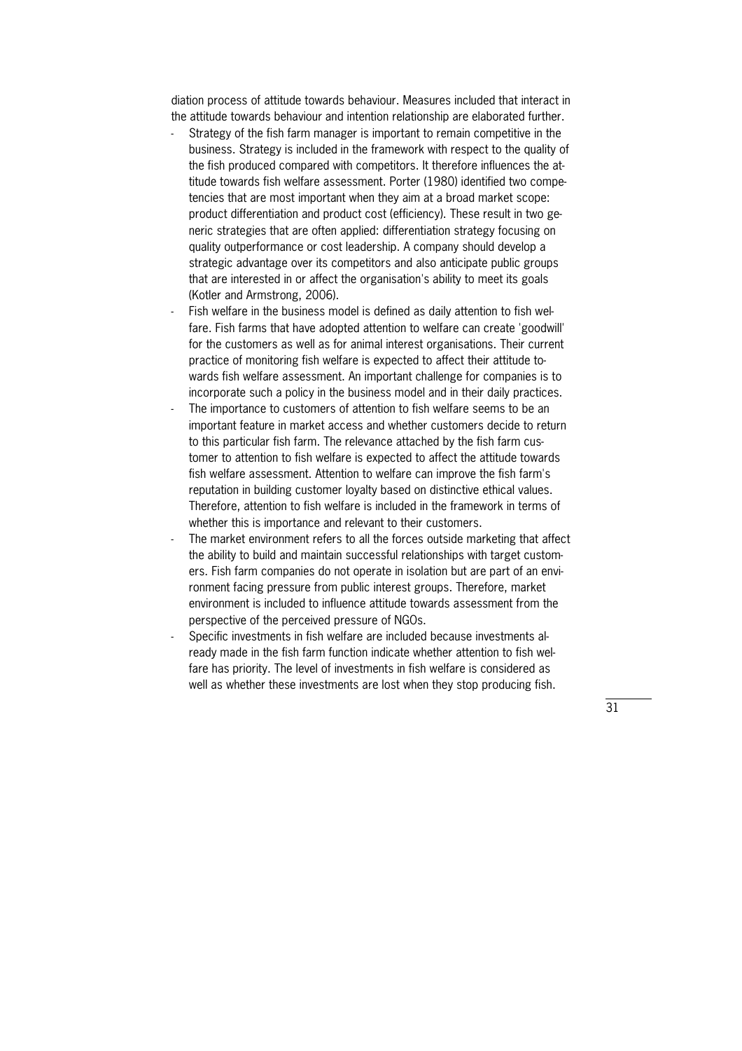diation process of attitude towards behaviour. Measures included that interact in the attitude towards behaviour and intention relationship are elaborated further.

- Strategy of the fish farm manager is important to remain competitive in the business. Strategy is included in the framework with respect to the quality of the fish produced compared with competitors. It therefore influences the attitude towards fish welfare assessment. Porter (1980) identified two competencies that are most important when they aim at a broad market scope: product differentiation and product cost (efficiency). These result in two generic strategies that are often applied: differentiation strategy focusing on quality outperformance or cost leadership. A company should develop a strategic advantage over its competitors and also anticipate public groups that are interested in or affect the organisation's ability to meet its goals (Kotler and Armstrong, 2006).
- Fish welfare in the business model is defined as daily attention to fish welfare. Fish farms that have adopted attention to welfare can create 'goodwill' for the customers as well as for animal interest organisations. Their current practice of monitoring fish welfare is expected to affect their attitude towards fish welfare assessment. An important challenge for companies is to incorporate such a policy in the business model and in their daily practices.
- The importance to customers of attention to fish welfare seems to be an important feature in market access and whether customers decide to return to this particular fish farm. The relevance attached by the fish farm customer to attention to fish welfare is expected to affect the attitude towards fish welfare assessment. Attention to welfare can improve the fish farm's reputation in building customer loyalty based on distinctive ethical values. Therefore, attention to fish welfare is included in the framework in terms of whether this is importance and relevant to their customers.
- The market environment refers to all the forces outside marketing that affect the ability to build and maintain successful relationships with target customers. Fish farm companies do not operate in isolation but are part of an environment facing pressure from public interest groups. Therefore, market environment is included to influence attitude towards assessment from the perspective of the perceived pressure of NGOs.
- Specific investments in fish welfare are included because investments already made in the fish farm function indicate whether attention to fish welfare has priority. The level of investments in fish welfare is considered as well as whether these investments are lost when they stop producing fish.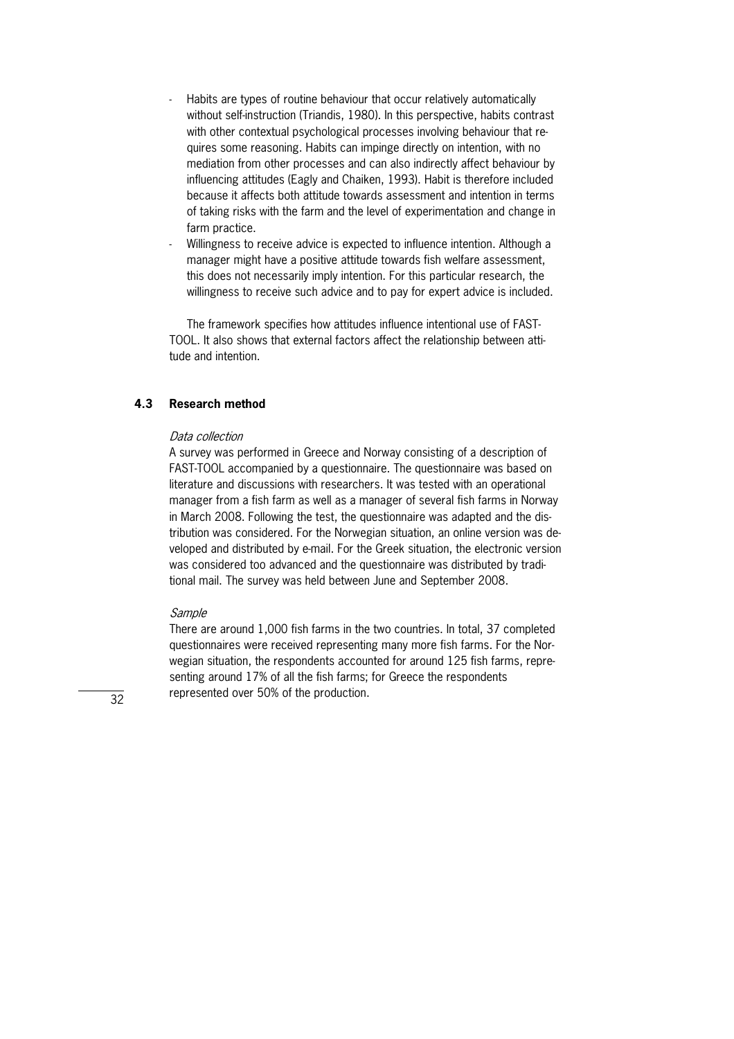- Habits are types of routine behaviour that occur relatively automatically without self-instruction (Triandis, 1980). In this perspective, habits contrast with other contextual psychological processes involving behaviour that requires some reasoning. Habits can impinge directly on intention, with no mediation from other processes and can also indirectly affect behaviour by influencing attitudes (Eagly and Chaiken, 1993). Habit is therefore included because it affects both attitude towards assessment and intention in terms of taking risks with the farm and the level of experimentation and change in farm practice.
- Willingness to receive advice is expected to influence intention. Although a manager might have a positive attitude towards fish welfare assessment, this does not necessarily imply intention. For this particular research, the willingness to receive such advice and to pay for expert advice is included.

The framework specifies how attitudes influence intentional use of FAST-TOOL. It also shows that external factors affect the relationship between attitude and intention.

### 4.3 Research method

*Data collection*

A survey was performed in Greece and Norway consisting of a description of FAST-TOOL accompanied by a questionnaire. The questionnaire was based on literature and discussions with researchers. It was tested with an operational manager from a fish farm as well as a manager of several fish farms in Norway in March 2008. Following the test, the questionnaire was adapted and the distribution was considered. For the Norwegian situation, an online version was developed and distributed by e-mail. For the Greek situation, the electronic version was considered too advanced and the questionnaire was distributed by traditional mail. The survey was held between June and September 2008.

*Sample*

There are around 1,000 fish farms in the two countries. In total, 37 completed questionnaires were received representing many more fish farms. For the Norwegian situation, the respondents accounted for around 125 fish farms, representing around 17% of all the fish farms; for Greece the respondents represented over 50% of the production.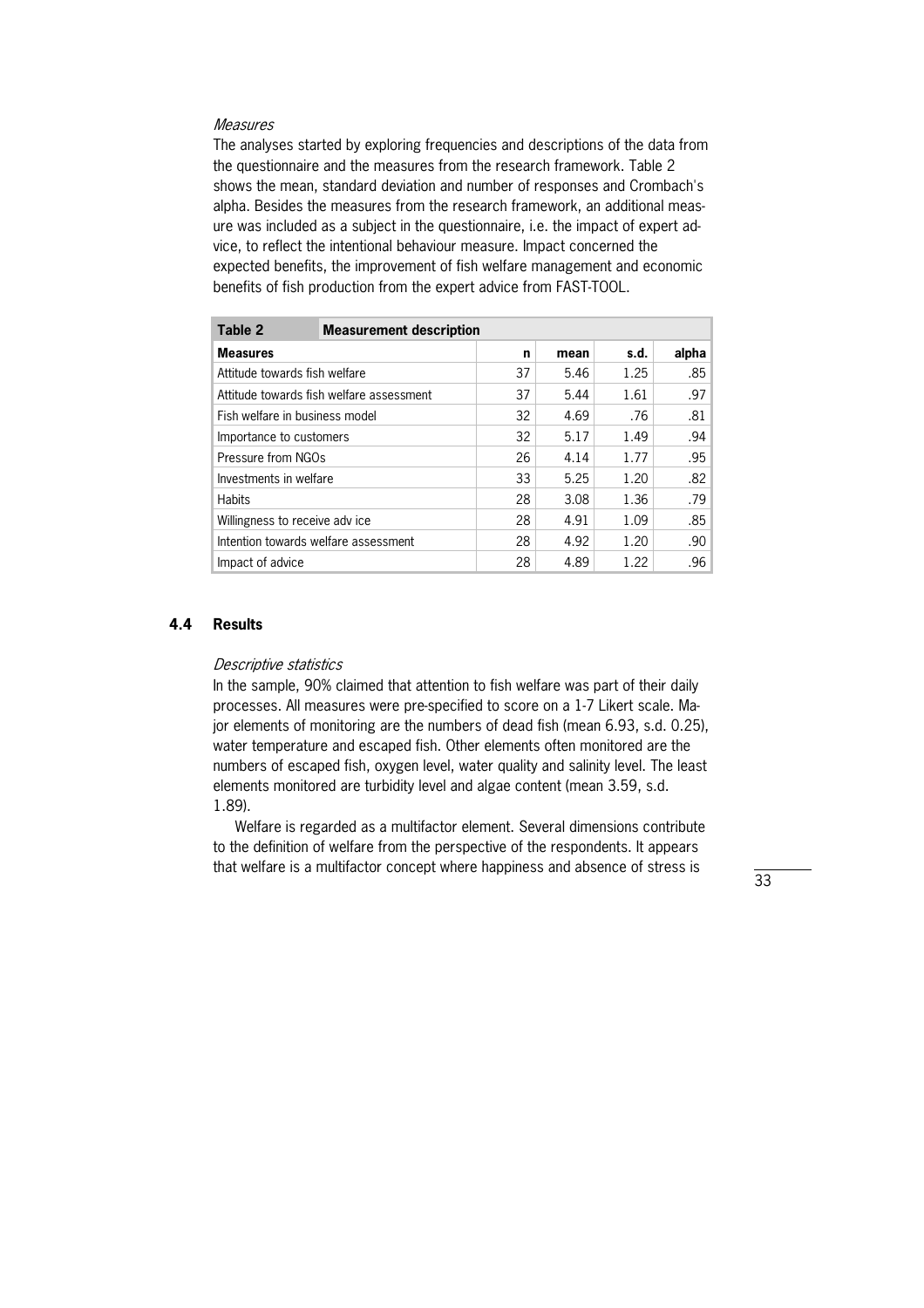*Measures*

The analyses started by exploring frequencies and descriptions of the data from the questionnaire and the measures from the research framework. Table 2 shows the mean, standard deviation and number of responses and Crombach's alpha. Besides the measures from the research framework, an additional measure was included as a subject in the questionnaire, i.e. the impact of expert advice, to reflect the intentional behaviour measure. Impact concerned the expected benefits, the improvement of fish welfare management and economic benefits of fish production from the expert advice from FAST-TOOL.

**Table 2 Measurement description**

| Measures | n | mean | s.d. | alpha |
|---|---|---|---|---|
| Attitude towards fish welfare | 37 | 5.46 | 1.25 | .85 |
| Attitude towards fish welfare assessment | 37 | 5.44 | 1.61 | .97 |
| Fish welfare in business model | 32 | 4.69 | .76 | .81 |
| Importance to customers | 32 | 5.17 | 1.49 | .94 |
| Pressure from NGOs | 26 | 4.14 | 1.77 | .95 |
| Investments in welfare | 33 | 5.25 | 1.20 | .82 |
| Habits | 28 | 3.08 | 1.36 | .79 |
| Willingness to receive adv ice | 28 | 4.91 | 1.09 | .85 |
| Intention towards welfare assessment | 28 | 4.92 | 1.20 | .90 |
| Impact of advice | 28 | 4.89 | 1.22 | .96 |

## 4.4 Results

*Descriptive statistics*

In the sample, 90% claimed that attention to fish welfare was part of their daily processes. All measures were pre-specified to score on a 1-7 Likert scale. Major elements of monitoring are the numbers of dead fish (mean 6.93, s.d. 0.25), water temperature and escaped fish. Other elements often monitored are the numbers of escaped fish, oxygen level, water quality and salinity level. The least elements monitored are turbidity level and algae content (mean 3.59, s.d. 1.89).

Welfare is regarded as a multifactor element. Several dimensions contribute to the definition of welfare from the perspective of the respondents. It appears that welfare is a multifactor concept where happiness and absence of stress is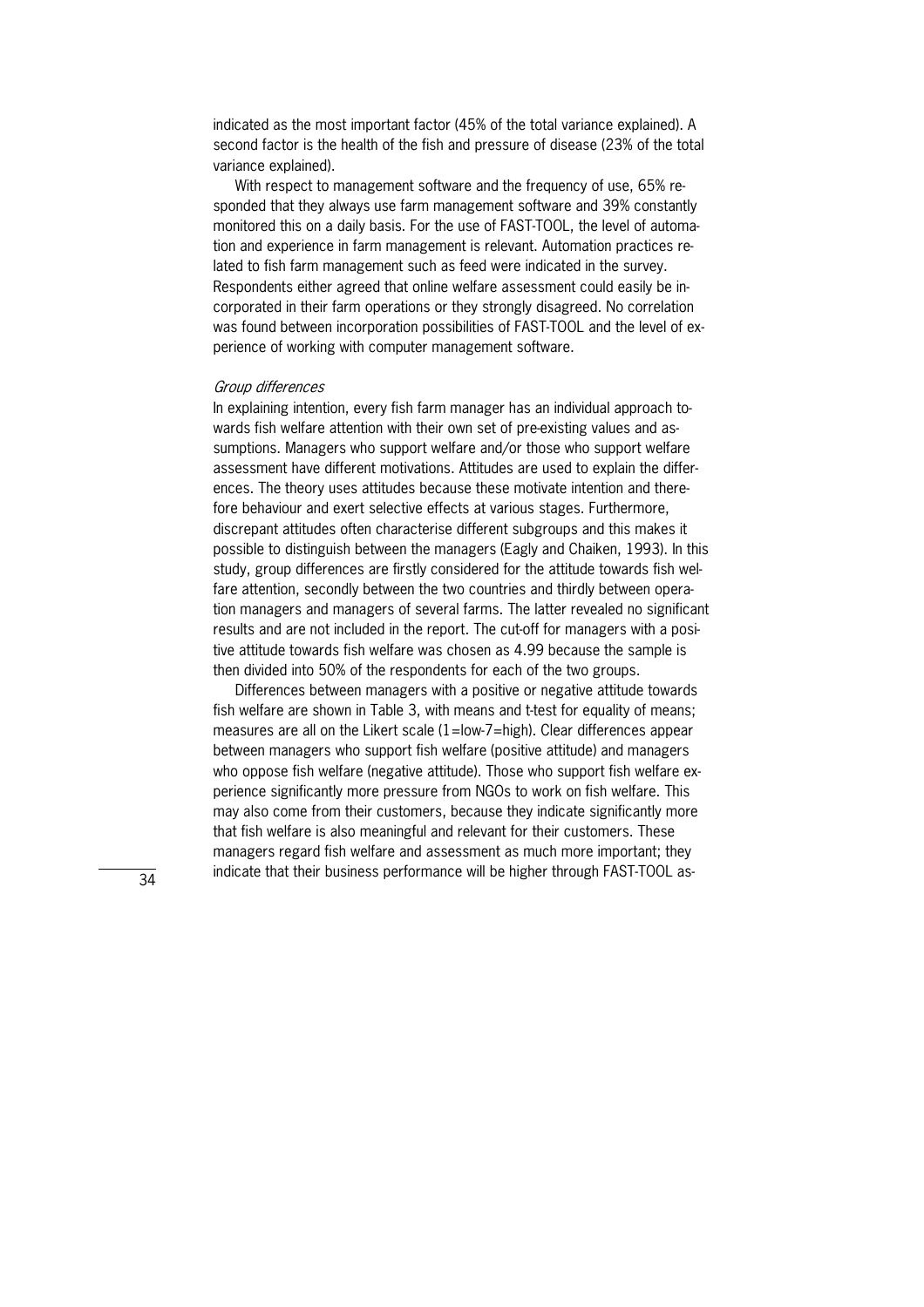indicated as the most important factor (45% of the total variance explained). A second factor is the health of the fish and pressure of disease (23% of the total variance explained).

With respect to management software and the frequency of use, 65% responded that they always use farm management software and 39% constantly monitored this on a daily basis. For the use of FAST-TOOL, the level of automation and experience in farm management is relevant. Automation practices related to fish farm management such as feed were indicated in the survey. Respondents either agreed that online welfare assessment could easily be incorporated in their farm operations or they strongly disagreed. No correlation was found between incorporation possibilities of FAST-TOOL and the level of experience of working with computer management software.

*Group differences*

In explaining intention, every fish farm manager has an individual approach towards fish welfare attention with their own set of pre-existing values and assumptions. Managers who support welfare and/or those who support welfare assessment have different motivations. Attitudes are used to explain the differences. The theory uses attitudes because these motivate intention and therefore behaviour and exert selective effects at various stages. Furthermore, discrepant attitudes often characterise different subgroups and this makes it possible to distinguish between the managers (Eagly and Chaiken, 1993). In this study, group differences are firstly considered for the attitude towards fish welfare attention, secondly between the two countries and thirdly between operation managers and managers of several farms. The latter revealed no significant results and are not included in the report. The cut-off for managers with a positive attitude towards fish welfare was chosen as 4.99 because the sample is then divided into 50% of the respondents for each of the two groups.

Differences between managers with a positive or negative attitude towards fish welfare are shown in Table 3, with means and t-test for equality of means; measures are all on the Likert scale (1=low-7=high). Clear differences appear between managers who support fish welfare (positive attitude) and managers who oppose fish welfare (negative attitude). Those who support fish welfare experience significantly more pressure from NGOs to work on fish welfare. This may also come from their customers, because they indicate significantly more that fish welfare is also meaningful and relevant for their customers. These managers regard fish welfare and assessment as much more important; they indicate that their business performance will be higher through FAST-TOOL as-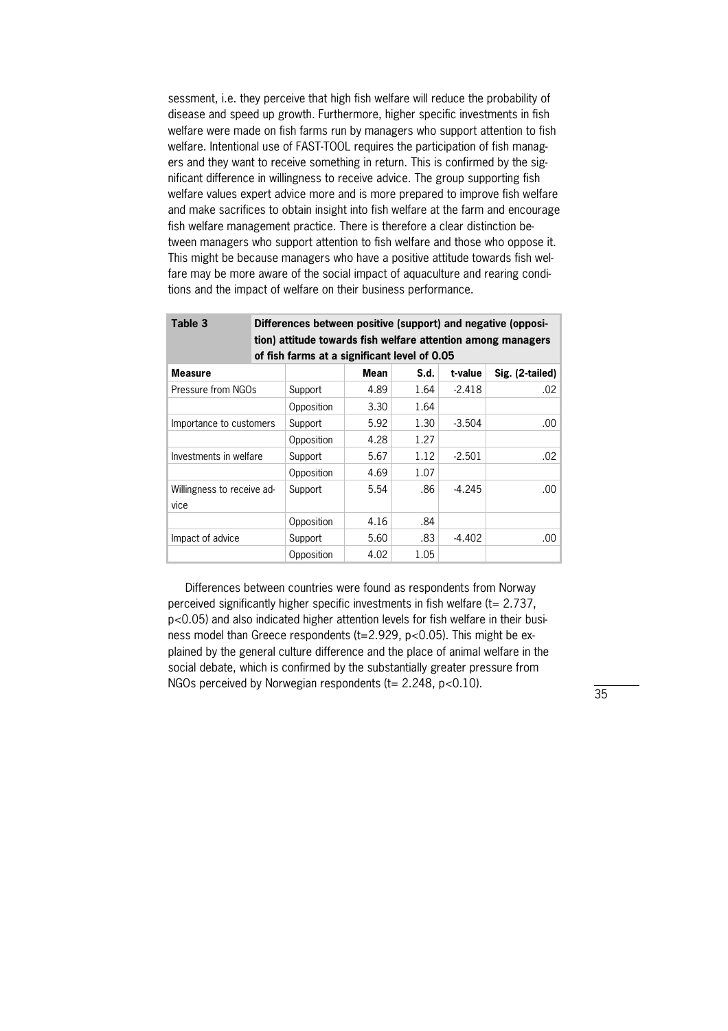sessment, i.e. they perceive that high fish welfare will reduce the probability of disease and speed up growth. Furthermore, higher specific investments in fish welfare were made on fish farms run by managers who support attention to fish welfare. Intentional use of FAST-TOOL requires the participation of fish managers and they want to receive something in return. This is confirmed by the significant difference in willingness to receive advice. The group supporting fish welfare values expert advice more and is more prepared to improve fish welfare and make sacrifices to obtain insight into fish welfare at the farm and encourage fish welfare management practice. There is therefore a clear distinction between managers who support attention to fish welfare and those who oppose it. This might be because managers who have a positive attitude towards fish welfare may be more aware of the social impact of aquaculture and rearing conditions and the impact of welfare on their business performance.

**Table 3** **Differences between positive (support) and negative (opposition) attitude towards fish welfare attention among managers of fish farms at a significant level of 0.05**

| Measure | | Mean | S.d. | t-value | Sig. (2-tailed) |
|---|---|---|---|---|---|
| Pressure from NGOs | Support | 4.89 | 1.64 | -2.418 | .02 |
| | Opposition | 3.30 | 1.64 | | |
| Importance to customers | Support | 5.92 | 1.30 | -3.504 | .00 |
| | Opposition | 4.28 | 1.27 | | |
| Investments in welfare | Support | 5.67 | 1.12 | -2.501 | .02 |
| | Opposition | 4.69 | 1.07 | | |
| Willingness to receive advice | Support | 5.54 | .86 | -4.245 | .00 |
| | Opposition | 4.16 | .84 | | |
| Impact of advice | Support | 5.60 | .83 | -4.402 | .00 |
| | Opposition | 4.02 | 1.05 | | |

Differences between countries were found as respondents from Norway perceived significantly higher specific investments in fish welfare ($t = 2.737$, $p<0.05$) and also indicated higher attention levels for fish welfare in their business model than Greece respondents ($t=2.929$, $p<0.05$). This might be explained by the general culture difference and the place of animal welfare in the social debate, which is confirmed by the substantially greater pressure from NGOs perceived by Norwegian respondents ($t = 2.248$, $p<0.10$).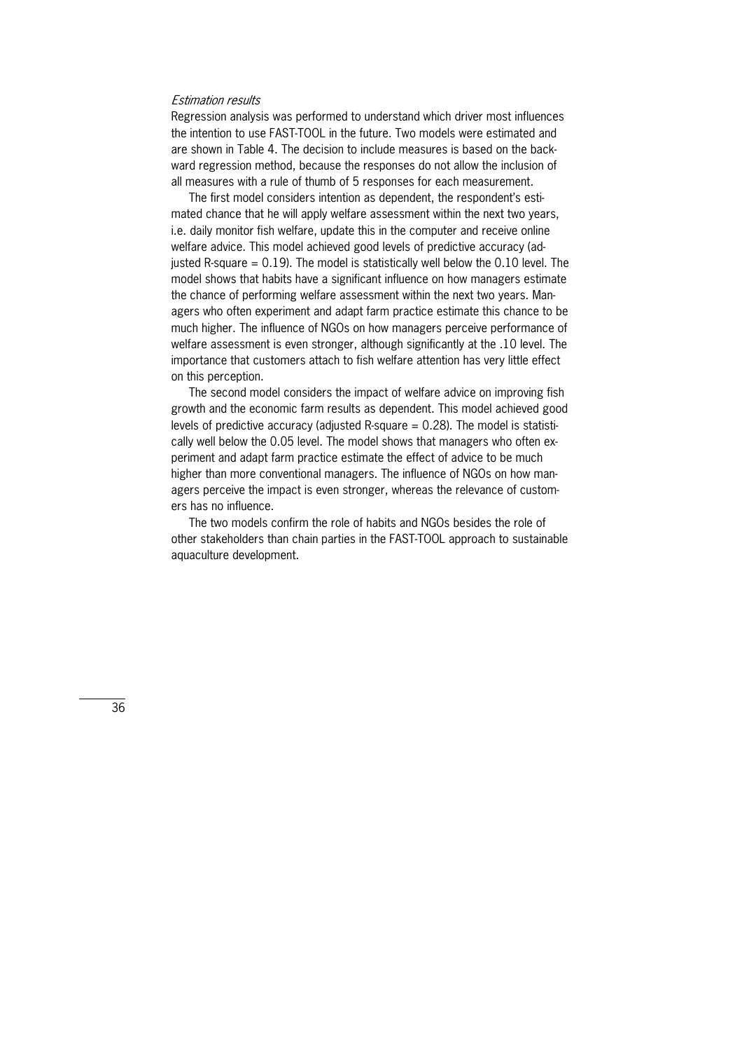*Estimation results*

Regression analysis was performed to understand which driver most influences the intention to use FAST-TOOL in the future. Two models were estimated and are shown in Table 4. The decision to include measures is based on the backward regression method, because the responses do not allow the inclusion of all measures with a rule of thumb of 5 responses for each measurement.

The first model considers intention as dependent, the respondent's estimated chance that he will apply welfare assessment within the next two years, i.e. daily monitor fish welfare, update this in the computer and receive online welfare advice. This model achieved good levels of predictive accuracy (adjusted R-square = 0.19). The model is statistically well below the 0.10 level. The model shows that habits have a significant influence on how managers estimate the chance of performing welfare assessment within the next two years. Managers who often experiment and adapt farm practice estimate this chance to be much higher. The influence of NGOs on how managers perceive performance of welfare assessment is even stronger, although significantly at the .10 level. The importance that customers attach to fish welfare attention has very little effect on this perception.

The second model considers the impact of welfare advice on improving fish growth and the economic farm results as dependent. This model achieved good levels of predictive accuracy (adjusted R-square = 0.28). The model is statistically well below the 0.05 level. The model shows that managers who often experiment and adapt farm practice estimate the effect of advice to be much higher than more conventional managers. The influence of NGOs on how managers perceive the impact is even stronger, whereas the relevance of customers has no influence.

The two models confirm the role of habits and NGOs besides the role of other stakeholders than chain parties in the FAST-TOOL approach to sustainable aquaculture development.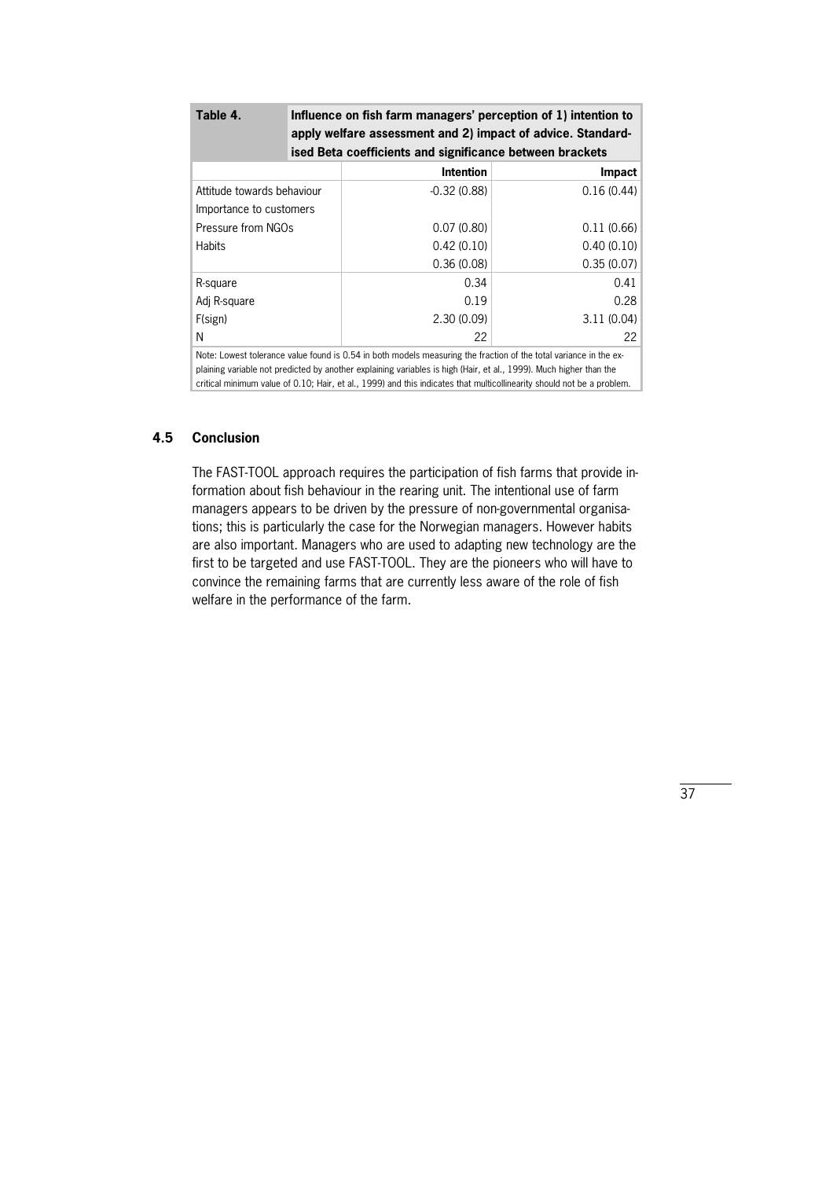| **Table 4.** | **Influence on fish farm managers' perception of 1) intention to apply welfare assessment and 2) impact of advice. Standardised Beta coefficients and significance between brackets** | |
|---|---|---|
| | **Intention** | **Impact** |
| Attitude towards behaviour | -0.32 (0.88) | 0.16 (0.44) |
| Importance to customers | | |
| Pressure from NGOs | 0.07 (0.80) | 0.11 (0.66) |
| Habits | 0.42 (0.10) | 0.40 (0.10) |
| | 0.36 (0.08) | 0.35 (0.07) |
| R-square | 0.34 | 0.41 |
| Adj R-square | 0.19 | 0.28 |
| F(sign) | 2.30 (0.09) | 3.11 (0.04) |
| N | 22 | 22 |

Note: Lowest tolerance value found is 0.54 in both models measuring the fraction of the total variance in the explaining variable not predicted by another explaining variables is high (Hair, et al., 1999). Much higher than the critical minimum value of 0.10; Hair, et al., 1999) and this indicates that multicollinearity should not be a problem.

## 4.5 Conclusion

The FAST-TOOL approach requires the participation of fish farms that provide information about fish behaviour in the rearing unit. The intentional use of farm managers appears to be driven by the pressure of non-governmental organisations; this is particularly the case for the Norwegian managers. However habits are also important. Managers who are used to adapting new technology are the first to be targeted and use FAST-TOOL. They are the pioneers who will have to convince the remaining farms that are currently less aware of the role of fish welfare in the performance of the farm.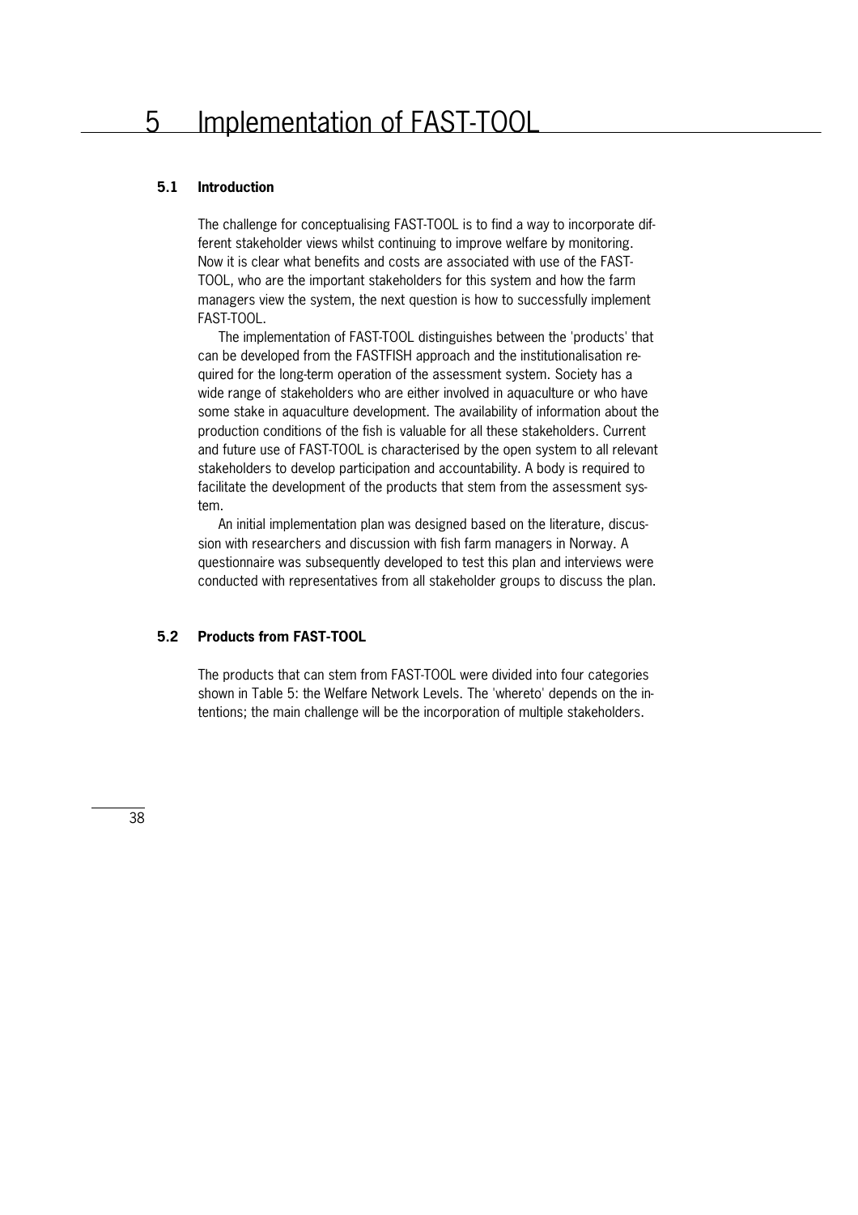# 5 Implementation of FAST-TOOL

## 5.1 Introduction

The challenge for conceptualising FAST-TOOL is to find a way to incorporate different stakeholder views whilst continuing to improve welfare by monitoring. Now it is clear what benefits and costs are associated with use of the FAST-TOOL, who are the important stakeholders for this system and how the farm managers view the system, the next question is how to successfully implement FAST-TOOL.

The implementation of FAST-TOOL distinguishes between the 'products' that can be developed from the FASTFISH approach and the institutionalisation required for the long-term operation of the assessment system. Society has a wide range of stakeholders who are either involved in aquaculture or who have some stake in aquaculture development. The availability of information about the production conditions of the fish is valuable for all these stakeholders. Current and future use of FAST-TOOL is characterised by the open system to all relevant stakeholders to develop participation and accountability. A body is required to facilitate the development of the products that stem from the assessment system.

An initial implementation plan was designed based on the literature, discussion with researchers and discussion with fish farm managers in Norway. A questionnaire was subsequently developed to test this plan and interviews were conducted with representatives from all stakeholder groups to discuss the plan.

## 5.2 Products from FAST-TOOL

The products that can stem from FAST-TOOL were divided into four categories shown in Table 5: the Welfare Network Levels. The 'whereto' depends on the intentions; the main challenge will be the incorporation of multiple stakeholders.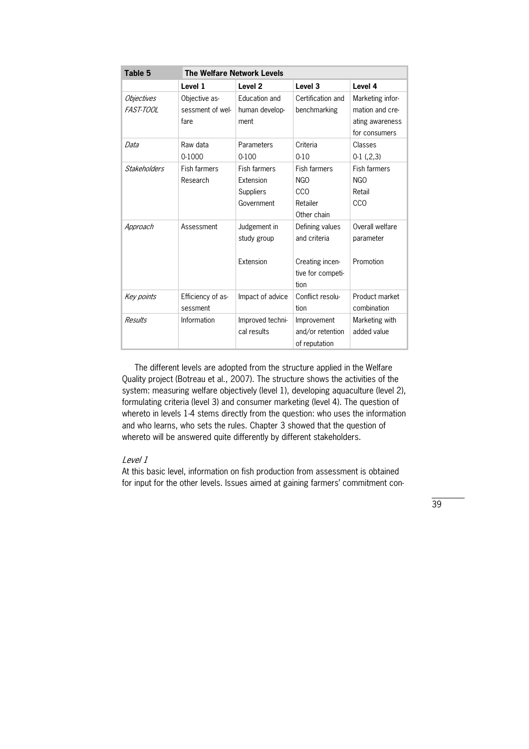| **Table 5** | **The Welfare Network Levels** | | | |
|---|---|---|---|---|
| | **Level 1** | **Level 2** | **Level 3** | **Level 4** |
| *Objectives FAST-TOOL* | Objective assessment of welfare | Education and human development | Certification and benchmarking | Marketing information and creating awareness for consumers |
| *Data* | Raw data 0-1000 | Parameters 0-100 | Criteria 0-10 | Classes 0-1 (,2,3) |
| *Stakeholders* | Fish farmers Research | Fish farmers Extension Suppliers Government | Fish farmers NGO CCO Retailer Other chain | Fish farmers NGO Retail CCO |
| *Approach* | Assessment | Judgement in study group Extension | Defining values and criteria Creating incentive for competition | Overall welfare parameter Promotion |
| *Key points* | Efficiency of assessment | Impact of advice | Conflict resolution | Product market combination |
| *Results* | Information | Improved technical results | Improvement and/or retention of reputation | Marketing with added value |

The different levels are adopted from the structure applied in the Welfare Quality project (Botreau et al., 2007). The structure shows the activities of the system: measuring welfare objectively (level 1), developing aquaculture (level 2), formulating criteria (level 3) and consumer marketing (level 4). The question of whereto in levels 1-4 stems directly from the question: who uses the information and who learns, who sets the rules. Chapter 3 showed that the question of whereto will be answered quite differently by different stakeholders.

*Level 1*

At this basic level, information on fish production from assessment is obtained for input for the other levels. Issues aimed at gaining farmers' commitment con-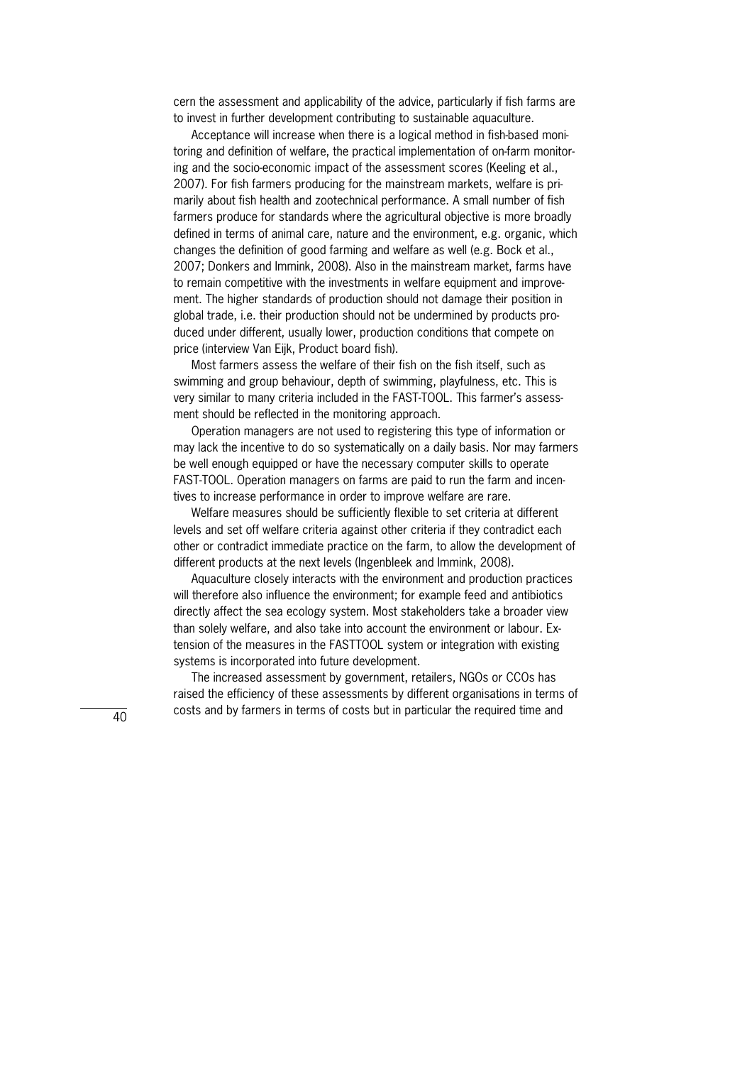cern the assessment and applicability of the advice, particularly if fish farms are to invest in further development contributing to sustainable aquaculture.

Acceptance will increase when there is a logical method in fish-based monitoring and definition of welfare, the practical implementation of on-farm monitoring and the socio-economic impact of the assessment scores (Keeling et al., 2007). For fish farmers producing for the mainstream markets, welfare is primarily about fish health and zootechnical performance. A small number of fish farmers produce for standards where the agricultural objective is more broadly defined in terms of animal care, nature and the environment, e.g. organic, which changes the definition of good farming and welfare as well (e.g. Bock et al., 2007; Donkers and Immink, 2008). Also in the mainstream market, farms have to remain competitive with the investments in welfare equipment and improvement. The higher standards of production should not damage their position in global trade, i.e. their production should not be undermined by products produced under different, usually lower, production conditions that compete on price (interview Van Eijk, Product board fish).

Most farmers assess the welfare of their fish on the fish itself, such as swimming and group behaviour, depth of swimming, playfulness, etc. This is very similar to many criteria included in the FAST-TOOL. This farmer's assessment should be reflected in the monitoring approach.

Operation managers are not used to registering this type of information or may lack the incentive to do so systematically on a daily basis. Nor may farmers be well enough equipped or have the necessary computer skills to operate FAST-TOOL. Operation managers on farms are paid to run the farm and incentives to increase performance in order to improve welfare are rare.

Welfare measures should be sufficiently flexible to set criteria at different levels and set off welfare criteria against other criteria if they contradict each other or contradict immediate practice on the farm, to allow the development of different products at the next levels (Ingenbleek and Immink, 2008).

Aquaculture closely interacts with the environment and production practices will therefore also influence the environment; for example feed and antibiotics directly affect the sea ecology system. Most stakeholders take a broader view than solely welfare, and also take into account the environment or labour. Extension of the measures in the FASTTOOL system or integration with existing systems is incorporated into future development.

The increased assessment by government, retailers, NGOs or CCOs has raised the efficiency of these assessments by different organisations in terms of costs and by farmers in terms of costs but in particular the required time and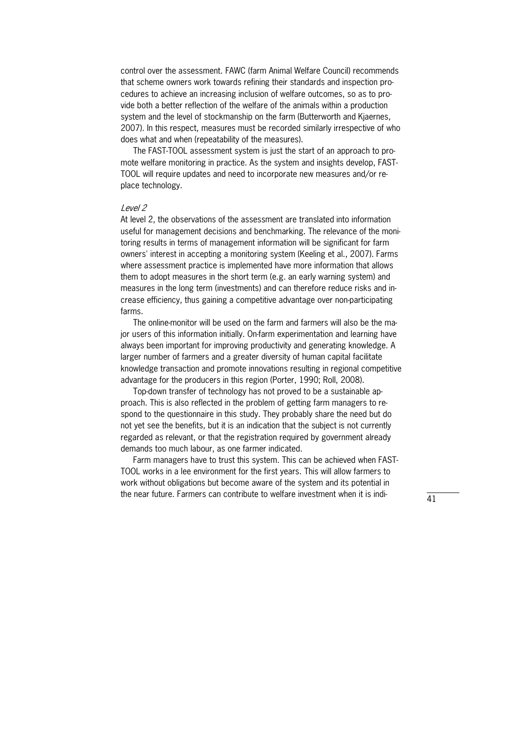control over the assessment. FAWC (farm Animal Welfare Council) recommends that scheme owners work towards refining their standards and inspection procedures to achieve an increasing inclusion of welfare outcomes, so as to provide both a better reflection of the welfare of the animals within a production system and the level of stockmanship on the farm (Butterworth and Kjaernes, 2007). In this respect, measures must be recorded similarly irrespective of who does what and when (repeatability of the measures).

The FAST-TOOL assessment system is just the start of an approach to promote welfare monitoring in practice. As the system and insights develop, FAST-TOOL will require updates and need to incorporate new measures and/or replace technology.

*Level 2*

At level 2, the observations of the assessment are translated into information useful for management decisions and benchmarking. The relevance of the monitoring results in terms of management information will be significant for farm owners' interest in accepting a monitoring system (Keeling et al., 2007). Farms where assessment practice is implemented have more information that allows them to adopt measures in the short term (e.g. an early warning system) and measures in the long term (investments) and can therefore reduce risks and increase efficiency, thus gaining a competitive advantage over non-participating farms.

The online-monitor will be used on the farm and farmers will also be the major users of this information initially. On-farm experimentation and learning have always been important for improving productivity and generating knowledge. A larger number of farmers and a greater diversity of human capital facilitate knowledge transaction and promote innovations resulting in regional competitive advantage for the producers in this region (Porter, 1990; Roll, 2008).

Top-down transfer of technology has not proved to be a sustainable approach. This is also reflected in the problem of getting farm managers to respond to the questionnaire in this study. They probably share the need but do not yet see the benefits, but it is an indication that the subject is not currently regarded as relevant, or that the registration required by government already demands too much labour, as one farmer indicated.

Farm managers have to trust this system. This can be achieved when FAST-TOOL works in a lee environment for the first years. This will allow farmers to work without obligations but become aware of the system and its potential in the near future. Farmers can contribute to welfare investment when it is indi-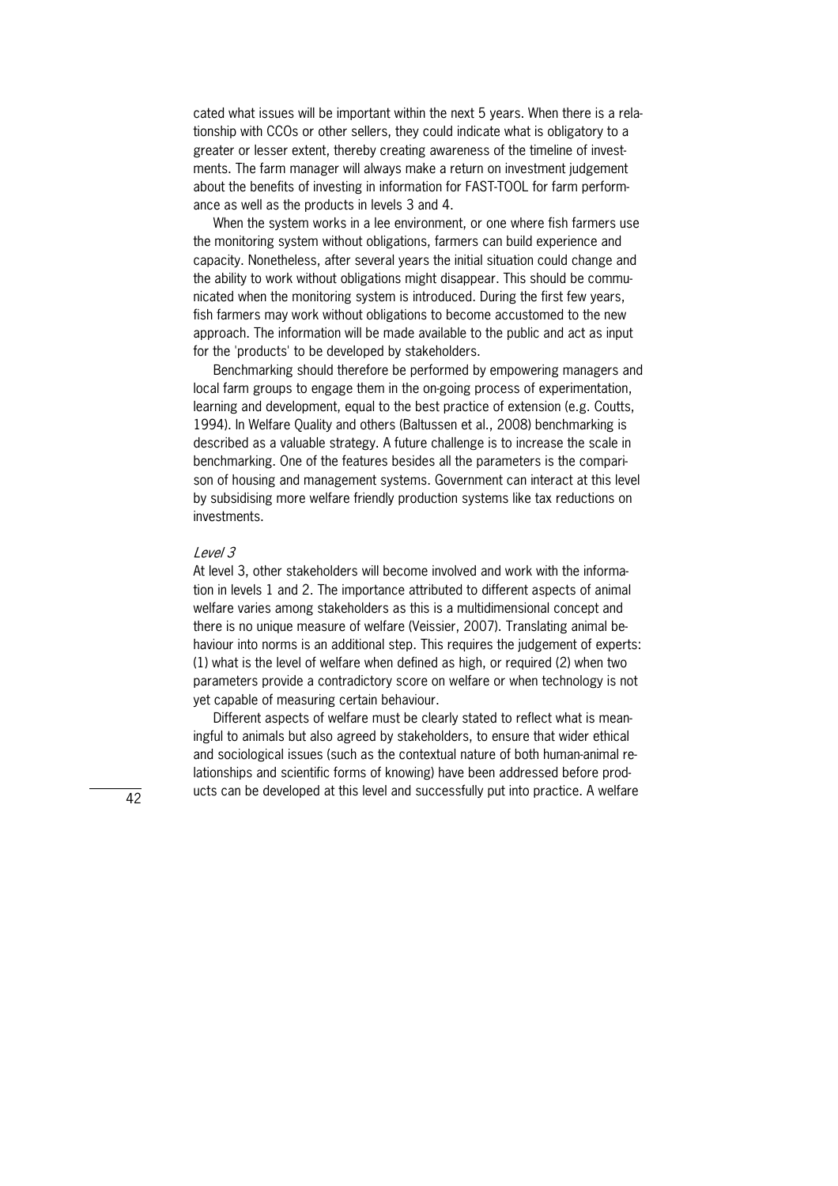cated what issues will be important within the next 5 years. When there is a relationship with CCOs or other sellers, they could indicate what is obligatory to a greater or lesser extent, thereby creating awareness of the timeline of investments. The farm manager will always make a return on investment judgement about the benefits of investing in information for FAST-TOOL for farm performance as well as the products in levels 3 and 4.

When the system works in a lee environment, or one where fish farmers use the monitoring system without obligations, farmers can build experience and capacity. Nonetheless, after several years the initial situation could change and the ability to work without obligations might disappear. This should be communicated when the monitoring system is introduced. During the first few years, fish farmers may work without obligations to become accustomed to the new approach. The information will be made available to the public and act as input for the 'products' to be developed by stakeholders.

Benchmarking should therefore be performed by empowering managers and local farm groups to engage them in the on-going process of experimentation, learning and development, equal to the best practice of extension (e.g. Coutts, 1994). In Welfare Quality and others (Baltussen et al., 2008) benchmarking is described as a valuable strategy. A future challenge is to increase the scale in benchmarking. One of the features besides all the parameters is the comparison of housing and management systems. Government can interact at this level by subsidising more welfare friendly production systems like tax reductions on investments.

*Level 3*

At level 3, other stakeholders will become involved and work with the information in levels 1 and 2. The importance attributed to different aspects of animal welfare varies among stakeholders as this is a multidimensional concept and there is no unique measure of welfare (Veissier, 2007). Translating animal behaviour into norms is an additional step. This requires the judgement of experts: (1) what is the level of welfare when defined as high, or required (2) when two parameters provide a contradictory score on welfare or when technology is not yet capable of measuring certain behaviour.

Different aspects of welfare must be clearly stated to reflect what is meaningful to animals but also agreed by stakeholders, to ensure that wider ethical and sociological issues (such as the contextual nature of both human-animal relationships and scientific forms of knowing) have been addressed before products can be developed at this level and successfully put into practice. A welfare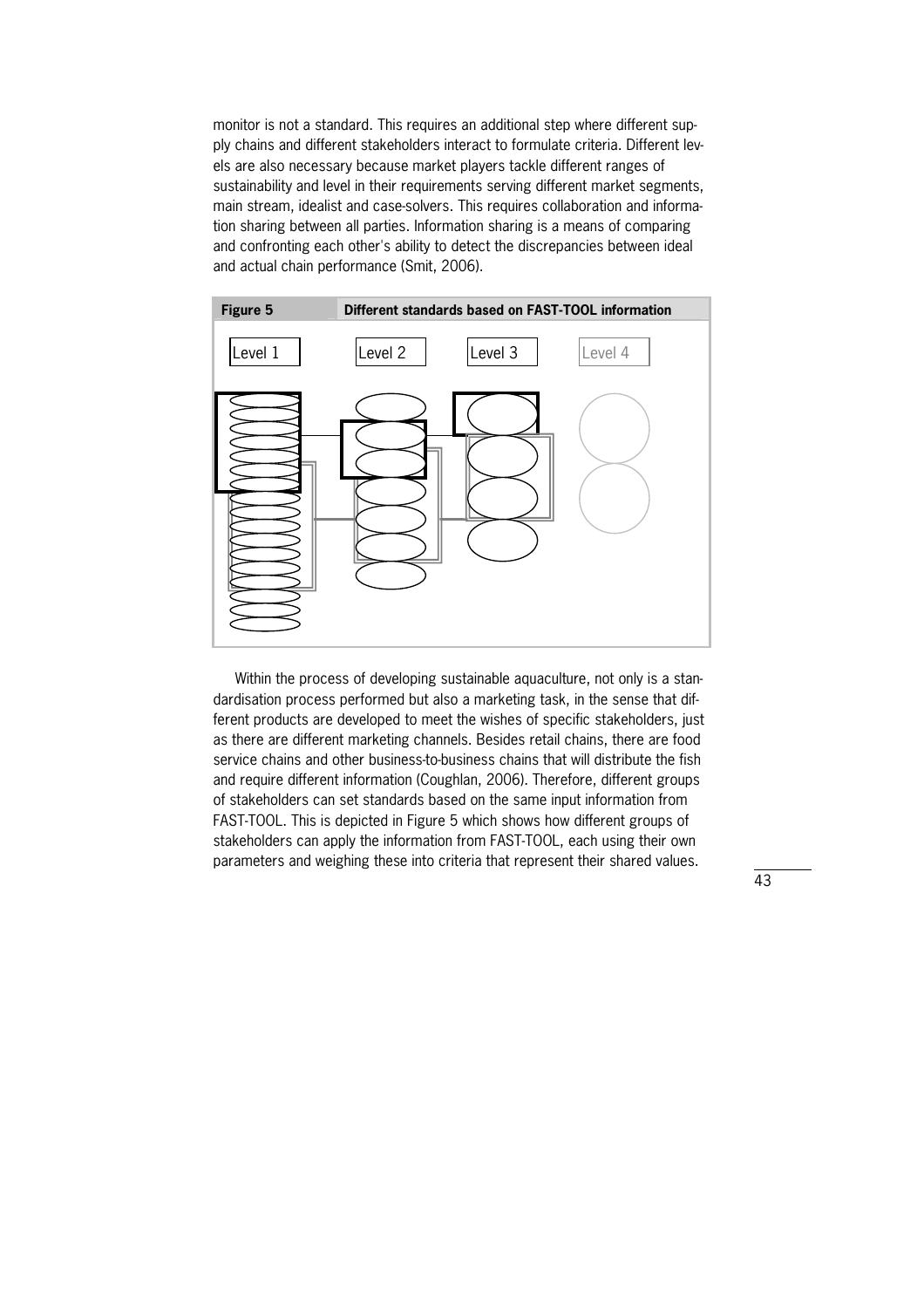monitor is not a standard. This requires an additional step where different supply chains and different stakeholders interact to formulate criteria. Different levels are also necessary because market players tackle different ranges of sustainability and level in their requirements serving different market segments, main stream, idealist and case-solvers. This requires collaboration and information sharing between all parties. Information sharing is a means of comparing and confronting each other's ability to detect the discrepancies between ideal and actual chain performance (Smit, 2006).

**Figure 5** **Different standards based on FAST-TOOL information**

Level 1 Level 2 Level 3 Level 4

Within the process of developing sustainable aquaculture, not only is a standardisation process performed but also a marketing task, in the sense that different products are developed to meet the wishes of specific stakeholders, just as there are different marketing channels. Besides retail chains, there are food service chains and other business-to-business chains that will distribute the fish and require different information (Coughlan, 2006). Therefore, different groups of stakeholders can set standards based on the same input information from FAST-TOOL. This is depicted in Figure 5 which shows how different groups of stakeholders can apply the information from FAST-TOOL, each using their own parameters and weighing these into criteria that represent their shared values.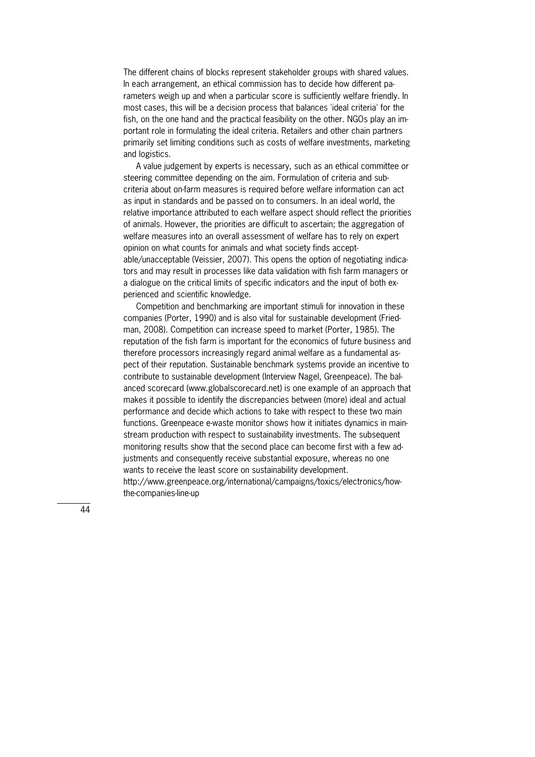The different chains of blocks represent stakeholder groups with shared values. In each arrangement, an ethical commission has to decide how different parameters weigh up and when a particular score is sufficiently welfare friendly. In most cases, this will be a decision process that balances 'ideal criteria' for the fish, on the one hand and the practical feasibility on the other. NGOs play an important role in formulating the ideal criteria. Retailers and other chain partners primarily set limiting conditions such as costs of welfare investments, marketing and logistics.

A value judgement by experts is necessary, such as an ethical committee or steering committee depending on the aim. Formulation of criteria and subcriteria about on-farm measures is required before welfare information can act as input in standards and be passed on to consumers. In an ideal world, the relative importance attributed to each welfare aspect should reflect the priorities of animals. However, the priorities are difficult to ascertain; the aggregation of welfare measures into an overall assessment of welfare has to rely on expert opinion on what counts for animals and what society finds acceptable/unacceptable (Veissier, 2007). This opens the option of negotiating indicators and may result in processes like data validation with fish farm managers or a dialogue on the critical limits of specific indicators and the input of both experienced and scientific knowledge.

Competition and benchmarking are important stimuli for innovation in these companies (Porter, 1990) and is also vital for sustainable development (Friedman, 2008). Competition can increase speed to market (Porter, 1985). The reputation of the fish farm is important for the economics of future business and therefore processors increasingly regard animal welfare as a fundamental aspect of their reputation. Sustainable benchmark systems provide an incentive to contribute to sustainable development (Interview Nagel, Greenpeace). The balanced scorecard (www.globalscorecard.net) is one example of an approach that makes it possible to identify the discrepancies between (more) ideal and actual performance and decide which actions to take with respect to these two main functions. Greenpeace e-waste monitor shows how it initiates dynamics in mainstream production with respect to sustainability investments. The subsequent monitoring results show that the second place can become first with a few adjustments and consequently receive substantial exposure, whereas no one wants to receive the least score on sustainability development. http://www.greenpeace.org/international/campaigns/toxics/electronics/how-the-companies-line-up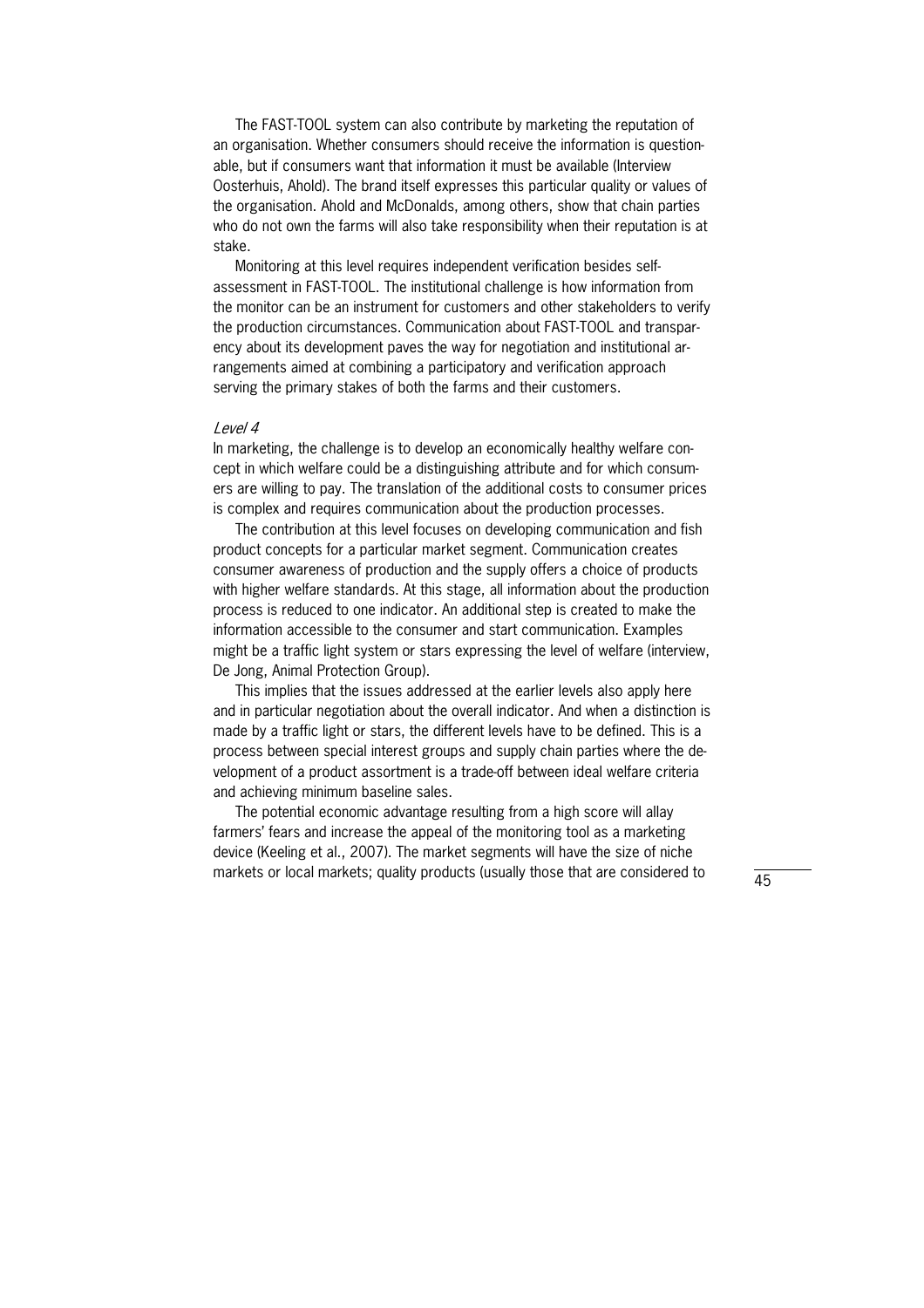The FAST-TOOL system can also contribute by marketing the reputation of an organisation. Whether consumers should receive the information is questionable, but if consumers want that information it must be available (Interview Oosterhuis, Ahold). The brand itself expresses this particular quality or values of the organisation. Ahold and McDonalds, among others, show that chain parties who do not own the farms will also take responsibility when their reputation is at stake.

Monitoring at this level requires independent verification besides self-assessment in FAST-TOOL. The institutional challenge is how information from the monitor can be an instrument for customers and other stakeholders to verify the production circumstances. Communication about FAST-TOOL and transparency about its development paves the way for negotiation and institutional arrangements aimed at combining a participatory and verification approach serving the primary stakes of both the farms and their customers.

*Level 4*

In marketing, the challenge is to develop an economically healthy welfare concept in which welfare could be a distinguishing attribute and for which consumers are willing to pay. The translation of the additional costs to consumer prices is complex and requires communication about the production processes.

The contribution at this level focuses on developing communication and fish product concepts for a particular market segment. Communication creates consumer awareness of production and the supply offers a choice of products with higher welfare standards. At this stage, all information about the production process is reduced to one indicator. An additional step is created to make the information accessible to the consumer and start communication. Examples might be a traffic light system or stars expressing the level of welfare (interview, De Jong, Animal Protection Group).

This implies that the issues addressed at the earlier levels also apply here and in particular negotiation about the overall indicator. And when a distinction is made by a traffic light or stars, the different levels have to be defined. This is a process between special interest groups and supply chain parties where the development of a product assortment is a trade-off between ideal welfare criteria and achieving minimum baseline sales.

The potential economic advantage resulting from a high score will allay farmers' fears and increase the appeal of the monitoring tool as a marketing device (Keeling et al., 2007). The market segments will have the size of niche markets or local markets; quality products (usually those that are considered to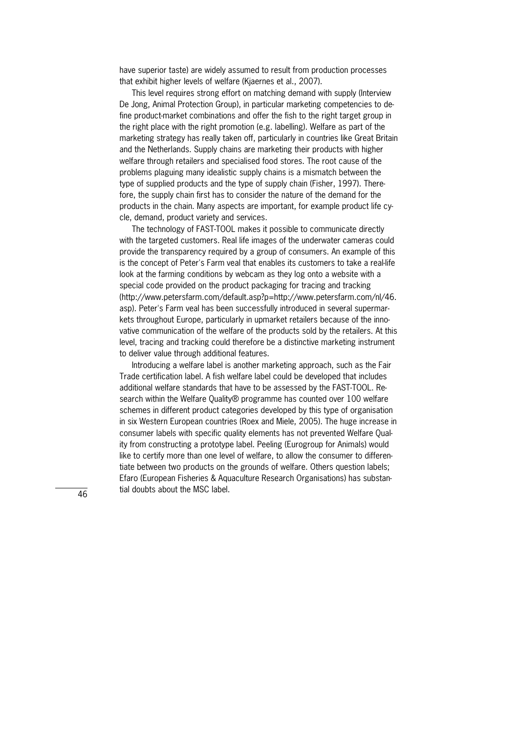have superior taste) are widely assumed to result from production processes that exhibit higher levels of welfare (Kjaernes et al., 2007).

This level requires strong effort on matching demand with supply (Interview De Jong, Animal Protection Group), in particular marketing competencies to define product-market combinations and offer the fish to the right target group in the right place with the right promotion (e.g. labelling). Welfare as part of the marketing strategy has really taken off, particularly in countries like Great Britain and the Netherlands. Supply chains are marketing their products with higher welfare through retailers and specialised food stores. The root cause of the problems plaguing many idealistic supply chains is a mismatch between the type of supplied products and the type of supply chain (Fisher, 1997). Therefore, the supply chain first has to consider the nature of the demand for the products in the chain. Many aspects are important, for example product life cycle, demand, product variety and services.

The technology of FAST-TOOL makes it possible to communicate directly with the targeted customers. Real life images of the underwater cameras could provide the transparency required by a group of consumers. An example of this is the concept of Peter's Farm veal that enables its customers to take a real-life look at the farming conditions by webcam as they log onto a website with a special code provided on the product packaging for tracing and tracking (http://www.petersfarm.com/default.asp?p=http://www.petersfarm.com/nl/46.asp). Peter's Farm veal has been successfully introduced in several supermarkets throughout Europe, particularly in upmarket retailers because of the innovative communication of the welfare of the products sold by the retailers. At this level, tracing and tracking could therefore be a distinctive marketing instrument to deliver value through additional features.

Introducing a welfare label is another marketing approach, such as the Fair Trade certification label. A fish welfare label could be developed that includes additional welfare standards that have to be assessed by the FAST-TOOL. Research within the Welfare Quality® programme has counted over 100 welfare schemes in different product categories developed by this type of organisation in six Western European countries (Roex and Miele, 2005). The huge increase in consumer labels with specific quality elements has not prevented Welfare Quality from constructing a prototype label. Peeling (Eurogroup for Animals) would like to certify more than one level of welfare, to allow the consumer to differentiate between two products on the grounds of welfare. Others question labels; Efaro (European Fisheries & Aquaculture Research Organisations) has substantial doubts about the MSC label.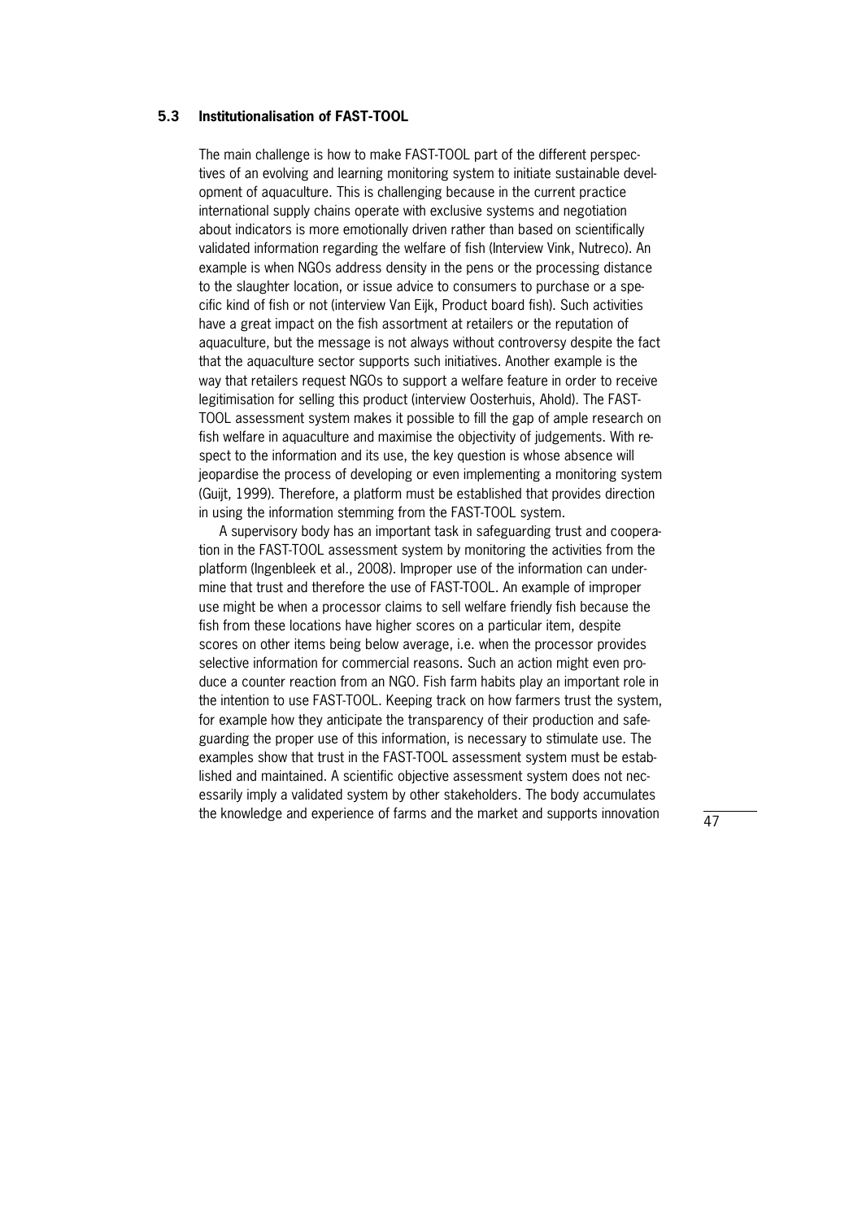### 5.3 Institutionalisation of FAST-TOOL

The main challenge is how to make FAST-TOOL part of the different perspectives of an evolving and learning monitoring system to initiate sustainable development of aquaculture. This is challenging because in the current practice international supply chains operate with exclusive systems and negotiation about indicators is more emotionally driven rather than based on scientifically validated information regarding the welfare of fish (Interview Vink, Nutreco). An example is when NGOs address density in the pens or the processing distance to the slaughter location, or issue advice to consumers to purchase or a specific kind of fish or not (interview Van Eijk, Product board fish). Such activities have a great impact on the fish assortment at retailers or the reputation of aquaculture, but the message is not always without controversy despite the fact that the aquaculture sector supports such initiatives. Another example is the way that retailers request NGOs to support a welfare feature in order to receive legitimisation for selling this product (interview Oosterhuis, Ahold). The FAST-TOOL assessment system makes it possible to fill the gap of ample research on fish welfare in aquaculture and maximise the objectivity of judgements. With respect to the information and its use, the key question is whose absence will jeopardise the process of developing or even implementing a monitoring system (Guijt, 1999). Therefore, a platform must be established that provides direction in using the information stemming from the FAST-TOOL system.

A supervisory body has an important task in safeguarding trust and cooperation in the FAST-TOOL assessment system by monitoring the activities from the platform (Ingenbleek et al., 2008). Improper use of the information can undermine that trust and therefore the use of FAST-TOOL. An example of improper use might be when a processor claims to sell welfare friendly fish because the fish from these locations have higher scores on a particular item, despite scores on other items being below average, i.e. when the processor provides selective information for commercial reasons. Such an action might even produce a counter reaction from an NGO. Fish farm habits play an important role in the intention to use FAST-TOOL. Keeping track on how farmers trust the system, for example how they anticipate the transparency of their production and safeguarding the proper use of this information, is necessary to stimulate use. The examples show that trust in the FAST-TOOL assessment system must be established and maintained. A scientific objective assessment system does not necessarily imply a validated system by other stakeholders. The body accumulates the knowledge and experience of farms and the market and supports innovation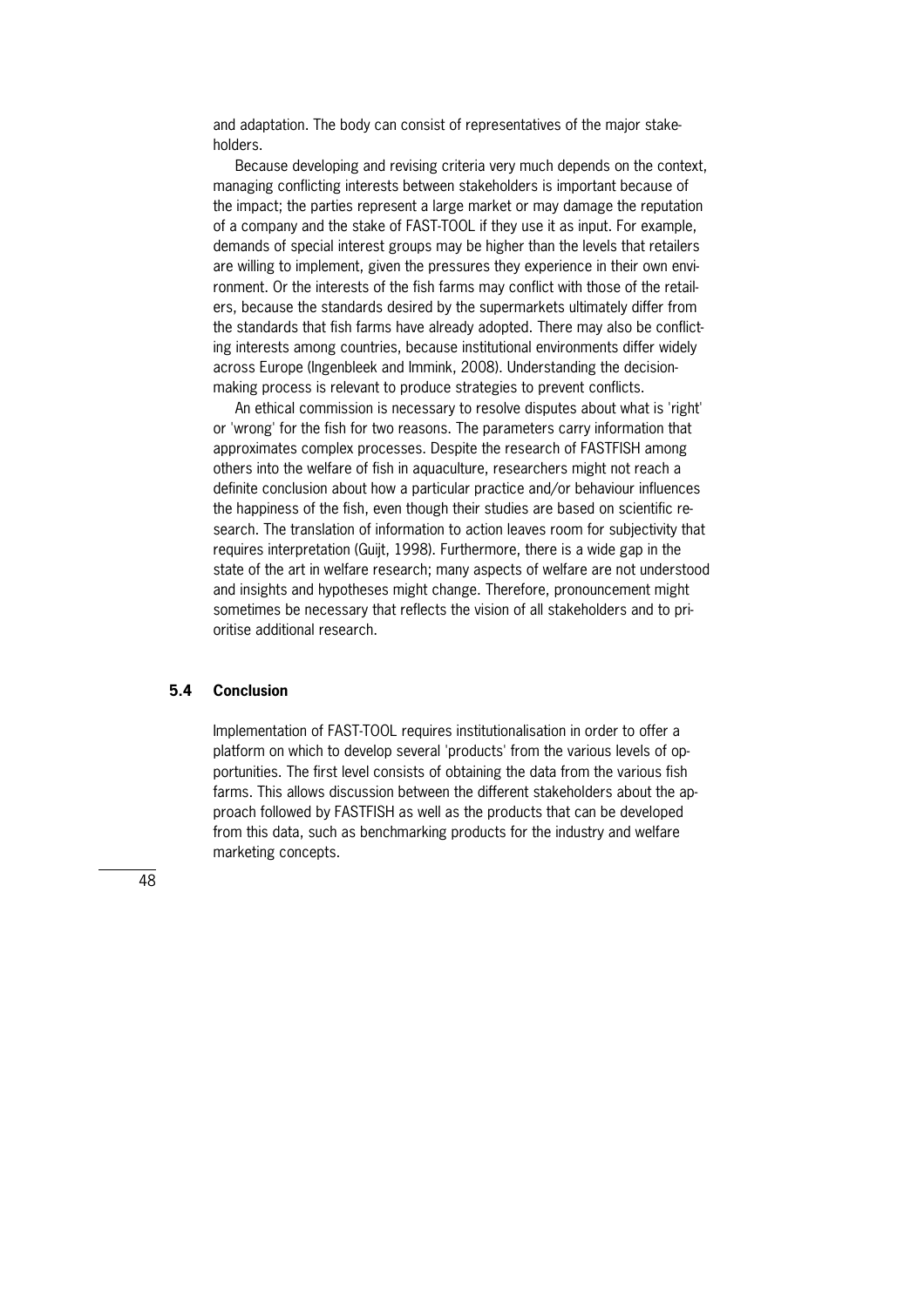and adaptation. The body can consist of representatives of the major stakeholders.

Because developing and revising criteria very much depends on the context, managing conflicting interests between stakeholders is important because of the impact; the parties represent a large market or may damage the reputation of a company and the stake of FAST-TOOL if they use it as input. For example, demands of special interest groups may be higher than the levels that retailers are willing to implement, given the pressures they experience in their own environment. Or the interests of the fish farms may conflict with those of the retailers, because the standards desired by the supermarkets ultimately differ from the standards that fish farms have already adopted. There may also be conflicting interests among countries, because institutional environments differ widely across Europe (Ingenbleek and Immink, 2008). Understanding the decision-making process is relevant to produce strategies to prevent conflicts.

An ethical commission is necessary to resolve disputes about what is 'right' or 'wrong' for the fish for two reasons. The parameters carry information that approximates complex processes. Despite the research of FASTFISH among others into the welfare of fish in aquaculture, researchers might not reach a definite conclusion about how a particular practice and/or behaviour influences the happiness of the fish, even though their studies are based on scientific research. The translation of information to action leaves room for subjectivity that requires interpretation (Guijt, 1998). Furthermore, there is a wide gap in the state of the art in welfare research; many aspects of welfare are not understood and insights and hypotheses might change. Therefore, pronouncement might sometimes be necessary that reflects the vision of all stakeholders and to prioritise additional research.

## 5.4 Conclusion

Implementation of FAST-TOOL requires institutionalisation in order to offer a platform on which to develop several 'products' from the various levels of opportunities. The first level consists of obtaining the data from the various fish farms. This allows discussion between the different stakeholders about the approach followed by FASTFISH as well as the products that can be developed from this data, such as benchmarking products for the industry and welfare marketing concepts.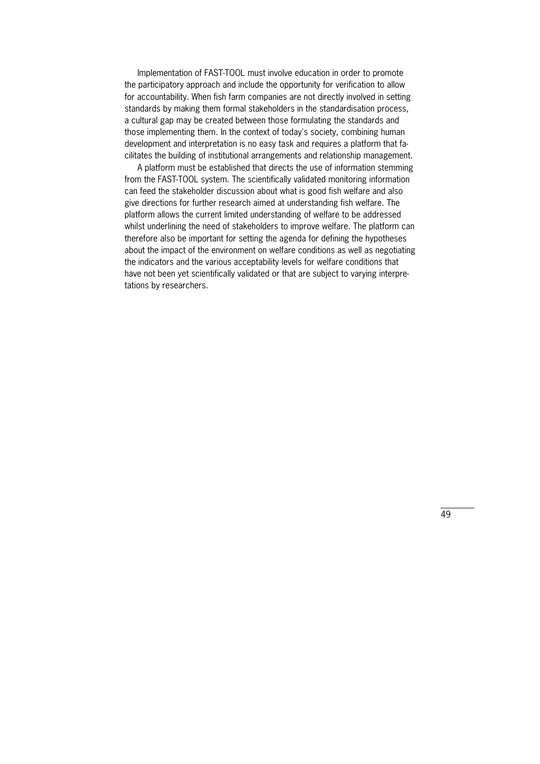Implementation of FAST-TOOL must involve education in order to promote the participatory approach and include the opportunity for verification to allow for accountability. When fish farm companies are not directly involved in setting standards by making them formal stakeholders in the standardisation process, a cultural gap may be created between those formulating the standards and those implementing them. In the context of today's society, combining human development and interpretation is no easy task and requires a platform that facilitates the building of institutional arrangements and relationship management.

A platform must be established that directs the use of information stemming from the FAST-TOOL system. The scientifically validated monitoring information can feed the stakeholder discussion about what is good fish welfare and also give directions for further research aimed at understanding fish welfare. The platform allows the current limited understanding of welfare to be addressed whilst underlining the need of stakeholders to improve welfare. The platform can therefore also be important for setting the agenda for defining the hypotheses about the impact of the environment on welfare conditions as well as negotiating the indicators and the various acceptability levels for welfare conditions that have not been yet scientifically validated or that are subject to varying interpretations by researchers.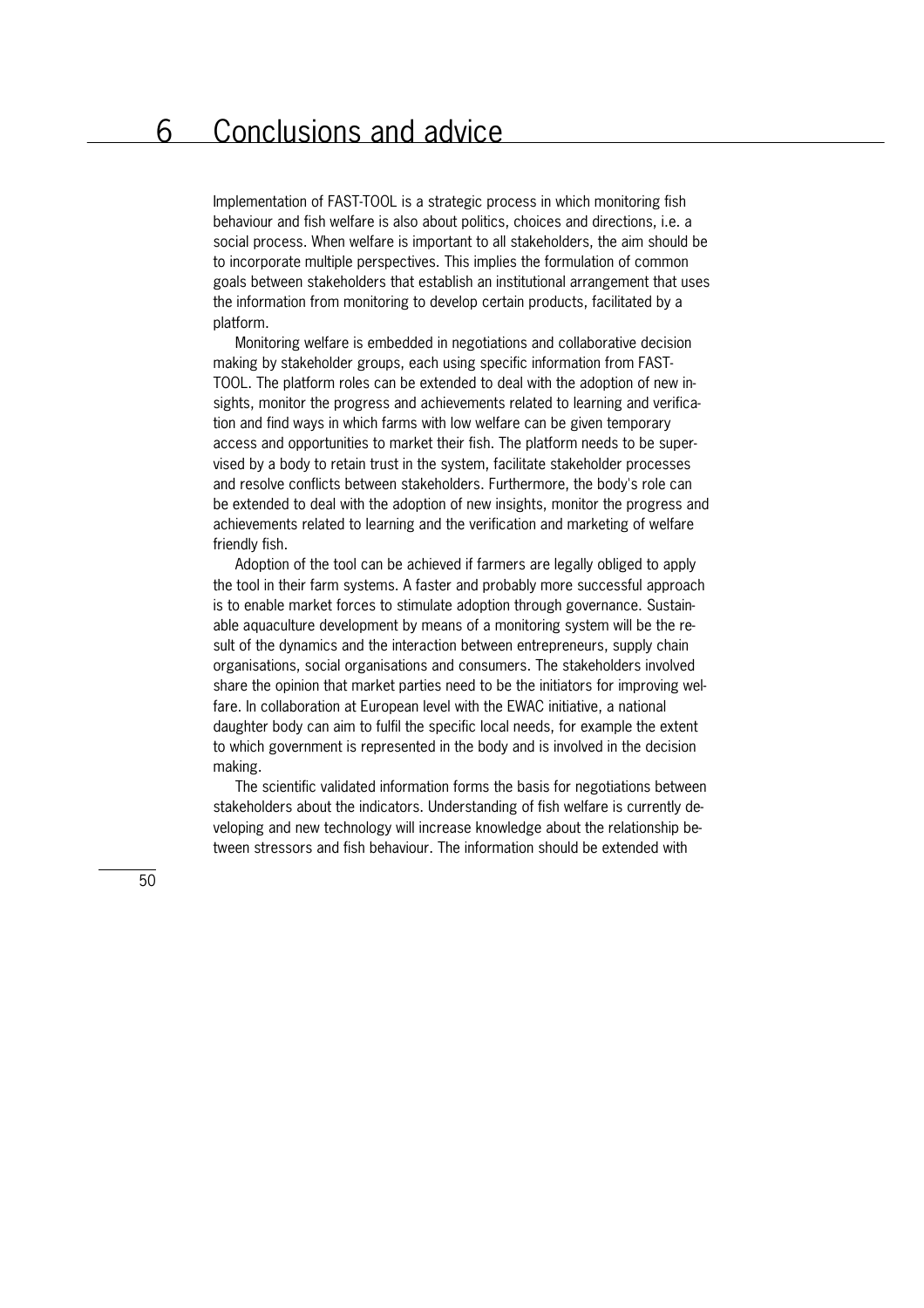# 6 Conclusions and advice

Implementation of FAST-TOOL is a strategic process in which monitoring fish behaviour and fish welfare is also about politics, choices and directions, i.e. a social process. When welfare is important to all stakeholders, the aim should be to incorporate multiple perspectives. This implies the formulation of common goals between stakeholders that establish an institutional arrangement that uses the information from monitoring to develop certain products, facilitated by a platform.

Monitoring welfare is embedded in negotiations and collaborative decision making by stakeholder groups, each using specific information from FAST-TOOL. The platform roles can be extended to deal with the adoption of new insights, monitor the progress and achievements related to learning and verification and find ways in which farms with low welfare can be given temporary access and opportunities to market their fish. The platform needs to be supervised by a body to retain trust in the system, facilitate stakeholder processes and resolve conflicts between stakeholders. Furthermore, the body's role can be extended to deal with the adoption of new insights, monitor the progress and achievements related to learning and the verification and marketing of welfare friendly fish.

Adoption of the tool can be achieved if farmers are legally obliged to apply the tool in their farm systems. A faster and probably more successful approach is to enable market forces to stimulate adoption through governance. Sustainable aquaculture development by means of a monitoring system will be the result of the dynamics and the interaction between entrepreneurs, supply chain organisations, social organisations and consumers. The stakeholders involved share the opinion that market parties need to be the initiators for improving welfare. In collaboration at European level with the EWAC initiative, a national daughter body can aim to fulfil the specific local needs, for example the extent to which government is represented in the body and is involved in the decision making.

The scientific validated information forms the basis for negotiations between stakeholders about the indicators. Understanding of fish welfare is currently developing and new technology will increase knowledge about the relationship between stressors and fish behaviour. The information should be extended with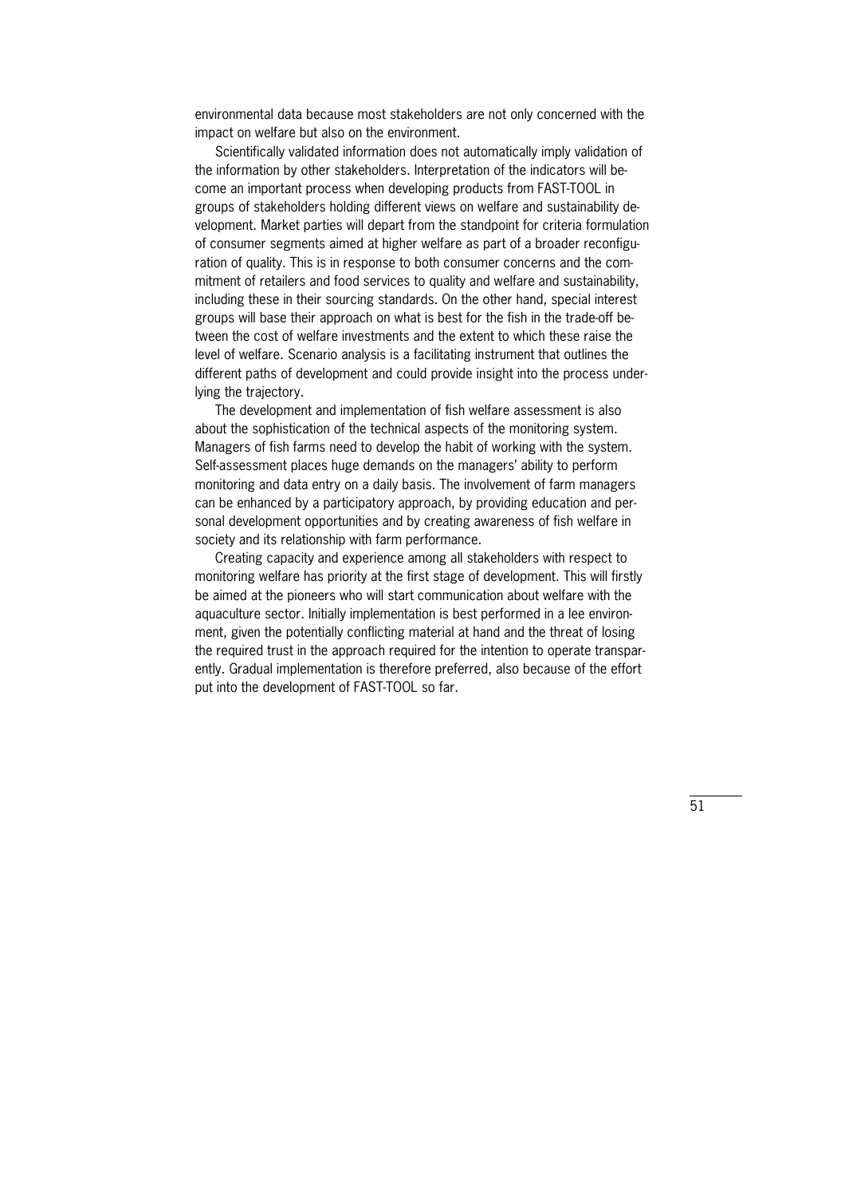environmental data because most stakeholders are not only concerned with the impact on welfare but also on the environment.

Scientifically validated information does not automatically imply validation of the information by other stakeholders. Interpretation of the indicators will become an important process when developing products from FAST-TOOL in groups of stakeholders holding different views on welfare and sustainability development. Market parties will depart from the standpoint for criteria formulation of consumer segments aimed at higher welfare as part of a broader reconfiguration of quality. This is in response to both consumer concerns and the commitment of retailers and food services to quality and welfare and sustainability, including these in their sourcing standards. On the other hand, special interest groups will base their approach on what is best for the fish in the trade-off between the cost of welfare investments and the extent to which these raise the level of welfare. Scenario analysis is a facilitating instrument that outlines the different paths of development and could provide insight into the process underlying the trajectory.

The development and implementation of fish welfare assessment is also about the sophistication of the technical aspects of the monitoring system. Managers of fish farms need to develop the habit of working with the system. Self-assessment places huge demands on the managers' ability to perform monitoring and data entry on a daily basis. The involvement of farm managers can be enhanced by a participatory approach, by providing education and personal development opportunities and by creating awareness of fish welfare in society and its relationship with farm performance.

Creating capacity and experience among all stakeholders with respect to monitoring welfare has priority at the first stage of development. This will firstly be aimed at the pioneers who will start communication about welfare with the aquaculture sector. Initially implementation is best performed in a lee environment, given the potentially conflicting material at hand and the threat of losing the required trust in the approach required for the intention to operate transparently. Gradual implementation is therefore preferred, also because of the effort put into the development of FAST-TOOL so far.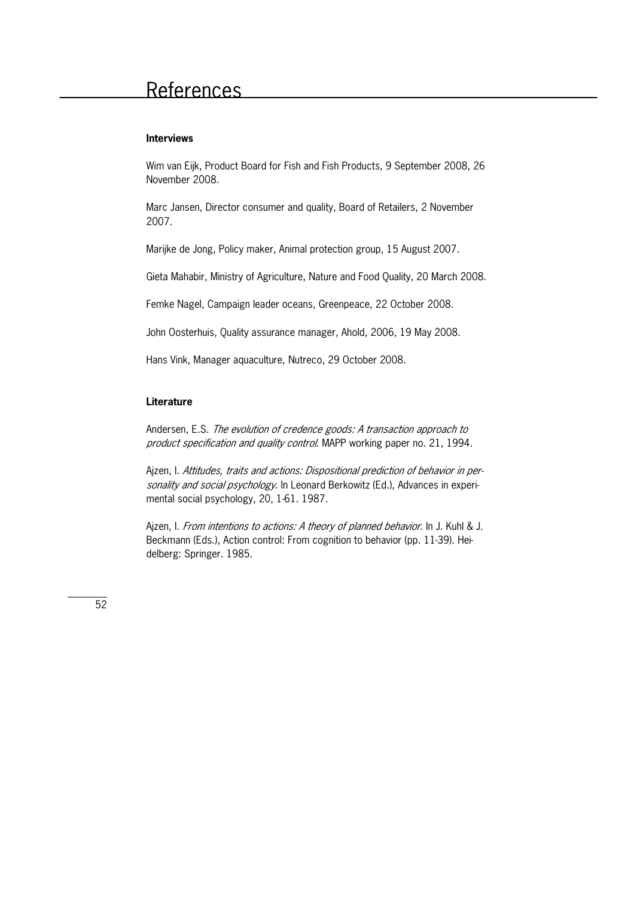# References

**Interviews**

Wim van Eijk, Product Board for Fish and Fish Products, 9 September 2008, 26 November 2008.

Marc Jansen, Director consumer and quality, Board of Retailers, 2 November 2007.

Marijke de Jong, Policy maker, Animal protection group, 15 August 2007.

Gieta Mahabir, Ministry of Agriculture, Nature and Food Quality, 20 March 2008.

Femke Nagel, Campaign leader oceans, Greenpeace, 22 October 2008.

John Oosterhuis, Quality assurance manager, Ahold, 2006, 19 May 2008.

Hans Vink, Manager aquaculture, Nutreco, 29 October 2008.

**Literature**

Andersen, E.S. *The evolution of credence goods: A transaction approach to product specification and quality control*. MAPP working paper no. 21, 1994.

Ajzen, I. *Attitudes, traits and actions: Dispositional prediction of behavior in personality and social psychology*. In Leonard Berkowitz (Ed.), Advances in experimental social psychology, 20, 1-61. 1987.

Ajzen, I. *From intentions to actions: A theory of planned behavior*. In J. Kuhl & J. Beckmann (Eds.), Action control: From cognition to behavior (pp. 11-39). Heidelberg: Springer. 1985.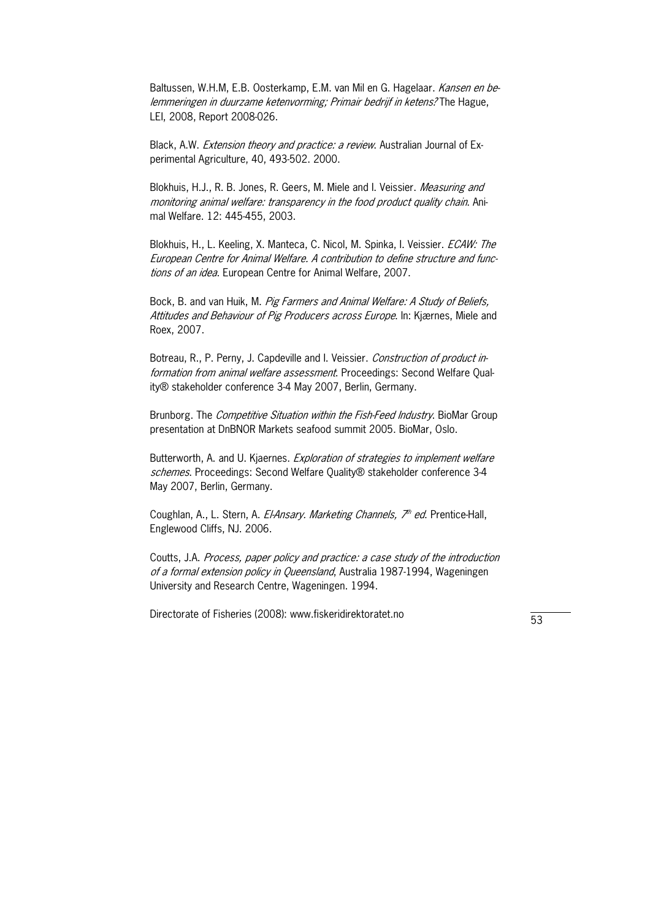Baltussen, W.H.M, E.B. Oosterkamp, E.M. van Mil en G. Hagelaar. *Kansen en belemmeringen in duurzame ketenvorming; Primair bedrijf in ketens?* The Hague, LEI, 2008, Report 2008-026.

Black, A.W. *Extension theory and practice: a review*. Australian Journal of Experimental Agriculture, 40, 493-502. 2000.

Blokhuis, H.J., R. B. Jones, R. Geers, M. Miele and I. Veissier. *Measuring and monitoring animal welfare: transparency in the food product quality chain*. Animal Welfare. 12: 445-455, 2003.

Blokhuis, H., L. Keeling, X. Manteca, C. Nicol, M. Spinka, I. Veissier. *ECAW: The European Centre for Animal Welfare. A contribution to define structure and functions of an idea*. European Centre for Animal Welfare, 2007.

Bock, B. and van Huik, M. *Pig Farmers and Animal Welfare: A Study of Beliefs, Attitudes and Behaviour of Pig Producers across Europe*. In: Kjærnes, Miele and Roex, 2007.

Botreau, R., P. Perny, J. Capdeville and I. Veissier. *Construction of product information from animal welfare assessment*. Proceedings: Second Welfare Quality® stakeholder conference 3-4 May 2007, Berlin, Germany.

Brunborg. The *Competitive Situation within the Fish-Feed Industry*. BioMar Group presentation at DnBNOR Markets seafood summit 2005. BioMar, Oslo.

Butterworth, A. and U. Kjaernes. *Exploration of strategies to implement welfare schemes*. Proceedings: Second Welfare Quality® stakeholder conference 3-4 May 2007, Berlin, Germany.

Coughlan, A., L. Stern, A. *El-Ansary. Marketing Channels, 7th ed*. Prentice-Hall, Englewood Cliffs, NJ. 2006.

Coutts, J.A. *Process, paper policy and practice: a case study of the introduction of a formal extension policy in Queensland*, Australia 1987-1994, Wageningen University and Research Centre, Wageningen. 1994.

Directorate of Fisheries (2008): www.fiskeridirektoratet.no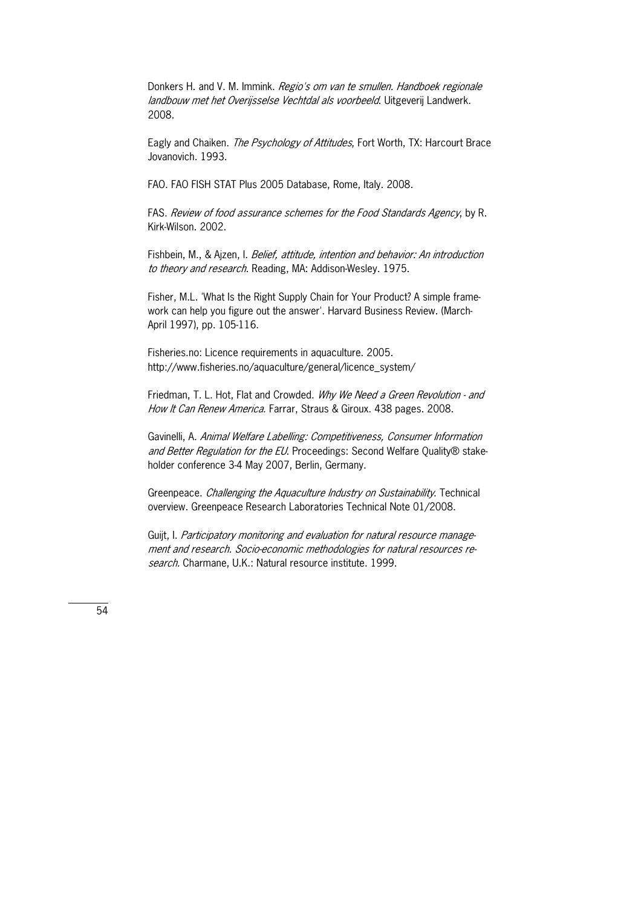Donkers H. and V. M. Immink. *Regio's om van te smullen. Handboek regionale landbouw met het Overijsselse Vechtdal als voorbeeld*. Uitgeverij Landwerk. 2008.

Eagly and Chaiken. *The Psychology of Attitudes*, Fort Worth, TX: Harcourt Brace Jovanovich. 1993.

FAO. FAO FISH STAT Plus 2005 Database, Rome, Italy. 2008.

FAS. *Review of food assurance schemes for the Food Standards Agency*, by R. Kirk-Wilson. 2002.

Fishbein, M., & Ajzen, I. *Belief, attitude, intention and behavior: An introduction to theory and research*. Reading, MA: Addison-Wesley. 1975.

Fisher, M.L. 'What Is the Right Supply Chain for Your Product? A simple framework can help you figure out the answer'. Harvard Business Review. (March-April 1997), pp. 105-116.

Fisheries.no: Licence requirements in aquaculture. 2005. http://www.fisheries.no/aquaculture/general/licence_system/

Friedman, T. L. Hot, Flat and Crowded. *Why We Need a Green Revolution - and How It Can Renew America*. Farrar, Straus & Giroux. 438 pages. 2008.

Gavinelli, A. *Animal Welfare Labelling: Competitiveness, Consumer Information and Better Regulation for the EU*. Proceedings: Second Welfare Quality® stakeholder conference 3-4 May 2007, Berlin, Germany.

Greenpeace. *Challenging the Aquaculture Industry on Sustainability*. Technical overview. Greenpeace Research Laboratories Technical Note 01/2008.

Guijt, I. *Participatory monitoring and evaluation for natural resource management and research. Socio-economic methodologies for natural resources research.* Charmane, U.K.: Natural resource institute. 1999.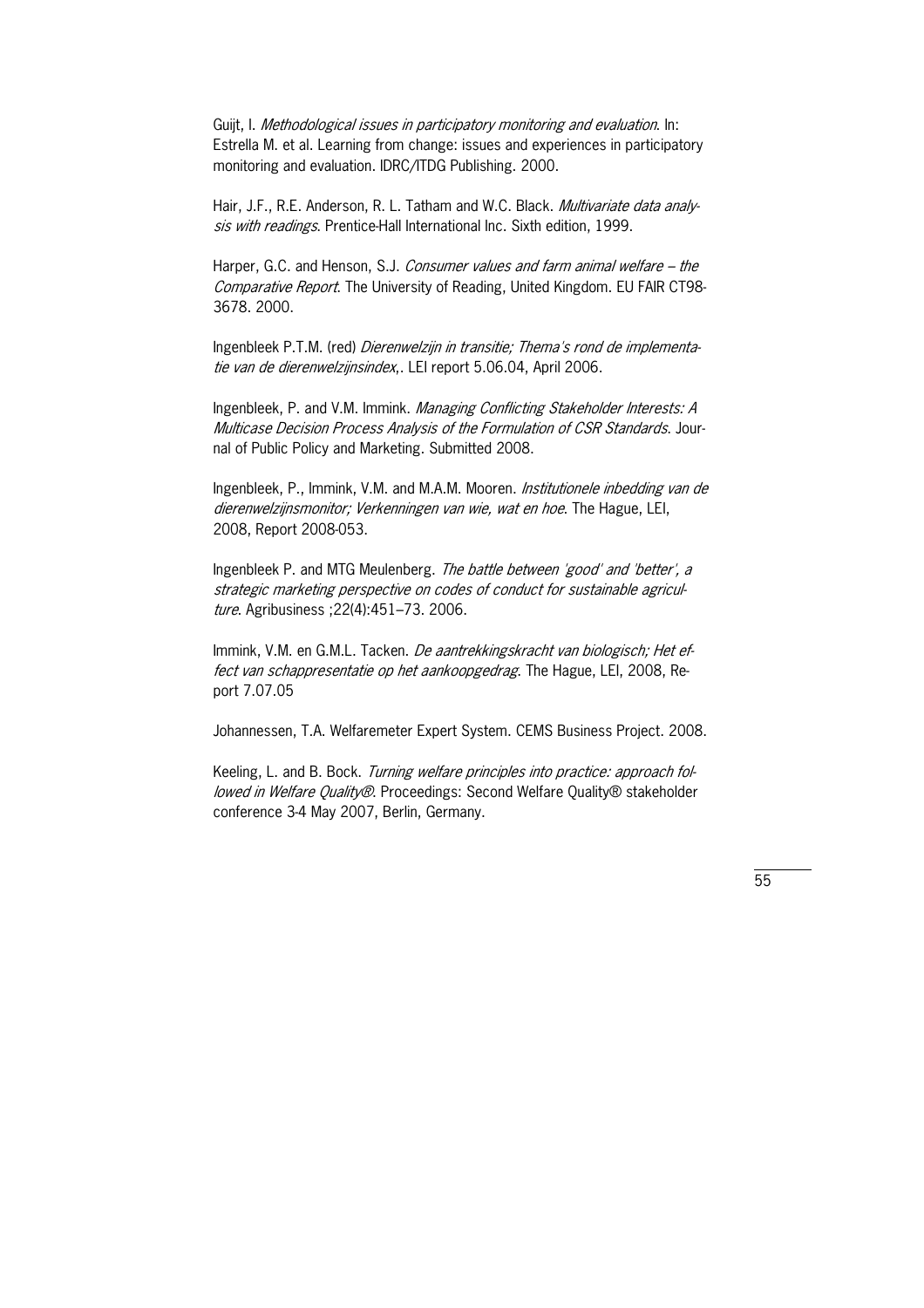Guijt, I. *Methodological issues in participatory monitoring and evaluation*. In: Estrella M. et al. Learning from change: issues and experiences in participatory monitoring and evaluation. IDRC/ITDG Publishing. 2000.

Hair, J.F., R.E. Anderson, R. L. Tatham and W.C. Black. *Multivariate data analysis with readings*. Prentice-Hall International Inc. Sixth edition, 1999.

Harper, G.C. and Henson, S.J. *Consumer values and farm animal welfare – the Comparative Report*. The University of Reading, United Kingdom. EU FAIR CT98-3678. 2000.

Ingenbleek P.T.M. (red) *Dierenwelzijn in transitie; Thema's rond de implementatie van de dierenwelzijnsindex*,. LEI report 5.06.04, April 2006.

Ingenbleek, P. and V.M. Immink. *Managing Conflicting Stakeholder Interests: A Multicase Decision Process Analysis of the Formulation of CSR Standards*. Journal of Public Policy and Marketing. Submitted 2008.

Ingenbleek, P., Immink, V.M. and M.A.M. Mooren. *Institutionele inbedding van de dierenwelzijnsmonitor; Verkenningen van wie, wat en hoe*. The Hague, LEI, 2008, Report 2008-053.

Ingenbleek P. and MTG Meulenberg. *The battle between 'good' and 'better', a strategic marketing perspective on codes of conduct for sustainable agriculture*. Agribusiness ;22(4):451–73. 2006.

Immink, V.M. en G.M.L. Tacken. *De aantrekkingskracht van biologisch; Het effect van schappresentatie op het aankoopgedrag*. The Hague, LEI, 2008, Report 7.07.05

Johannessen, T.A. Welfaremeter Expert System. CEMS Business Project. 2008.

Keeling, L. and B. Bock. *Turning welfare principles into practice: approach followed in Welfare Quality®*. Proceedings: Second Welfare Quality® stakeholder conference 3-4 May 2007, Berlin, Germany.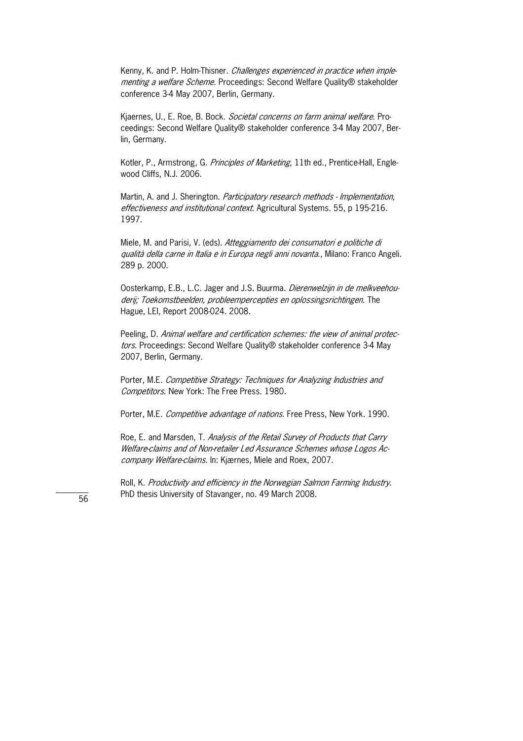Kenny, K. and P. Holm-Thisner. *Challenges experienced in practice when implementing a welfare Scheme*. Proceedings: Second Welfare Quality® stakeholder conference 3-4 May 2007, Berlin, Germany.

Kjaernes, U., E. Roe, B. Bock. *Societal concerns on farm animal welfare*. Proceedings: Second Welfare Quality® stakeholder conference 3-4 May 2007, Berlin, Germany.

Kotler, P., Armstrong, G. *Principles of Marketing*, 11th ed., Prentice-Hall, Englewood Cliffs, N.J. 2006.

Martin, A. and J. Sherington. *Participatory research methods - Implementation, effectiveness and institutional context*. Agricultural Systems. 55, p 195-216. 1997.

Miele, M. and Parisi, V. (eds). *Atteggiamento dei consumatori e politiche di qualità della carne in Italia e in Europa negli anni novanta.*, Milano: Franco Angeli. 289 p. 2000.

Oosterkamp, E.B., L.C. Jager and J.S. Buurma. *Dierenwelzijn in de melkveehouderij; Toekomstbeelden, probleempercepties en oplossingsrichtingen*. The Hague, LEI, Report 2008-024. 2008.

Peeling, D. *Animal welfare and certification schemes: the view of animal protectors*. Proceedings: Second Welfare Quality® stakeholder conference 3-4 May 2007, Berlin, Germany.

Porter, M.E. *Competitive Strategy: Techniques for Analyzing Industries and Competitors*. New York: The Free Press. 1980.

Porter, M.E. *Competitive advantage of nations*. Free Press, New York. 1990.

Roe, E. and Marsden, T. *Analysis of the Retail Survey of Products that Carry Welfare-claims and of Non-retailer Led Assurance Schemes whose Logos Accompany Welfare-claims*. In: Kjærnes, Miele and Roex, 2007.

Roll, K. *Productivity and efficiency in the Norwegian Salmon Farming Industry*. PhD thesis University of Stavanger, no. 49 March 2008.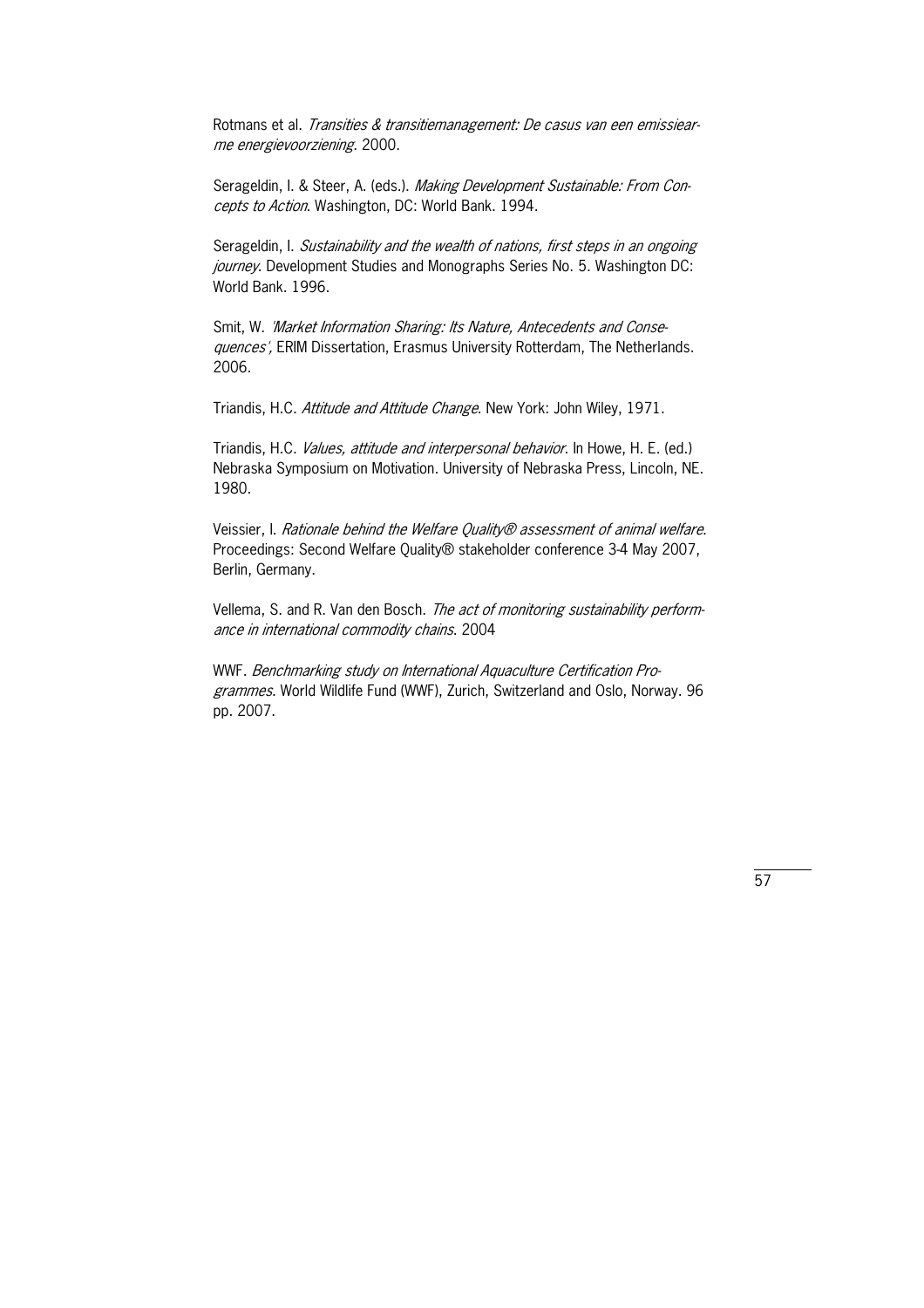Rotmans et al. *Transities & transitiemanagement: De casus van een emissiearme energievoorziening*. 2000.

Serageldin, I. & Steer, A. (eds.). *Making Development Sustainable: From Concepts to Action*. Washington, DC: World Bank. 1994.

Serageldin, I. *Sustainability and the wealth of nations, first steps in an ongoing journey*. Development Studies and Monographs Series No. 5. Washington DC: World Bank. 1996.

Smit, W. *'Market Information Sharing: Its Nature, Antecedents and Consequences'*, ERIM Dissertation, Erasmus University Rotterdam, The Netherlands. 2006.

Triandis, H.C. *Attitude and Attitude Change*. New York: John Wiley, 1971.

Triandis, H.C. *Values, attitude and interpersonal behavior*. In Howe, H. E. (ed.) Nebraska Symposium on Motivation. University of Nebraska Press, Lincoln, NE. 1980.

Veissier, I. *Rationale behind the Welfare Quality® assessment of animal welfare*. Proceedings: Second Welfare Quality® stakeholder conference 3-4 May 2007, Berlin, Germany.

Vellema, S. and R. Van den Bosch. *The act of monitoring sustainability performance in international commodity chains*. 2004

WWF. *Benchmarking study on International Aquaculture Certification Programmes*. World Wildlife Fund (WWF), Zurich, Switzerland and Oslo, Norway. 96 pp. 2007.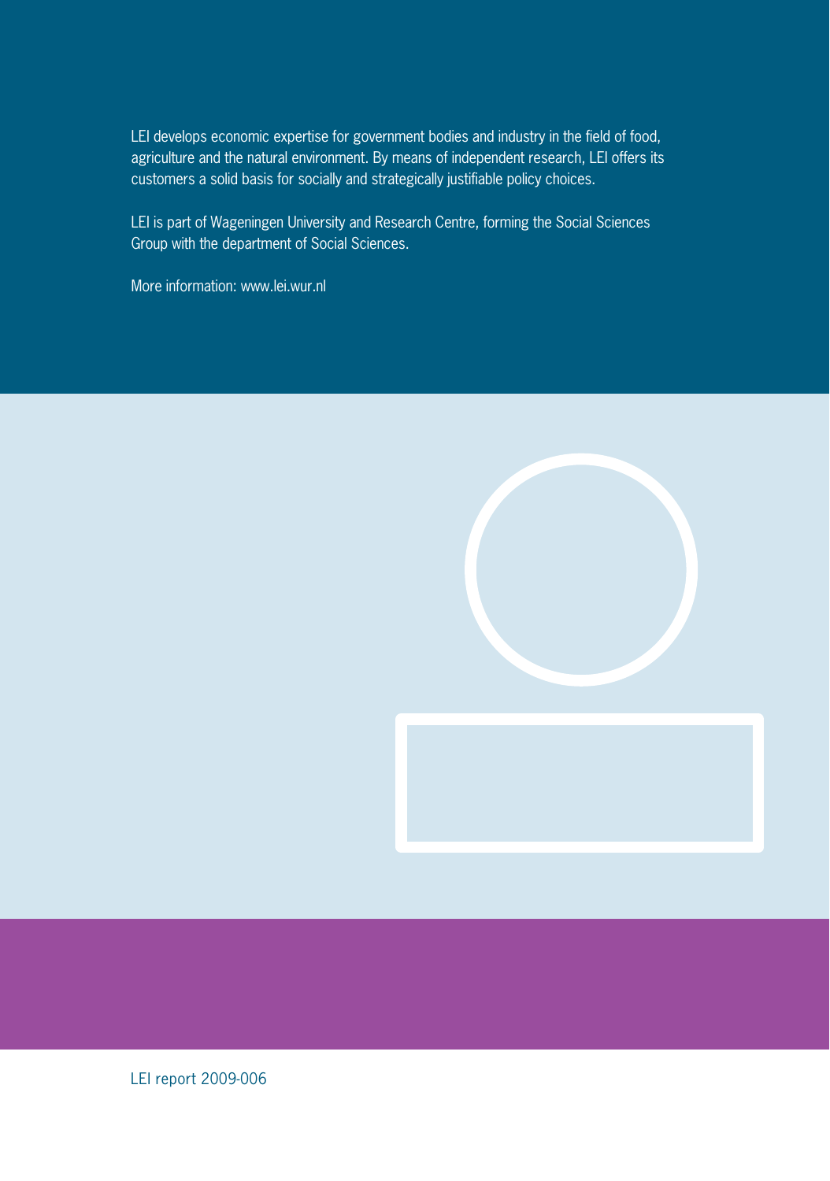LEI develops economic expertise for government bodies and industry in the field of food, agriculture and the natural environment. By means of independent research, LEI offers its customers a solid basis for socially and strategically justifiable policy choices.

LEI is part of Wageningen University and Research Centre, forming the Social Sciences Group with the department of Social Sciences.

More information: www.lei.wur.nl

LEI report 2009-006